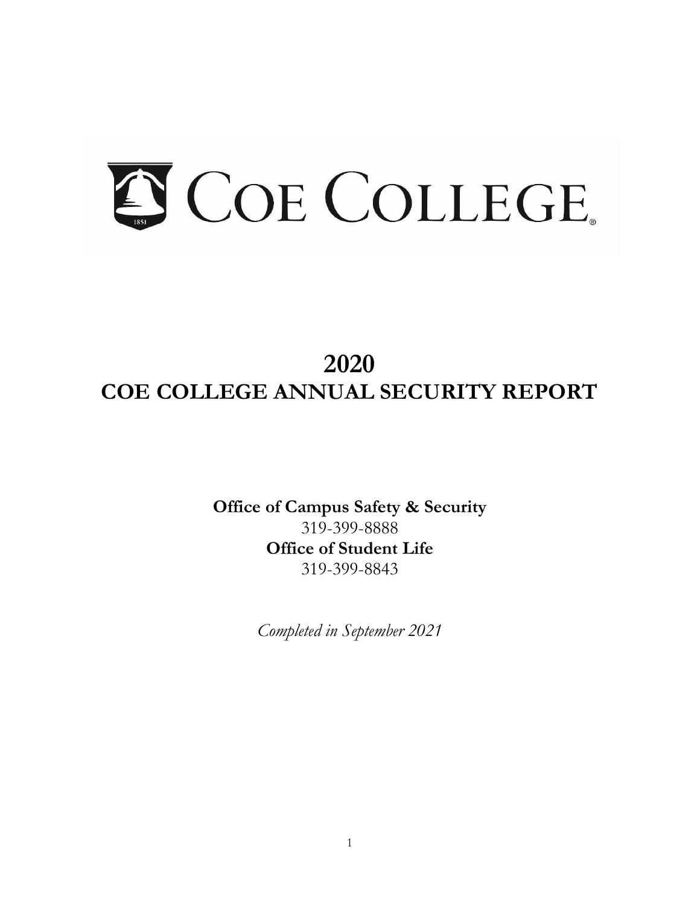COE COLLEGE

# 2020
# COE COLLEGE ANNUAL SECURITY REPORT

**Office of Campus Safety & Security**
319-399-8888
**Office of Student Life**
319-399-8843

*Completed in September 2021*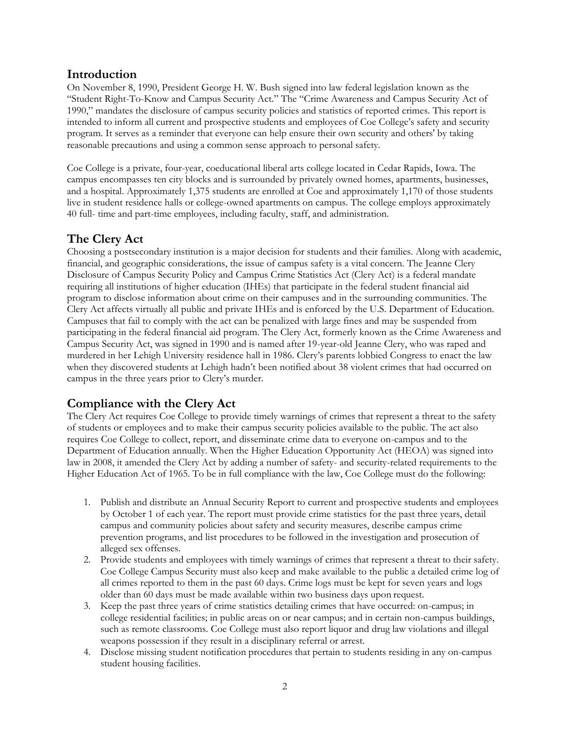## Introduction

On November 8, 1990, President George H. W. Bush signed into law federal legislation known as the "Student Right-To-Know and Campus Security Act." The "Crime Awareness and Campus Security Act of 1990," mandates the disclosure of campus security policies and statistics of reported crimes. This report is intended to inform all current and prospective students and employees of Coe College's safety and security program. It serves as a reminder that everyone can help ensure their own security and others' by taking reasonable precautions and using a common sense approach to personal safety.

Coe College is a private, four-year, coeducational liberal arts college located in Cedar Rapids, Iowa. The campus encompasses ten city blocks and is surrounded by privately owned homes, apartments, businesses, and a hospital. Approximately 1,375 students are enrolled at Coe and approximately 1,170 of those students live in student residence halls or college-owned apartments on campus. The college employs approximately 40 full- time and part-time employees, including faculty, staff, and administration.

## The Clery Act

Choosing a postsecondary institution is a major decision for students and their families. Along with academic, financial, and geographic considerations, the issue of campus safety is a vital concern. The Jeanne Clery Disclosure of Campus Security Policy and Campus Crime Statistics Act (Clery Act) is a federal mandate requiring all institutions of higher education (IHEs) that participate in the federal student financial aid program to disclose information about crime on their campuses and in the surrounding communities. The Clery Act affects virtually all public and private IHEs and is enforced by the U.S. Department of Education. Campuses that fail to comply with the act can be penalized with large fines and may be suspended from participating in the federal financial aid program. The Clery Act, formerly known as the Crime Awareness and Campus Security Act, was signed in 1990 and is named after 19-year-old Jeanne Clery, who was raped and murdered in her Lehigh University residence hall in 1986. Clery's parents lobbied Congress to enact the law when they discovered students at Lehigh hadn't been notified about 38 violent crimes that had occurred on campus in the three years prior to Clery's murder.

## Compliance with the Clery Act

The Clery Act requires Coe College to provide timely warnings of crimes that represent a threat to the safety of students or employees and to make their campus security policies available to the public. The act also requires Coe College to collect, report, and disseminate crime data to everyone on-campus and to the Department of Education annually. When the Higher Education Opportunity Act (HEOA) was signed into law in 2008, it amended the Clery Act by adding a number of safety- and security-related requirements to the Higher Education Act of 1965. To be in full compliance with the law, Coe College must do the following:

1. Publish and distribute an Annual Security Report to current and prospective students and employees by October 1 of each year. The report must provide crime statistics for the past three years, detail campus and community policies about safety and security measures, describe campus crime prevention programs, and list procedures to be followed in the investigation and prosecution of alleged sex offenses.
2. Provide students and employees with timely warnings of crimes that represent a threat to their safety. Coe College Campus Security must also keep and make available to the public a detailed crime log of all crimes reported to them in the past 60 days. Crime logs must be kept for seven years and logs older than 60 days must be made available within two business days upon request.
3. Keep the past three years of crime statistics detailing crimes that have occurred: on-campus; in college residential facilities; in public areas on or near campus; and in certain non-campus buildings, such as remote classrooms. Coe College must also report liquor and drug law violations and illegal weapons possession if they result in a disciplinary referral or arrest.
4. Disclose missing student notification procedures that pertain to students residing in any on-campus student housing facilities.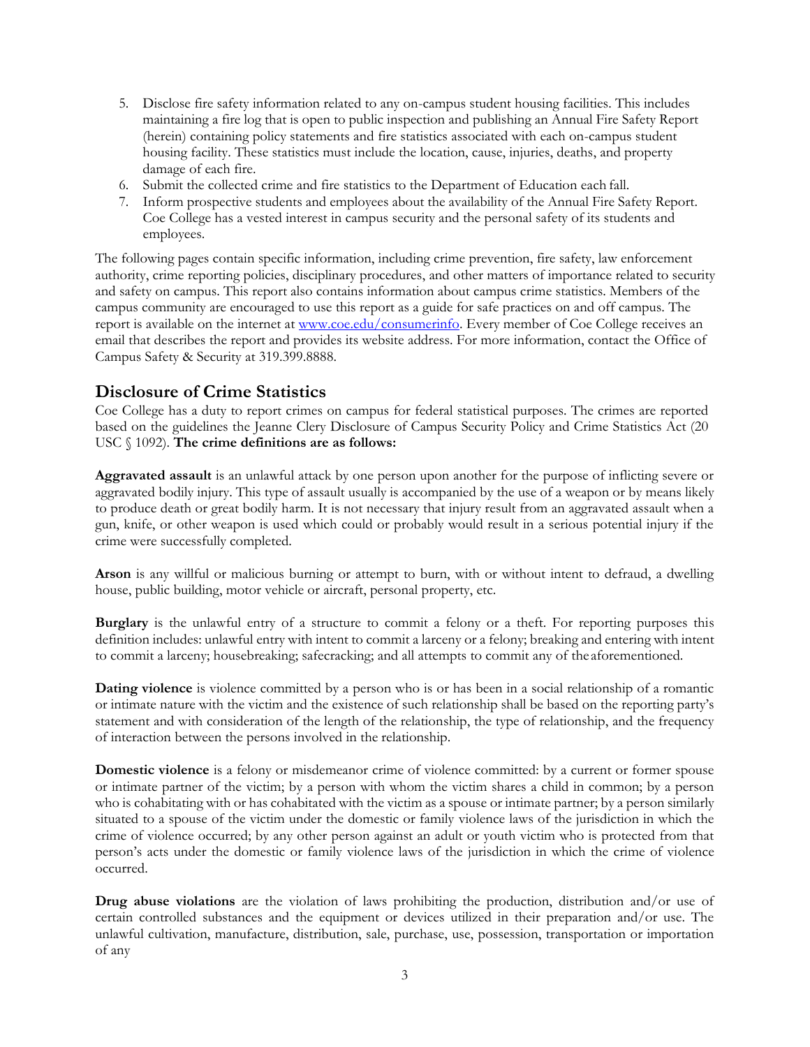5. Disclose fire safety information related to any on-campus student housing facilities. This includes maintaining a fire log that is open to public inspection and publishing an Annual Fire Safety Report (herein) containing policy statements and fire statistics associated with each on-campus student housing facility. These statistics must include the location, cause, injuries, deaths, and property damage of each fire.
6. Submit the collected crime and fire statistics to the Department of Education each fall.
7. Inform prospective students and employees about the availability of the Annual Fire Safety Report. Coe College has a vested interest in campus security and the personal safety of its students and employees.

The following pages contain specific information, including crime prevention, fire safety, law enforcement authority, crime reporting policies, disciplinary procedures, and other matters of importance related to security and safety on campus. This report also contains information about campus crime statistics. Members of the campus community are encouraged to use this report as a guide for safe practices on and off campus. The report is available on the internet at [www.coe.edu/consumerinfo](http://www.coe.edu/consumerinfo). Every member of Coe College receives an email that describes the report and provides its website address. For more information, contact the Office of Campus Safety & Security at 319.399.8888.

## Disclosure of Crime Statistics

Coe College has a duty to report crimes on campus for federal statistical purposes. The crimes are reported based on the guidelines the Jeanne Clery Disclosure of Campus Security Policy and Crime Statistics Act (20 USC § 1092). **The crime definitions are as follows:**

**Aggravated assault** is an unlawful attack by one person upon another for the purpose of inflicting severe or aggravated bodily injury. This type of assault usually is accompanied by the use of a weapon or by means likely to produce death or great bodily harm. It is not necessary that injury result from an aggravated assault when a gun, knife, or other weapon is used which could or probably would result in a serious potential injury if the crime were successfully completed.

**Arson** is any willful or malicious burning or attempt to burn, with or without intent to defraud, a dwelling house, public building, motor vehicle or aircraft, personal property, etc.

**Burglary** is the unlawful entry of a structure to commit a felony or a theft. For reporting purposes this definition includes: unlawful entry with intent to commit a larceny or a felony; breaking and entering with intent to commit a larceny; housebreaking; safecracking; and all attempts to commit any of the aforementioned.

**Dating violence** is violence committed by a person who is or has been in a social relationship of a romantic or intimate nature with the victim and the existence of such relationship shall be based on the reporting party's statement and with consideration of the length of the relationship, the type of relationship, and the frequency of interaction between the persons involved in the relationship.

**Domestic violence** is a felony or misdemeanor crime of violence committed: by a current or former spouse or intimate partner of the victim; by a person with whom the victim shares a child in common; by a person who is cohabitating with or has cohabitated with the victim as a spouse or intimate partner; by a person similarly situated to a spouse of the victim under the domestic or family violence laws of the jurisdiction in which the crime of violence occurred; by any other person against an adult or youth victim who is protected from that person's acts under the domestic or family violence laws of the jurisdiction in which the crime of violence occurred.

**Drug abuse violations** are the violation of laws prohibiting the production, distribution and/or use of certain controlled substances and the equipment or devices utilized in their preparation and/or use. The unlawful cultivation, manufacture, distribution, sale, purchase, use, possession, transportation or importation of any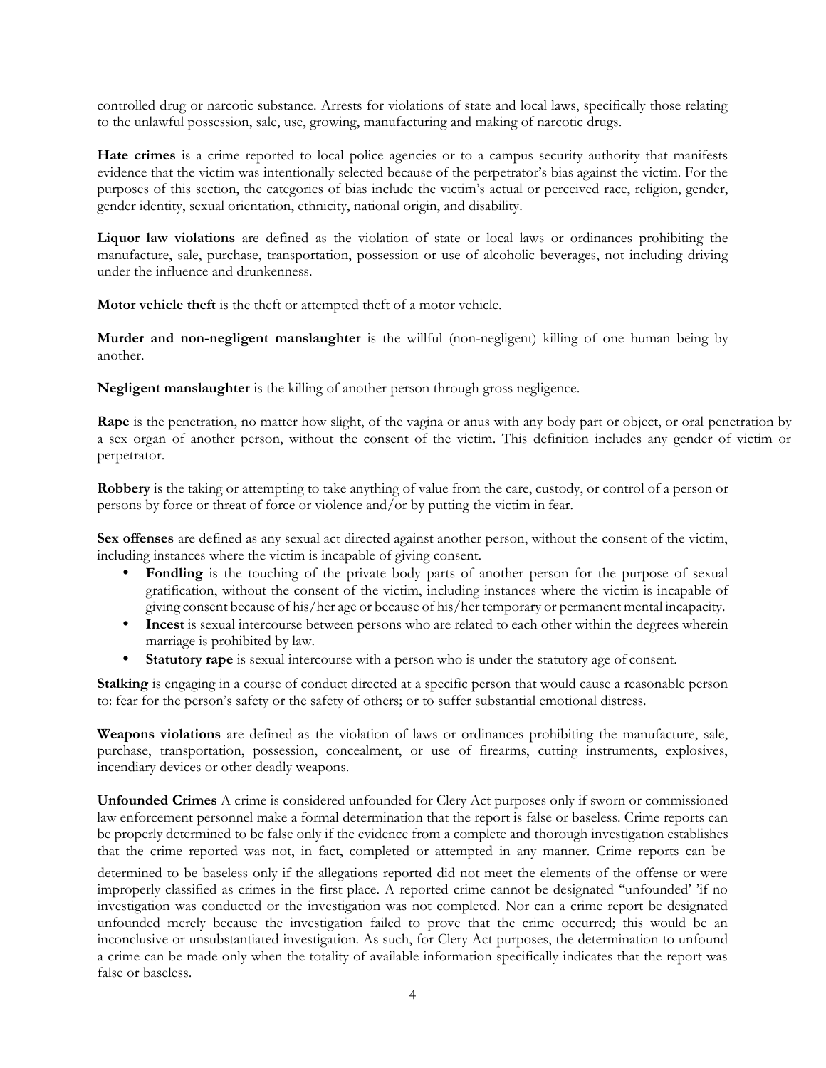controlled drug or narcotic substance. Arrests for violations of state and local laws, specifically those relating to the unlawful possession, sale, use, growing, manufacturing and making of narcotic drugs.

**Hate crimes** is a crime reported to local police agencies or to a campus security authority that manifests evidence that the victim was intentionally selected because of the perpetrator's bias against the victim. For the purposes of this section, the categories of bias include the victim's actual or perceived race, religion, gender, gender identity, sexual orientation, ethnicity, national origin, and disability.

**Liquor law violations** are defined as the violation of state or local laws or ordinances prohibiting the manufacture, sale, purchase, transportation, possession or use of alcoholic beverages, not including driving under the influence and drunkenness.

**Motor vehicle theft** is the theft or attempted theft of a motor vehicle.

**Murder and non-negligent manslaughter** is the willful (non-negligent) killing of one human being by another.

**Negligent manslaughter** is the killing of another person through gross negligence.

**Rape** is the penetration, no matter how slight, of the vagina or anus with any body part or object, or oral penetration by a sex organ of another person, without the consent of the victim. This definition includes any gender of victim or perpetrator.

**Robbery** is the taking or attempting to take anything of value from the care, custody, or control of a person or persons by force or threat of force or violence and/or by putting the victim in fear.

**Sex offenses** are defined as any sexual act directed against another person, without the consent of the victim, including instances where the victim is incapable of giving consent.

- **Fondling** is the touching of the private body parts of another person for the purpose of sexual gratification, without the consent of the victim, including instances where the victim is incapable of giving consent because of his/her age or because of his/her temporary or permanent mental incapacity.
- **Incest** is sexual intercourse between persons who are related to each other within the degrees wherein marriage is prohibited by law.
- **Statutory rape** is sexual intercourse with a person who is under the statutory age of consent.

**Stalking** is engaging in a course of conduct directed at a specific person that would cause a reasonable person to: fear for the person's safety or the safety of others; or to suffer substantial emotional distress.

**Weapons violations** are defined as the violation of laws or ordinances prohibiting the manufacture, sale, purchase, transportation, possession, concealment, or use of firearms, cutting instruments, explosives, incendiary devices or other deadly weapons.

**Unfounded Crimes** A crime is considered unfounded for Clery Act purposes only if sworn or commissioned law enforcement personnel make a formal determination that the report is false or baseless. Crime reports can be properly determined to be false only if the evidence from a complete and thorough investigation establishes that the crime reported was not, in fact, completed or attempted in any manner. Crime reports can be determined to be baseless only if the allegations reported did not meet the elements of the offense or were improperly classified as crimes in the first place. A reported crime cannot be designated "unfounded' 'if no investigation was conducted or the investigation was not completed. Nor can a crime report be designated unfounded merely because the investigation failed to prove that the crime occurred; this would be an inconclusive or unsubstantiated investigation. As such, for Clery Act purposes, the determination to unfound a crime can be made only when the totality of available information specifically indicates that the report was false or baseless.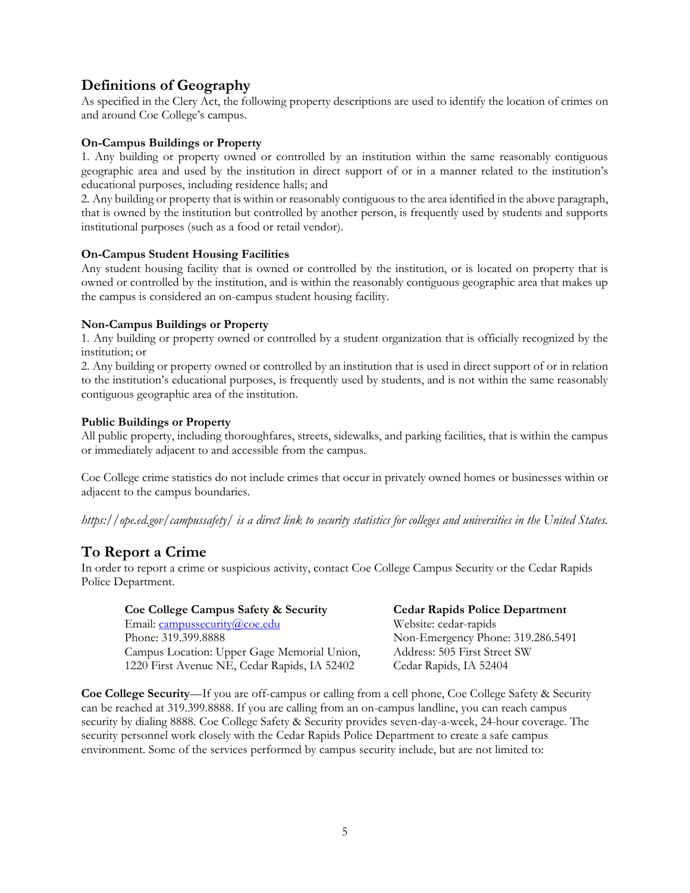## Definitions of Geography

As specified in the Clery Act, the following property descriptions are used to identify the location of crimes on and around Coe College's campus.

**On-Campus Buildings or Property**

1. Any building or property owned or controlled by an institution within the same reasonably contiguous geographic area and used by the institution in direct support of or in a manner related to the institution's educational purposes, including residence halls; and
2. Any building or property that is within or reasonably contiguous to the area identified in the above paragraph, that is owned by the institution but controlled by another person, is frequently used by students and supports institutional purposes (such as a food or retail vendor).

**On-Campus Student Housing Facilities**

Any student housing facility that is owned or controlled by the institution, or is located on property that is owned or controlled by the institution, and is within the reasonably contiguous geographic area that makes up the campus is considered an on-campus student housing facility.

**Non-Campus Buildings or Property**

1. Any building or property owned or controlled by a student organization that is officially recognized by the institution; or
2. Any building or property owned or controlled by an institution that is used in direct support of or in relation to the institution's educational purposes, is frequently used by students, and is not within the same reasonably contiguous geographic area of the institution.

**Public Buildings or Property**

All public property, including thoroughfares, streets, sidewalks, and parking facilities, that is within the campus or immediately adjacent to and accessible from the campus.

Coe College crime statistics do not include crimes that occur in privately owned homes or businesses within or adjacent to the campus boundaries.

*https://ope.ed.gov/campussafety/ is a direct link to security statistics for colleges and universities in the United States.*

## To Report a Crime

In order to report a crime or suspicious activity, contact Coe College Campus Security or the Cedar Rapids Police Department.

**Coe College Campus Safety & Security**
Email: campussecurity@coe.edu
Phone: 319.399.8888
Campus Location: Upper Gage Memorial Union,
1220 First Avenue NE, Cedar Rapids, IA 52402

**Cedar Rapids Police Department**
Website: cedar-rapids
Non-Emergency Phone: 319.286.5491
Address: 505 First Street SW
Cedar Rapids, IA 52404

**Coe College Security**—If you are off-campus or calling from a cell phone, Coe College Safety & Security can be reached at 319.399.8888. If you are calling from an on-campus landline, you can reach campus security by dialing 8888. Coe College Safety & Security provides seven-day-a-week, 24-hour coverage. The security personnel work closely with the Cedar Rapids Police Department to create a safe campus environment. Some of the services performed by campus security include, but are not limited to: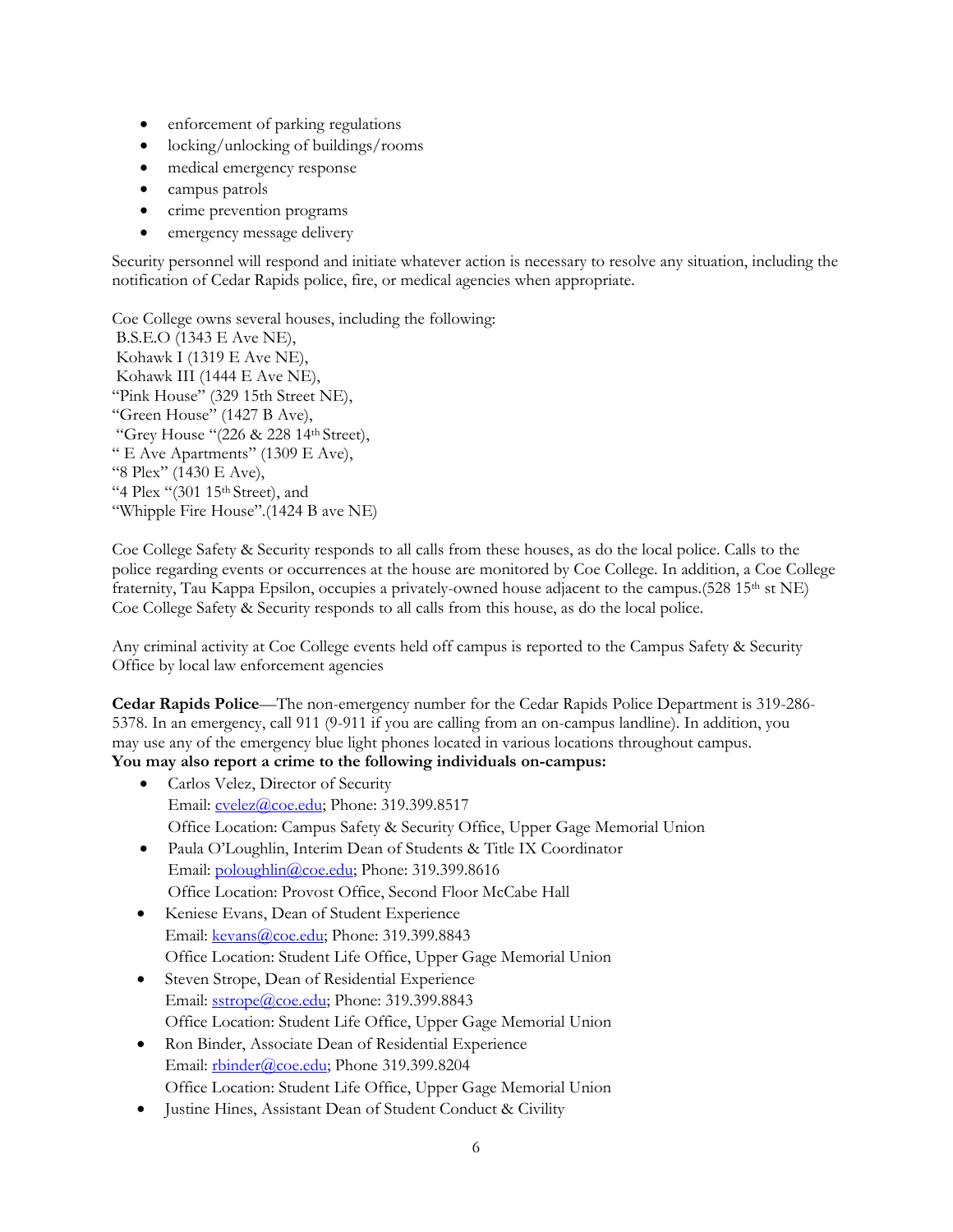- enforcement of parking regulations
- locking/unlocking of buildings/rooms
- medical emergency response
- campus patrols
- crime prevention programs
- emergency message delivery

Security personnel will respond and initiate whatever action is necessary to resolve any situation, including the notification of Cedar Rapids police, fire, or medical agencies when appropriate.

Coe College owns several houses, including the following:
B.S.E.O (1343 E Ave NE),
Kohawk I (1319 E Ave NE),
Kohawk III (1444 E Ave NE),
"Pink House" (329 15th Street NE),
"Green House" (1427 B Ave),
"Grey House "(226 & 228 14th Street),
" E Ave Apartments" (1309 E Ave),
"8 Plex" (1430 E Ave),
"4 Plex "(301 15th Street), and
"Whipple Fire House".(1424 B ave NE)

Coe College Safety & Security responds to all calls from these houses, as do the local police. Calls to the police regarding events or occurrences at the house are monitored by Coe College. In addition, a Coe College fraternity, Tau Kappa Epsilon, occupies a privately-owned house adjacent to the campus.(528 15th st NE) Coe College Safety & Security responds to all calls from this house, as do the local police.

Any criminal activity at Coe College events held off campus is reported to the Campus Safety & Security Office by local law enforcement agencies

**Cedar Rapids Police**—The non-emergency number for the Cedar Rapids Police Department is 319-286-5378. In an emergency, call 911 (9-911 if you are calling from an on-campus landline). In addition, you may use any of the emergency blue light phones located in various locations throughout campus.
**You may also report a crime to the following individuals on-campus:**

- Carlos Velez, Director of Security
  Email: cvelez@coe.edu; Phone: 319.399.8517
  Office Location: Campus Safety & Security Office, Upper Gage Memorial Union
- Paula O'Loughlin, Interim Dean of Students & Title IX Coordinator
  Email: poloughlin@coe.edu; Phone: 319.399.8616
  Office Location: Provost Office, Second Floor McCabe Hall
- Keniese Evans, Dean of Student Experience
  Email: kevans@coe.edu; Phone: 319.399.8843
  Office Location: Student Life Office, Upper Gage Memorial Union
- Steven Strope, Dean of Residential Experience
  Email: sstrope@coe.edu; Phone: 319.399.8843
  Office Location: Student Life Office, Upper Gage Memorial Union
- Ron Binder, Associate Dean of Residential Experience
  Email: rbinder@coe.edu; Phone 319.399.8204
  Office Location: Student Life Office, Upper Gage Memorial Union
- Justine Hines, Assistant Dean of Student Conduct & Civility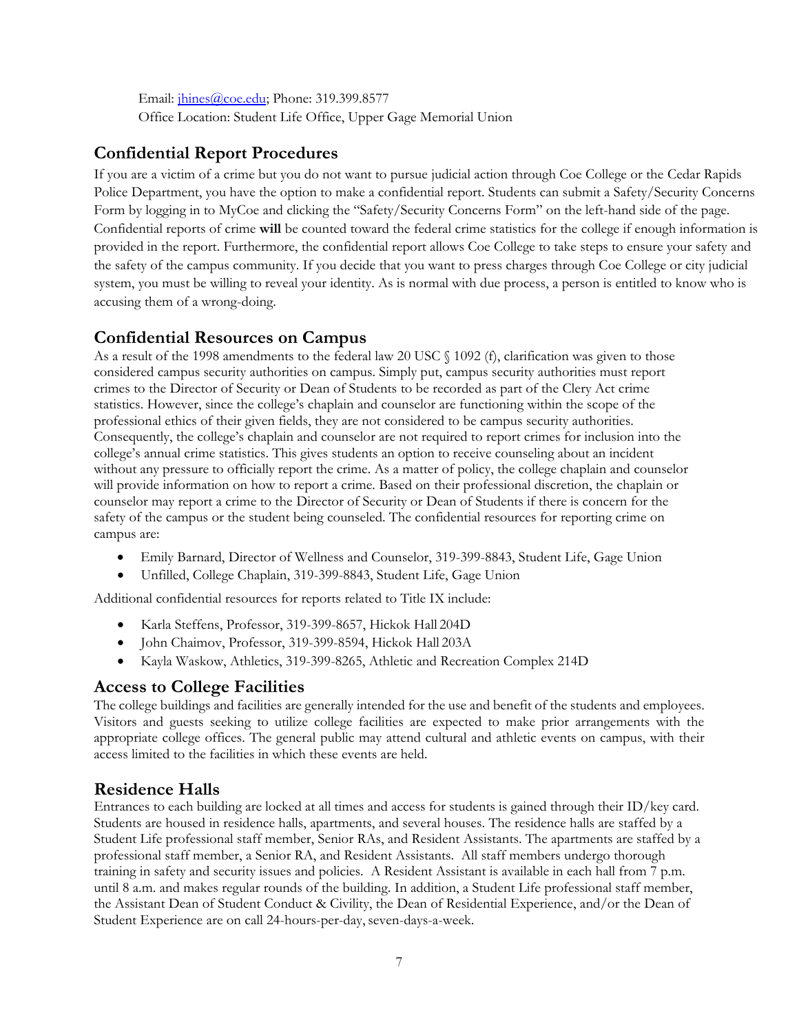Email: jhines@coe.edu; Phone: 319.399.8577
Office Location: Student Life Office, Upper Gage Memorial Union

## Confidential Report Procedures

If you are a victim of a crime but you do not want to pursue judicial action through Coe College or the Cedar Rapids Police Department, you have the option to make a confidential report. Students can submit a Safety/Security Concerns Form by logging in to MyCoe and clicking the "Safety/Security Concerns Form" on the left-hand side of the page. Confidential reports of crime **will** be counted toward the federal crime statistics for the college if enough information is provided in the report. Furthermore, the confidential report allows Coe College to take steps to ensure your safety and the safety of the campus community. If you decide that you want to press charges through Coe College or city judicial system, you must be willing to reveal your identity. As is normal with due process, a person is entitled to know who is accusing them of a wrong-doing.

## Confidential Resources on Campus

As a result of the 1998 amendments to the federal law 20 USC § 1092 (f), clarification was given to those considered campus security authorities on campus. Simply put, campus security authorities must report crimes to the Director of Security or Dean of Students to be recorded as part of the Clery Act crime statistics. However, since the college's chaplain and counselor are functioning within the scope of the professional ethics of their given fields, they are not considered to be campus security authorities. Consequently, the college's chaplain and counselor are not required to report crimes for inclusion into the college's annual crime statistics. This gives students an option to receive counseling about an incident without any pressure to officially report the crime. As a matter of policy, the college chaplain and counselor will provide information on how to report a crime. Based on their professional discretion, the chaplain or counselor may report a crime to the Director of Security or Dean of Students if there is concern for the safety of the campus or the student being counseled. The confidential resources for reporting crime on campus are:

- Emily Barnard, Director of Wellness and Counselor, 319-399-8843, Student Life, Gage Union
- Unfilled, College Chaplain, 319-399-8843, Student Life, Gage Union

Additional confidential resources for reports related to Title IX include:

- Karla Steffens, Professor, 319-399-8657, Hickok Hall 204D
- John Chaimov, Professor, 319-399-8594, Hickok Hall 203A
- Kayla Waskow, Athletics, 319-399-8265, Athletic and Recreation Complex 214D

## Access to College Facilities

The college buildings and facilities are generally intended for the use and benefit of the students and employees. Visitors and guests seeking to utilize college facilities are expected to make prior arrangements with the appropriate college offices. The general public may attend cultural and athletic events on campus, with their access limited to the facilities in which these events are held.

## Residence Halls

Entrances to each building are locked at all times and access for students is gained through their ID/key card. Students are housed in residence halls, apartments, and several houses. The residence halls are staffed by a Student Life professional staff member, Senior RAs, and Resident Assistants. The apartments are staffed by a professional staff member, a Senior RA, and Resident Assistants. All staff members undergo thorough training in safety and security issues and policies. A Resident Assistant is available in each hall from 7 p.m. until 8 a.m. and makes regular rounds of the building. In addition, a Student Life professional staff member, the Assistant Dean of Student Conduct & Civility, the Dean of Residential Experience, and/or the Dean of Student Experience are on call 24-hours-per-day, seven-days-a-week.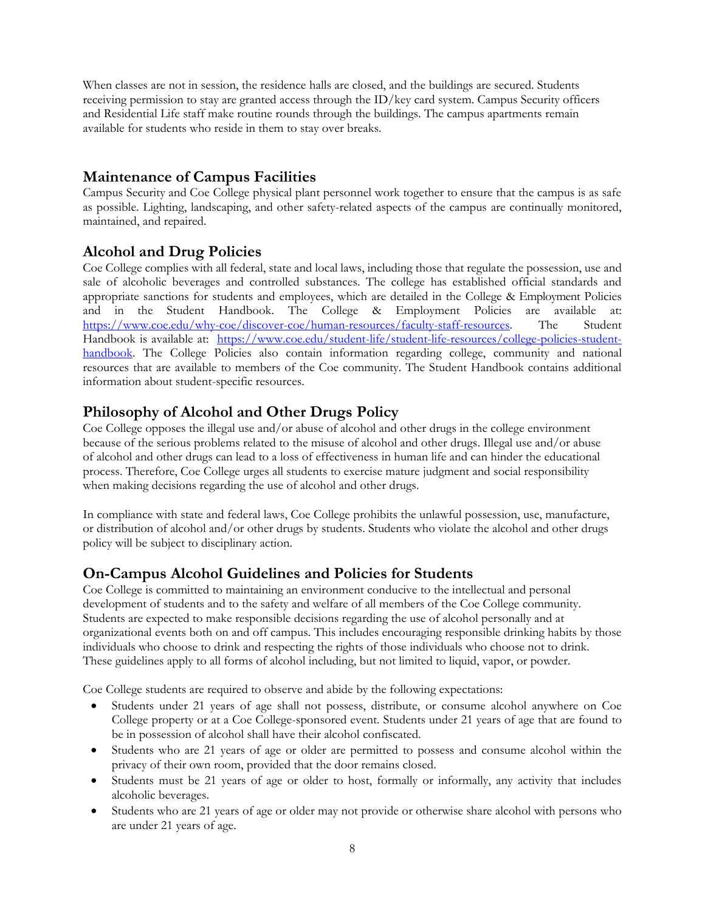When classes are not in session, the residence halls are closed, and the buildings are secured. Students receiving permission to stay are granted access through the ID/key card system. Campus Security officers and Residential Life staff make routine rounds through the buildings. The campus apartments remain available for students who reside in them to stay over breaks.

## Maintenance of Campus Facilities

Campus Security and Coe College physical plant personnel work together to ensure that the campus is as safe as possible. Lighting, landscaping, and other safety-related aspects of the campus are continually monitored, maintained, and repaired.

## Alcohol and Drug Policies

Coe College complies with all federal, state and local laws, including those that regulate the possession, use and sale of alcoholic beverages and controlled substances. The college has established official standards and appropriate sanctions for students and employees, which are detailed in the College & Employment Policies and in the Student Handbook. The College & Employment Policies are available at: [https://www.coe.edu/why-coe/discover-coe/human-resources/faculty-staff-resources](https://www.coe.edu/why-coe/discover-coe/human-resources/faculty-staff-resources). The Student Handbook is available at: [https://www.coe.edu/student-life/student-life-resources/college-policies-student-handbook](https://www.coe.edu/student-life/student-life-resources/college-policies-student-handbook). The College Policies also contain information regarding college, community and national resources that are available to members of the Coe community. The Student Handbook contains additional information about student-specific resources.

## Philosophy of Alcohol and Other Drugs Policy

Coe College opposes the illegal use and/or abuse of alcohol and other drugs in the college environment because of the serious problems related to the misuse of alcohol and other drugs. Illegal use and/or abuse of alcohol and other drugs can lead to a loss of effectiveness in human life and can hinder the educational process. Therefore, Coe College urges all students to exercise mature judgment and social responsibility when making decisions regarding the use of alcohol and other drugs.

In compliance with state and federal laws, Coe College prohibits the unlawful possession, use, manufacture, or distribution of alcohol and/or other drugs by students. Students who violate the alcohol and other drugs policy will be subject to disciplinary action.

## On-Campus Alcohol Guidelines and Policies for Students

Coe College is committed to maintaining an environment conducive to the intellectual and personal development of students and to the safety and welfare of all members of the Coe College community. Students are expected to make responsible decisions regarding the use of alcohol personally and at organizational events both on and off campus. This includes encouraging responsible drinking habits by those individuals who choose to drink and respecting the rights of those individuals who choose not to drink. These guidelines apply to all forms of alcohol including, but not limited to liquid, vapor, or powder.

Coe College students are required to observe and abide by the following expectations:

- Students under 21 years of age shall not possess, distribute, or consume alcohol anywhere on Coe College property or at a Coe College-sponsored event. Students under 21 years of age that are found to be in possession of alcohol shall have their alcohol confiscated.
- Students who are 21 years of age or older are permitted to possess and consume alcohol within the privacy of their own room, provided that the door remains closed.
- Students must be 21 years of age or older to host, formally or informally, any activity that includes alcoholic beverages.
- Students who are 21 years of age or older may not provide or otherwise share alcohol with persons who are under 21 years of age.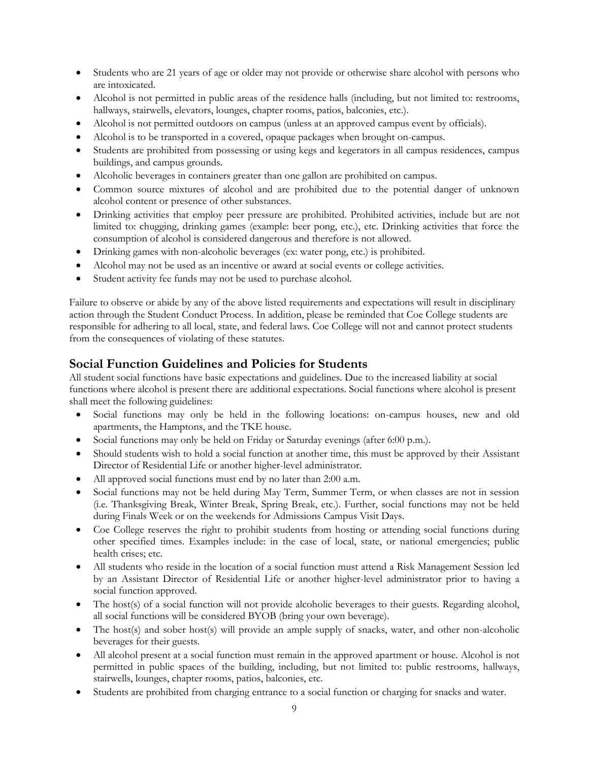- Students who are 21 years of age or older may not provide or otherwise share alcohol with persons who are intoxicated.
- Alcohol is not permitted in public areas of the residence halls (including, but not limited to: restrooms, hallways, stairwells, elevators, lounges, chapter rooms, patios, balconies, etc.).
- Alcohol is not permitted outdoors on campus (unless at an approved campus event by officials).
- Alcohol is to be transported in a covered, opaque packages when brought on-campus.
- Students are prohibited from possessing or using kegs and kegerators in all campus residences, campus buildings, and campus grounds.
- Alcoholic beverages in containers greater than one gallon are prohibited on campus.
- Common source mixtures of alcohol and are prohibited due to the potential danger of unknown alcohol content or presence of other substances.
- Drinking activities that employ peer pressure are prohibited. Prohibited activities, include but are not limited to: chugging, drinking games (example: beer pong, etc.), etc. Drinking activities that force the consumption of alcohol is considered dangerous and therefore is not allowed.
- Drinking games with non-alcoholic beverages (ex: water pong, etc.) is prohibited.
- Alcohol may not be used as an incentive or award at social events or college activities.
- Student activity fee funds may not be used to purchase alcohol.

Failure to observe or abide by any of the above listed requirements and expectations will result in disciplinary action through the Student Conduct Process. In addition, please be reminded that Coe College students are responsible for adhering to all local, state, and federal laws. Coe College will not and cannot protect students from the consequences of violating of these statutes.

## Social Function Guidelines and Policies for Students

All student social functions have basic expectations and guidelines. Due to the increased liability at social functions where alcohol is present there are additional expectations. Social functions where alcohol is present shall meet the following guidelines:

- Social functions may only be held in the following locations: on-campus houses, new and old apartments, the Hamptons, and the TKE house.
- Social functions may only be held on Friday or Saturday evenings (after 6:00 p.m.).
- Should students wish to hold a social function at another time, this must be approved by their Assistant Director of Residential Life or another higher-level administrator.
- All approved social functions must end by no later than 2:00 a.m.
- Social functions may not be held during May Term, Summer Term, or when classes are not in session (i.e. Thanksgiving Break, Winter Break, Spring Break, etc.). Further, social functions may not be held during Finals Week or on the weekends for Admissions Campus Visit Days.
- Coe College reserves the right to prohibit students from hosting or attending social functions during other specified times. Examples include: in the case of local, state, or national emergencies; public health crises; etc.
- All students who reside in the location of a social function must attend a Risk Management Session led by an Assistant Director of Residential Life or another higher-level administrator prior to having a social function approved.
- The host(s) of a social function will not provide alcoholic beverages to their guests. Regarding alcohol, all social functions will be considered BYOB (bring your own beverage).
- The host(s) and sober host(s) will provide an ample supply of snacks, water, and other non-alcoholic beverages for their guests.
- All alcohol present at a social function must remain in the approved apartment or house. Alcohol is not permitted in public spaces of the building, including, but not limited to: public restrooms, hallways, stairwells, lounges, chapter rooms, patios, balconies, etc.
- Students are prohibited from charging entrance to a social function or charging for snacks and water.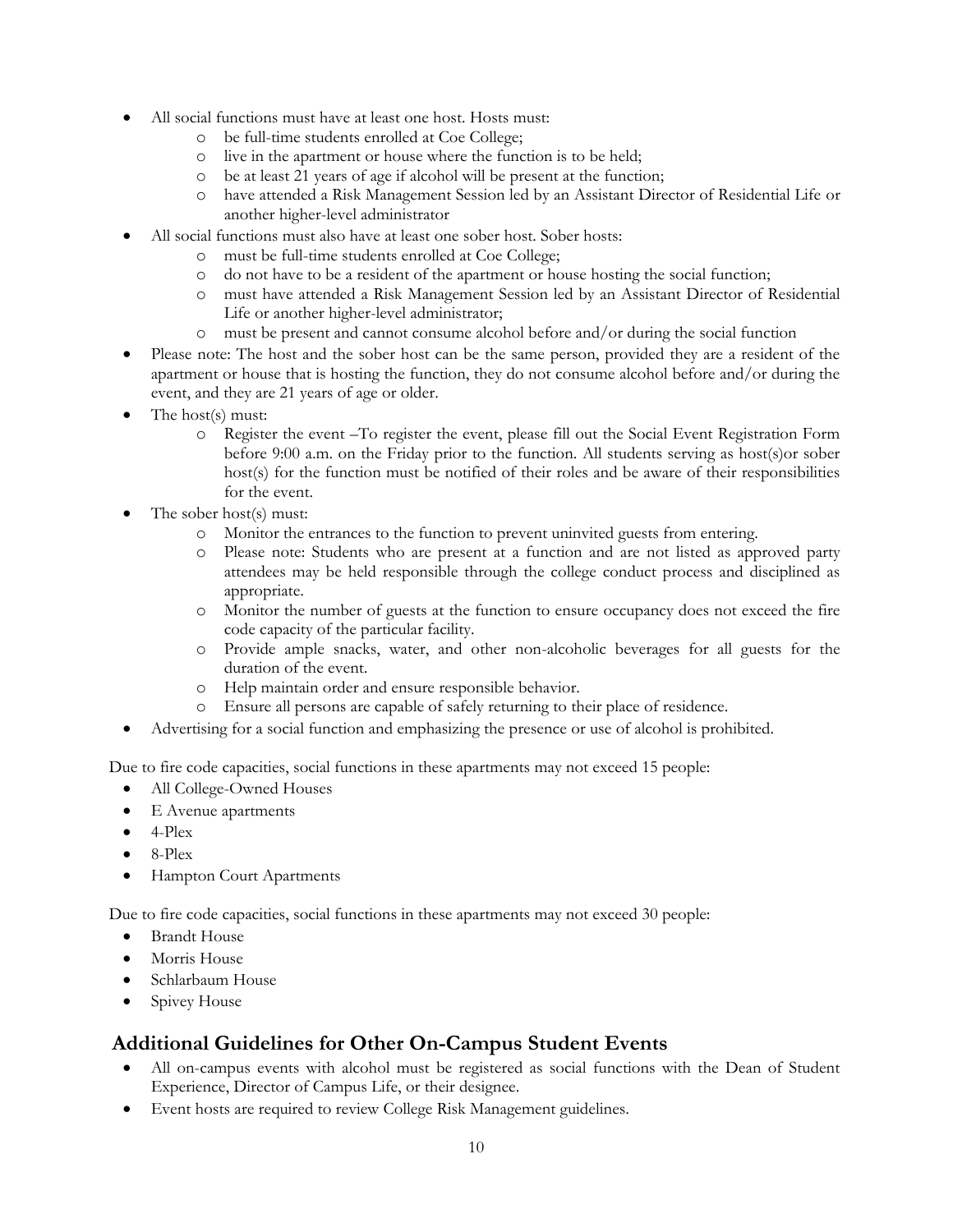- All social functions must have at least one host. Hosts must:
    - be full-time students enrolled at Coe College;
    - live in the apartment or house where the function is to be held;
    - be at least 21 years of age if alcohol will be present at the function;
    - have attended a Risk Management Session led by an Assistant Director of Residential Life or another higher-level administrator
- All social functions must also have at least one sober host. Sober hosts:
    - must be full-time students enrolled at Coe College;
    - do not have to be a resident of the apartment or house hosting the social function;
    - must have attended a Risk Management Session led by an Assistant Director of Residential Life or another higher-level administrator;
    - must be present and cannot consume alcohol before and/or during the social function
- Please note: The host and the sober host can be the same person, provided they are a resident of the apartment or house that is hosting the function, they do not consume alcohol before and/or during the event, and they are 21 years of age or older.
- The host(s) must:
    - Register the event –To register the event, please fill out the Social Event Registration Form before 9:00 a.m. on the Friday prior to the function. All students serving as host(s)or sober host(s) for the function must be notified of their roles and be aware of their responsibilities for the event.
- The sober host(s) must:
    - Monitor the entrances to the function to prevent uninvited guests from entering.
    - Please note: Students who are present at a function and are not listed as approved party attendees may be held responsible through the college conduct process and disciplined as appropriate.
    - Monitor the number of guests at the function to ensure occupancy does not exceed the fire code capacity of the particular facility.
    - Provide ample snacks, water, and other non-alcoholic beverages for all guests for the duration of the event.
    - Help maintain order and ensure responsible behavior.
    - Ensure all persons are capable of safely returning to their place of residence.
- Advertising for a social function and emphasizing the presence or use of alcohol is prohibited.

Due to fire code capacities, social functions in these apartments may not exceed 15 people:

- All College-Owned Houses
- E Avenue apartments
- 4-Plex
- 8-Plex
- Hampton Court Apartments

Due to fire code capacities, social functions in these apartments may not exceed 30 people:

- Brandt House
- Morris House
- Schlarbaum House
- Spivey House

## Additional Guidelines for Other On-Campus Student Events

- All on-campus events with alcohol must be registered as social functions with the Dean of Student Experience, Director of Campus Life, or their designee.
- Event hosts are required to review College Risk Management guidelines.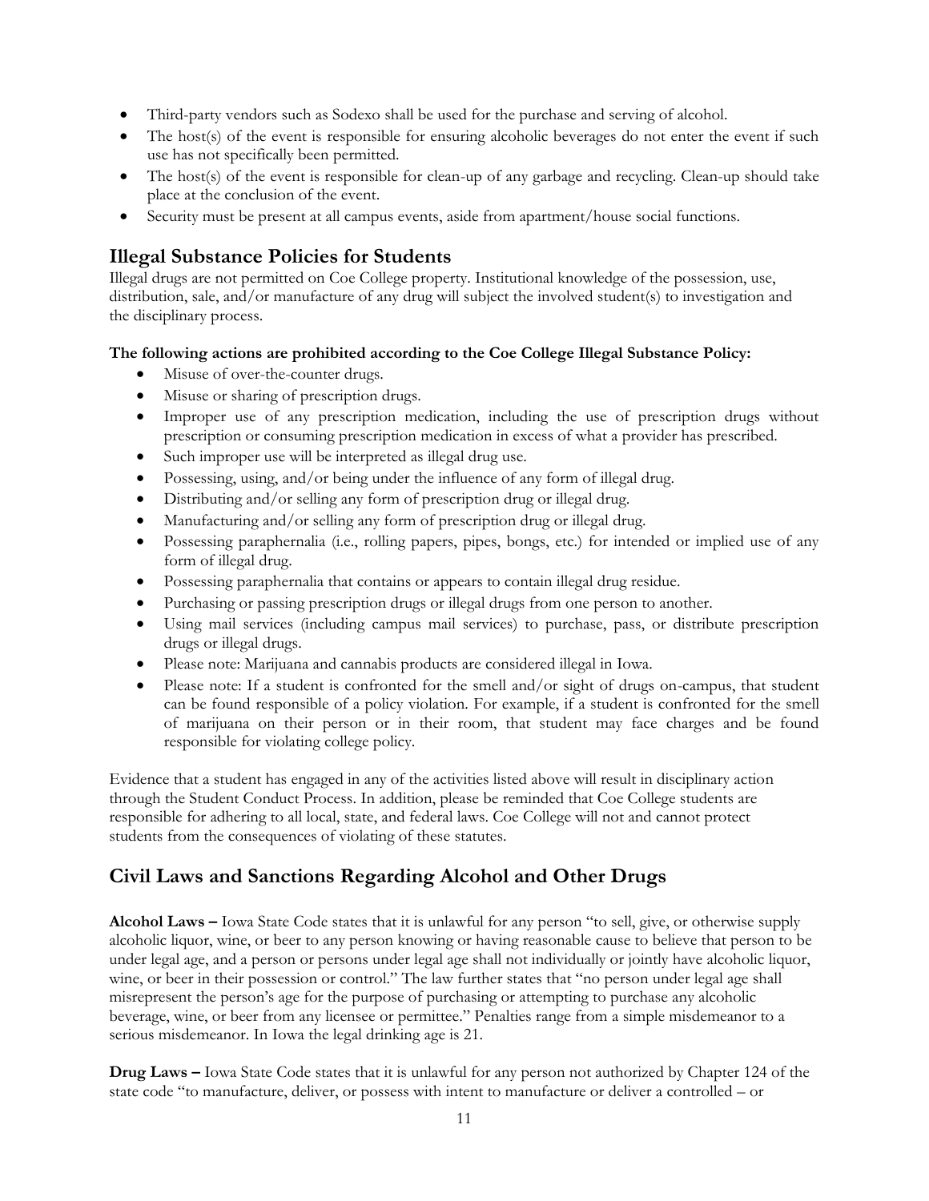- Third-party vendors such as Sodexo shall be used for the purchase and serving of alcohol.
- The host(s) of the event is responsible for ensuring alcoholic beverages do not enter the event if such use has not specifically been permitted.
- The host(s) of the event is responsible for clean-up of any garbage and recycling. Clean-up should take place at the conclusion of the event.
- Security must be present at all campus events, aside from apartment/house social functions.

## Illegal Substance Policies for Students

Illegal drugs are not permitted on Coe College property. Institutional knowledge of the possession, use, distribution, sale, and/or manufacture of any drug will subject the involved student(s) to investigation and the disciplinary process.

**The following actions are prohibited according to the Coe College Illegal Substance Policy:**

- Misuse of over-the-counter drugs.
- Misuse or sharing of prescription drugs.
- Improper use of any prescription medication, including the use of prescription drugs without prescription or consuming prescription medication in excess of what a provider has prescribed.
- Such improper use will be interpreted as illegal drug use.
- Possessing, using, and/or being under the influence of any form of illegal drug.
- Distributing and/or selling any form of prescription drug or illegal drug.
- Manufacturing and/or selling any form of prescription drug or illegal drug.
- Possessing paraphernalia (i.e., rolling papers, pipes, bongs, etc.) for intended or implied use of any form of illegal drug.
- Possessing paraphernalia that contains or appears to contain illegal drug residue.
- Purchasing or passing prescription drugs or illegal drugs from one person to another.
- Using mail services (including campus mail services) to purchase, pass, or distribute prescription drugs or illegal drugs.
- Please note: Marijuana and cannabis products are considered illegal in Iowa.
- Please note: If a student is confronted for the smell and/or sight of drugs on-campus, that student can be found responsible of a policy violation. For example, if a student is confronted for the smell of marijuana on their person or in their room, that student may face charges and be found responsible for violating college policy.

Evidence that a student has engaged in any of the activities listed above will result in disciplinary action through the Student Conduct Process. In addition, please be reminded that Coe College students are responsible for adhering to all local, state, and federal laws. Coe College will not and cannot protect students from the consequences of violating of these statutes.

## Civil Laws and Sanctions Regarding Alcohol and Other Drugs

**Alcohol Laws –** Iowa State Code states that it is unlawful for any person "to sell, give, or otherwise supply alcoholic liquor, wine, or beer to any person knowing or having reasonable cause to believe that person to be under legal age, and a person or persons under legal age shall not individually or jointly have alcoholic liquor, wine, or beer in their possession or control." The law further states that "no person under legal age shall misrepresent the person's age for the purpose of purchasing or attempting to purchase any alcoholic beverage, wine, or beer from any licensee or permittee." Penalties range from a simple misdemeanor to a serious misdemeanor. In Iowa the legal drinking age is 21.

**Drug Laws –** Iowa State Code states that it is unlawful for any person not authorized by Chapter 124 of the state code "to manufacture, deliver, or possess with intent to manufacture or deliver a controlled – or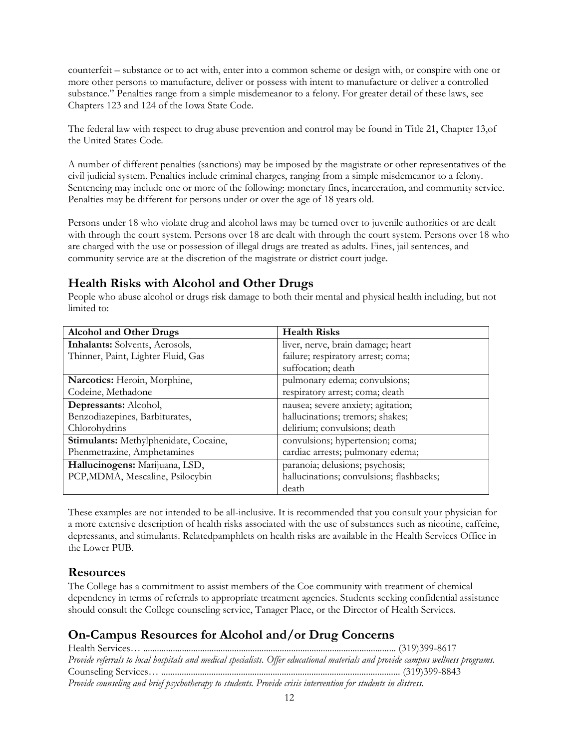counterfeit – substance or to act with, enter into a common scheme or design with, or conspire with one or more other persons to manufacture, deliver or possess with intent to manufacture or deliver a controlled substance." Penalties range from a simple misdemeanor to a felony. For greater detail of these laws, see Chapters 123 and 124 of the Iowa State Code.

The federal law with respect to drug abuse prevention and control may be found in Title 21, Chapter 13,of the United States Code.

A number of different penalties (sanctions) may be imposed by the magistrate or other representatives of the civil judicial system. Penalties include criminal charges, ranging from a simple misdemeanor to a felony. Sentencing may include one or more of the following: monetary fines, incarceration, and community service. Penalties may be different for persons under or over the age of 18 years old.

Persons under 18 who violate drug and alcohol laws may be turned over to juvenile authorities or are dealt with through the court system. Persons over 18 are dealt with through the court system. Persons over 18 who are charged with the use or possession of illegal drugs are treated as adults. Fines, jail sentences, and community service are at the discretion of the magistrate or district court judge.

## Health Risks with Alcohol and Other Drugs

People who abuse alcohol or drugs risk damage to both their mental and physical health including, but not limited to:

| Alcohol and Other Drugs | Health Risks |
|---|---|
| **Inhalants:** Solvents, Aerosols, Thinner, Paint, Lighter Fluid, Gas | liver, nerve, brain damage; heart failure; respiratory arrest; coma; suffocation; death |
| **Narcotics:** Heroin, Morphine, Codeine, Methadone | pulmonary edema; convulsions; respiratory arrest; coma; death |
| **Depressants:** Alcohol, Benzodiazepines, Barbiturates, Chlorohydrins | nausea; severe anxiety; agitation; hallucinations; tremors; shakes; delirium; convulsions; death |
| **Stimulants:** Methylphenidate, Cocaine, Phenmetrazine, Amphetamines | convulsions; hypertension; coma; cardiac arrests; pulmonary edema; |
| **Hallucinogens:** Marijuana, LSD, PCP,MDMA, Mescaline, Psilocybin | paranoia; delusions; psychosis; hallucinations; convulsions; flashbacks; death |

These examples are not intended to be all-inclusive. It is recommended that you consult your physician for a more extensive description of health risks associated with the use of substances such as nicotine, caffeine, depressants, and stimulants. Relatedpamphlets on health risks are available in the Health Services Office in the Lower PUB.

## Resources

The College has a commitment to assist members of the Coe community with treatment of chemical dependency in terms of referrals to appropriate treatment agencies. Students seeking confidential assistance should consult the College counseling service, Tanager Place, or the Director of Health Services.

## On-Campus Resources for Alcohol and/or Drug Concerns

Health Services… .............................................................................................................. (319)399-8617

*Provide referrals to local hospitals and medical specialists. Offer educational materials and provide campus wellness programs.*

Counseling Services… ........................................................................................................ (319)399-8843

*Provide counseling and brief psychotherapy to students. Provide crisis intervention for students in distress.*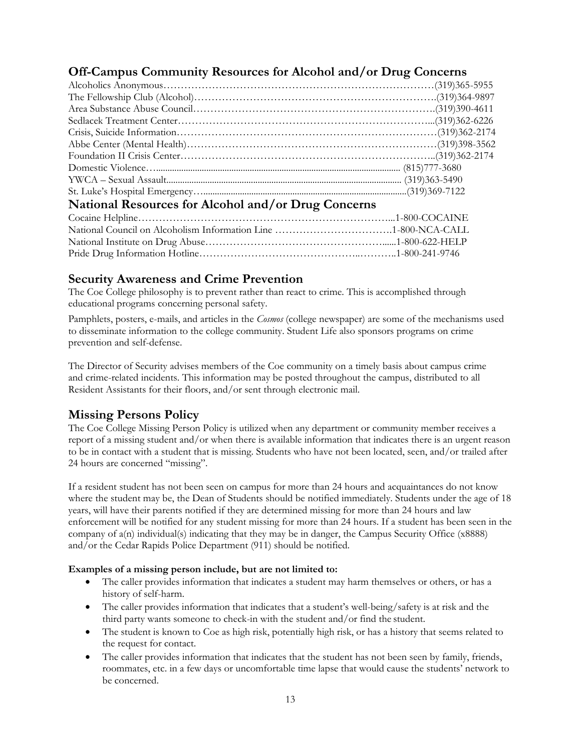## Off-Campus Community Resources for Alcohol and/or Drug Concerns

Alcoholics Anonymous……………………………………………………………………(319)365-5955
The Fellowship Club (Alcohol)……………………………………………………………….(319)364-9897
Area Substance Abuse Council……………………………………………………………….(319)390-4611
Sedlacek Treatment Center…………………………………………………………………...(319)362-6226
Crisis, Suicide Information……………………………………………………………………(319)362-2174
Abbe Center (Mental Health)…………………………………………………………………(319)398-3562
Foundation II Crisis Center……………………………………………………………………..(319)362-2174
Domestic Violence…......................................................................................................... (815)777-3680
YWCA – Sexual Assault..................................................................................................... (319)363-5490
St. Luke's Hospital Emergency…........................................................................................(319)369-7122

## National Resources for Alcohol and/or Drug Concerns

Cocaine Helpline…………………………………………………………………...1-800-COCAINE
National Council on Alcoholism Information Line …………………………….1-800-NCA-CALL
National Institute on Drug Abuse……………………………………………......1-800-622-HELP
Pride Drug Information Hotline……………………………………..………..1-800-241-9746

## Security Awareness and Crime Prevention

The Coe College philosophy is to prevent rather than react to crime. This is accomplished through educational programs concerning personal safety.

Pamphlets, posters, e-mails, and articles in the *Cosmos* (college newspaper) are some of the mechanisms used to disseminate information to the college community. Student Life also sponsors programs on crime prevention and self-defense.

The Director of Security advises members of the Coe community on a timely basis about campus crime and crime-related incidents. This information may be posted throughout the campus, distributed to all Resident Assistants for their floors, and/or sent through electronic mail.

## Missing Persons Policy

The Coe College Missing Person Policy is utilized when any department or community member receives a report of a missing student and/or when there is available information that indicates there is an urgent reason to be in contact with a student that is missing. Students who have not been located, seen, and/or trailed after 24 hours are concerned "missing".

If a resident student has not been seen on campus for more than 24 hours and acquaintances do not know where the student may be, the Dean of Students should be notified immediately. Students under the age of 18 years, will have their parents notified if they are determined missing for more than 24 hours and law enforcement will be notified for any student missing for more than 24 hours. If a student has been seen in the company of a(n) individual(s) indicating that they may be in danger, the Campus Security Office (x8888) and/or the Cedar Rapids Police Department (911) should be notified.

**Examples of a missing person include, but are not limited to:**

- The caller provides information that indicates a student may harm themselves or others, or has a history of self-harm.
- The caller provides information that indicates that a student's well-being/safety is at risk and the third party wants someone to check-in with the student and/or find the student.
- The student is known to Coe as high risk, potentially high risk, or has a history that seems related to the request for contact.
- The caller provides information that indicates that the student has not been seen by family, friends, roommates, etc. in a few days or uncomfortable time lapse that would cause the students' network to be concerned.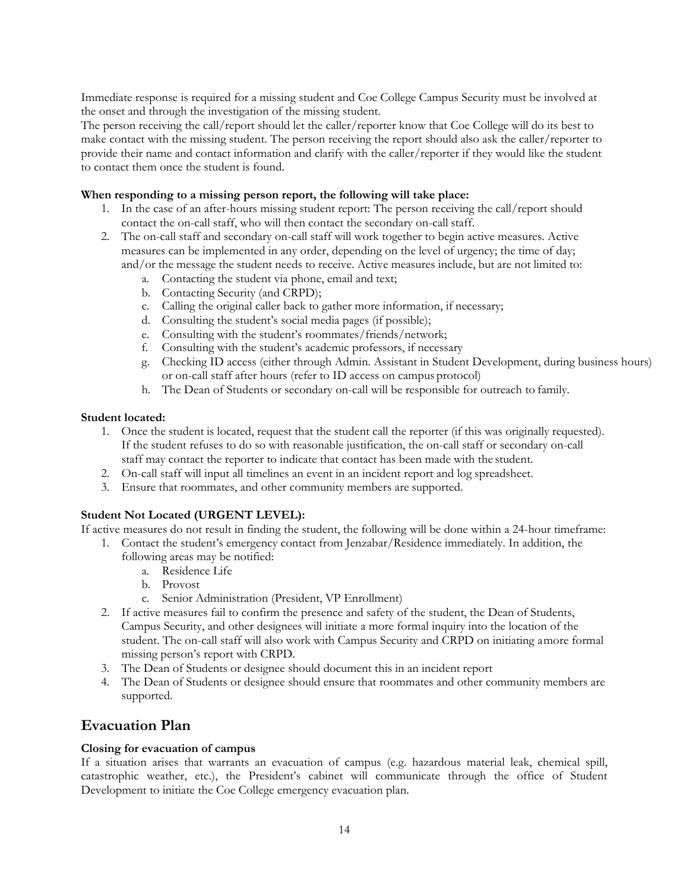Immediate response is required for a missing student and Coe College Campus Security must be involved at the onset and through the investigation of the missing student.

The person receiving the call/report should let the caller/reporter know that Coe College will do its best to make contact with the missing student. The person receiving the report should also ask the caller/reporter to provide their name and contact information and clarify with the caller/reporter if they would like the student to contact them once the student is found.

**When responding to a missing person report, the following will take place:**

1. In the case of an after-hours missing student report: The person receiving the call/report should contact the on-call staff, who will then contact the secondary on-call staff.
2. The on-call staff and secondary on-call staff will work together to begin active measures. Active measures can be implemented in any order, depending on the level of urgency; the time of day; and/or the message the student needs to receive. Active measures include, but are not limited to:
   a. Contacting the student via phone, email and text;
   b. Contacting Security (and CRPD);
   c. Calling the original caller back to gather more information, if necessary;
   d. Consulting the student's social media pages (if possible);
   e. Consulting with the student's roommates/friends/network;
   f. Consulting with the student's academic professors, if necessary
   g. Checking ID access (either through Admin. Assistant in Student Development, during business hours) or on-call staff after hours (refer to ID access on campus protocol)
   h. The Dean of Students or secondary on-call will be responsible for outreach to family.

**Student located:**

1. Once the student is located, request that the student call the reporter (if this was originally requested). If the student refuses to do so with reasonable justification, the on-call staff or secondary on-call staff may contact the reporter to indicate that contact has been made with the student.
2. On-call staff will input all timelines an event in an incident report and log spreadsheet.
3. Ensure that roommates, and other community members are supported.

**Student Not Located (URGENT LEVEL):**

If active measures do not result in finding the student, the following will be done within a 24-hour timeframe:

1. Contact the student's emergency contact from Jenzabar/Residence immediately. In addition, the following areas may be notified:
   a. Residence Life
   b. Provost
   c. Senior Administration (President, VP Enrollment)
2. If active measures fail to confirm the presence and safety of the student, the Dean of Students, Campus Security, and other designees will initiate a more formal inquiry into the location of the student. The on-call staff will also work with Campus Security and CRPD on initiating amore formal missing person's report with CRPD.
3. The Dean of Students or designee should document this in an incident report
4. The Dean of Students or designee should ensure that roommates and other community members are supported.

## Evacuation Plan

**Closing for evacuation of campus**

If a situation arises that warrants an evacuation of campus (e.g. hazardous material leak, chemical spill, catastrophic weather, etc.), the President's cabinet will communicate through the office of Student Development to initiate the Coe College emergency evacuation plan.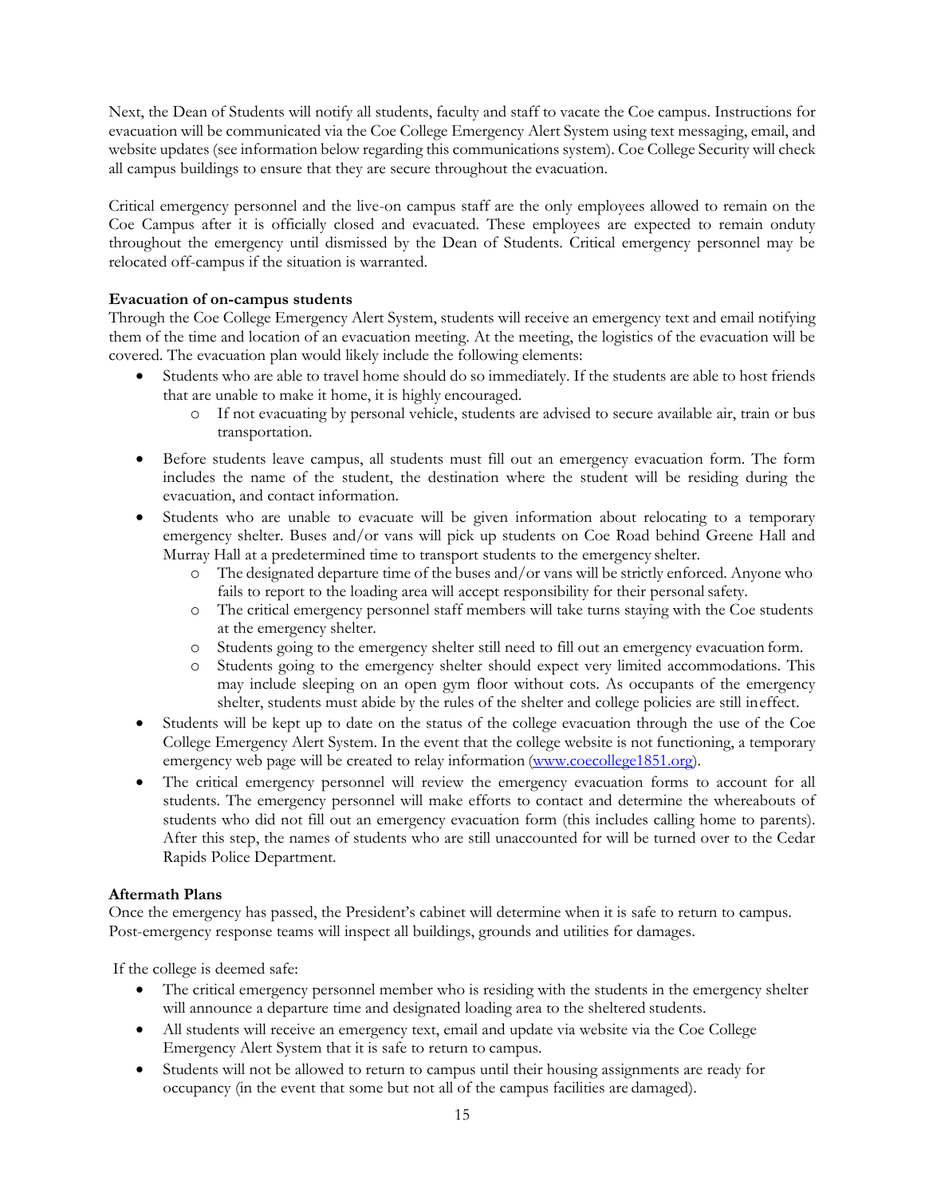Next, the Dean of Students will notify all students, faculty and staff to vacate the Coe campus. Instructions for evacuation will be communicated via the Coe College Emergency Alert System using text messaging, email, and website updates (see information below regarding this communications system). Coe College Security will check all campus buildings to ensure that they are secure throughout the evacuation.

Critical emergency personnel and the live-on campus staff are the only employees allowed to remain on the Coe Campus after it is officially closed and evacuated. These employees are expected to remain onduty throughout the emergency until dismissed by the Dean of Students. Critical emergency personnel may be relocated off-campus if the situation is warranted.

**Evacuation of on-campus students**

Through the Coe College Emergency Alert System, students will receive an emergency text and email notifying them of the time and location of an evacuation meeting. At the meeting, the logistics of the evacuation will be covered. The evacuation plan would likely include the following elements:

- Students who are able to travel home should do so immediately. If the students are able to host friends that are unable to make it home, it is highly encouraged.
    - If not evacuating by personal vehicle, students are advised to secure available air, train or bus transportation.
- Before students leave campus, all students must fill out an emergency evacuation form. The form includes the name of the student, the destination where the student will be residing during the evacuation, and contact information.
- Students who are unable to evacuate will be given information about relocating to a temporary emergency shelter. Buses and/or vans will pick up students on Coe Road behind Greene Hall and Murray Hall at a predetermined time to transport students to the emergency shelter.
    - The designated departure time of the buses and/or vans will be strictly enforced. Anyone who fails to report to the loading area will accept responsibility for their personal safety.
    - The critical emergency personnel staff members will take turns staying with the Coe students at the emergency shelter.
    - Students going to the emergency shelter still need to fill out an emergency evacuation form.
    - Students going to the emergency shelter should expect very limited accommodations. This may include sleeping on an open gym floor without cots. As occupants of the emergency shelter, students must abide by the rules of the shelter and college policies are still ineffect.
- Students will be kept up to date on the status of the college evacuation through the use of the Coe College Emergency Alert System. In the event that the college website is not functioning, a temporary emergency web page will be created to relay information ([www.coecollege1851.org](www.coecollege1851.org)).
- The critical emergency personnel will review the emergency evacuation forms to account for all students. The emergency personnel will make efforts to contact and determine the whereabouts of students who did not fill out an emergency evacuation form (this includes calling home to parents). After this step, the names of students who are still unaccounted for will be turned over to the Cedar Rapids Police Department.

**Aftermath Plans**

Once the emergency has passed, the President's cabinet will determine when it is safe to return to campus. Post-emergency response teams will inspect all buildings, grounds and utilities for damages.

If the college is deemed safe:

- The critical emergency personnel member who is residing with the students in the emergency shelter will announce a departure time and designated loading area to the sheltered students.
- All students will receive an emergency text, email and update via website via the Coe College Emergency Alert System that it is safe to return to campus.
- Students will not be allowed to return to campus until their housing assignments are ready for occupancy (in the event that some but not all of the campus facilities are damaged).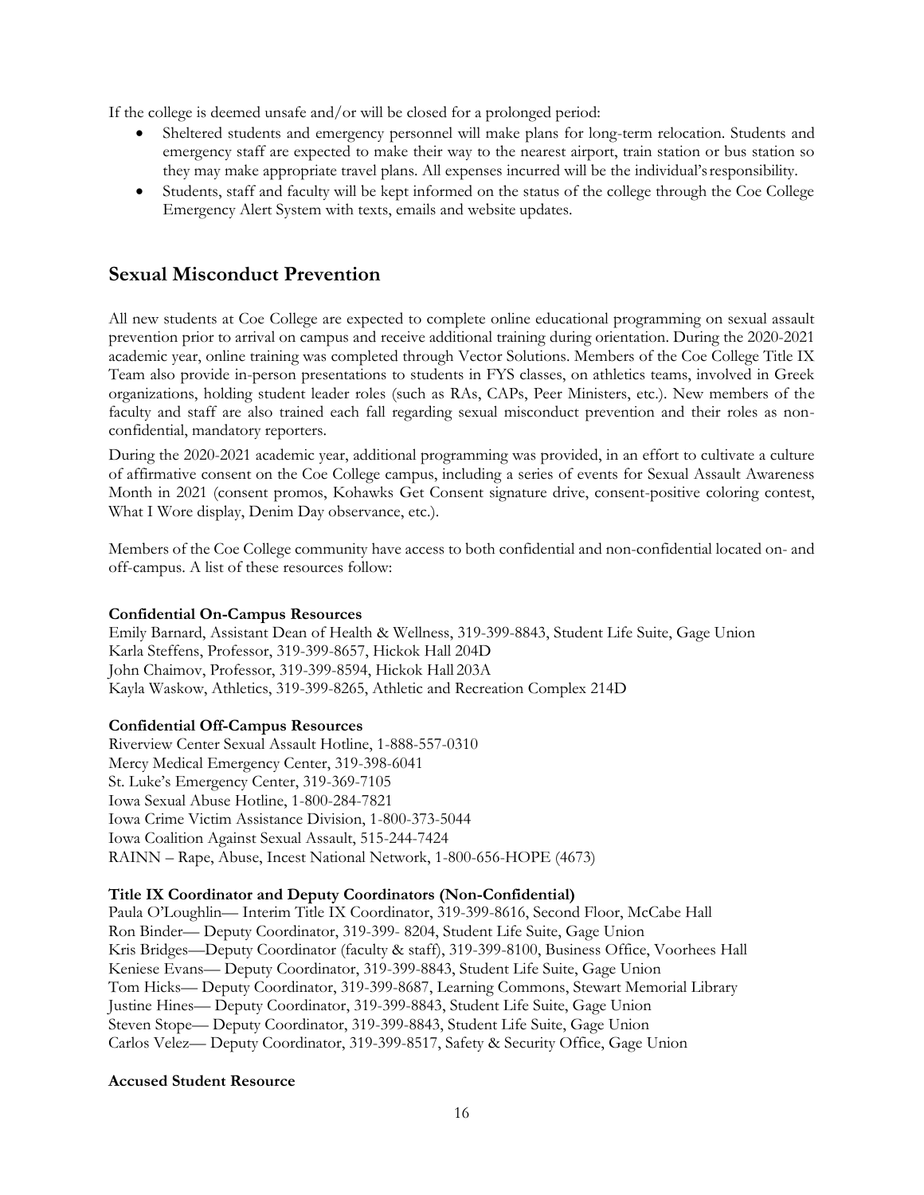If the college is deemed unsafe and/or will be closed for a prolonged period:

- Sheltered students and emergency personnel will make plans for long-term relocation. Students and emergency staff are expected to make their way to the nearest airport, train station or bus station so they may make appropriate travel plans. All expenses incurred will be the individual's responsibility.
- Students, staff and faculty will be kept informed on the status of the college through the Coe College Emergency Alert System with texts, emails and website updates.

## Sexual Misconduct Prevention

All new students at Coe College are expected to complete online educational programming on sexual assault prevention prior to arrival on campus and receive additional training during orientation. During the 2020-2021 academic year, online training was completed through Vector Solutions. Members of the Coe College Title IX Team also provide in-person presentations to students in FYS classes, on athletics teams, involved in Greek organizations, holding student leader roles (such as RAs, CAPs, Peer Ministers, etc.). New members of the faculty and staff are also trained each fall regarding sexual misconduct prevention and their roles as non-confidential, mandatory reporters.

During the 2020-2021 academic year, additional programming was provided, in an effort to cultivate a culture of affirmative consent on the Coe College campus, including a series of events for Sexual Assault Awareness Month in 2021 (consent promos, Kohawks Get Consent signature drive, consent-positive coloring contest, What I Wore display, Denim Day observance, etc.).

Members of the Coe College community have access to both confidential and non-confidential located on- and off-campus. A list of these resources follow:

**Confidential On-Campus Resources**
Emily Barnard, Assistant Dean of Health & Wellness, 319-399-8843, Student Life Suite, Gage Union
Karla Steffens, Professor, 319-399-8657, Hickok Hall 204D
John Chaimov, Professor, 319-399-8594, Hickok Hall 203A
Kayla Waskow, Athletics, 319-399-8265, Athletic and Recreation Complex 214D

**Confidential Off-Campus Resources**
Riverview Center Sexual Assault Hotline, 1-888-557-0310
Mercy Medical Emergency Center, 319-398-6041
St. Luke's Emergency Center, 319-369-7105
Iowa Sexual Abuse Hotline, 1-800-284-7821
Iowa Crime Victim Assistance Division, 1-800-373-5044
Iowa Coalition Against Sexual Assault, 515-244-7424
RAINN – Rape, Abuse, Incest National Network, 1-800-656-HOPE (4673)

**Title IX Coordinator and Deputy Coordinators (Non-Confidential)**
Paula O'Loughlin— Interim Title IX Coordinator, 319-399-8616, Second Floor, McCabe Hall
Ron Binder— Deputy Coordinator, 319-399- 8204, Student Life Suite, Gage Union
Kris Bridges—Deputy Coordinator (faculty & staff), 319-399-8100, Business Office, Voorhees Hall
Keniese Evans— Deputy Coordinator, 319-399-8843, Student Life Suite, Gage Union
Tom Hicks— Deputy Coordinator, 319-399-8687, Learning Commons, Stewart Memorial Library
Justine Hines— Deputy Coordinator, 319-399-8843, Student Life Suite, Gage Union
Steven Stope— Deputy Coordinator, 319-399-8843, Student Life Suite, Gage Union
Carlos Velez— Deputy Coordinator, 319-399-8517, Safety & Security Office, Gage Union

**Accused Student Resource**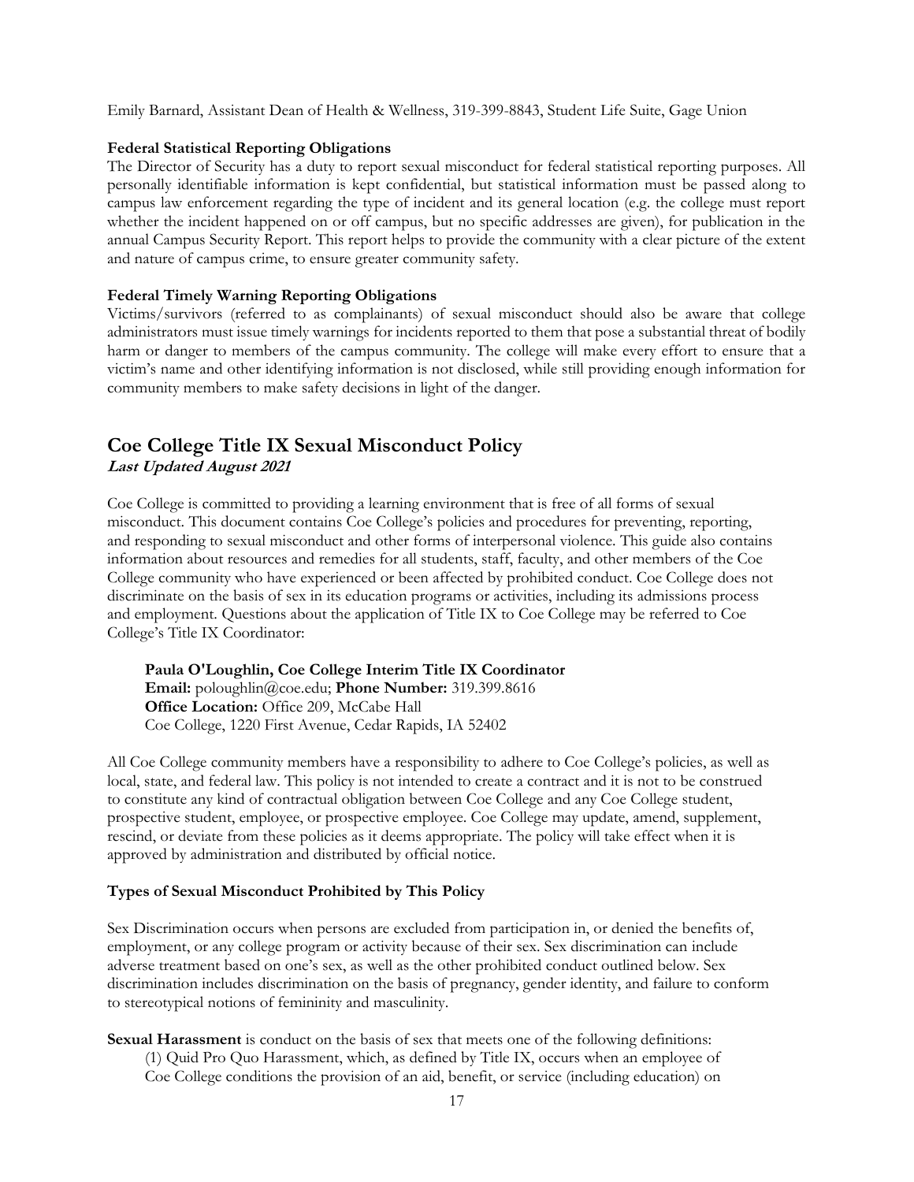Emily Barnard, Assistant Dean of Health & Wellness, 319-399-8843, Student Life Suite, Gage Union

**Federal Statistical Reporting Obligations**

The Director of Security has a duty to report sexual misconduct for federal statistical reporting purposes. All personally identifiable information is kept confidential, but statistical information must be passed along to campus law enforcement regarding the type of incident and its general location (e.g. the college must report whether the incident happened on or off campus, but no specific addresses are given), for publication in the annual Campus Security Report. This report helps to provide the community with a clear picture of the extent and nature of campus crime, to ensure greater community safety.

**Federal Timely Warning Reporting Obligations**

Victims/survivors (referred to as complainants) of sexual misconduct should also be aware that college administrators must issue timely warnings for incidents reported to them that pose a substantial threat of bodily harm or danger to members of the campus community. The college will make every effort to ensure that a victim's name and other identifying information is not disclosed, while still providing enough information for community members to make safety decisions in light of the danger.

## Coe College Title IX Sexual Misconduct Policy

***Last Updated August 2021***

Coe College is committed to providing a learning environment that is free of all forms of sexual misconduct. This document contains Coe College's policies and procedures for preventing, reporting, and responding to sexual misconduct and other forms of interpersonal violence. This guide also contains information about resources and remedies for all students, staff, faculty, and other members of the Coe College community who have experienced or been affected by prohibited conduct. Coe College does not discriminate on the basis of sex in its education programs or activities, including its admissions process and employment. Questions about the application of Title IX to Coe College may be referred to Coe College's Title IX Coordinator:

> **Paula O'Loughlin, Coe College Interim Title IX Coordinator**
> **Email:** poloughlin@coe.edu; **Phone Number:** 319.399.8616
> **Office Location:** Office 209, McCabe Hall
> Coe College, 1220 First Avenue, Cedar Rapids, IA 52402

All Coe College community members have a responsibility to adhere to Coe College's policies, as well as local, state, and federal law. This policy is not intended to create a contract and it is not to be construed to constitute any kind of contractual obligation between Coe College and any Coe College student, prospective student, employee, or prospective employee. Coe College may update, amend, supplement, rescind, or deviate from these policies as it deems appropriate. The policy will take effect when it is approved by administration and distributed by official notice.

**Types of Sexual Misconduct Prohibited by This Policy**

Sex Discrimination occurs when persons are excluded from participation in, or denied the benefits of, employment, or any college program or activity because of their sex. Sex discrimination can include adverse treatment based on one's sex, as well as the other prohibited conduct outlined below. Sex discrimination includes discrimination on the basis of pregnancy, gender identity, and failure to conform to stereotypical notions of femininity and masculinity.

**Sexual Harassment** is conduct on the basis of sex that meets one of the following definitions:

(1) Quid Pro Quo Harassment, which, as defined by Title IX, occurs when an employee of Coe College conditions the provision of an aid, benefit, or service (including education) on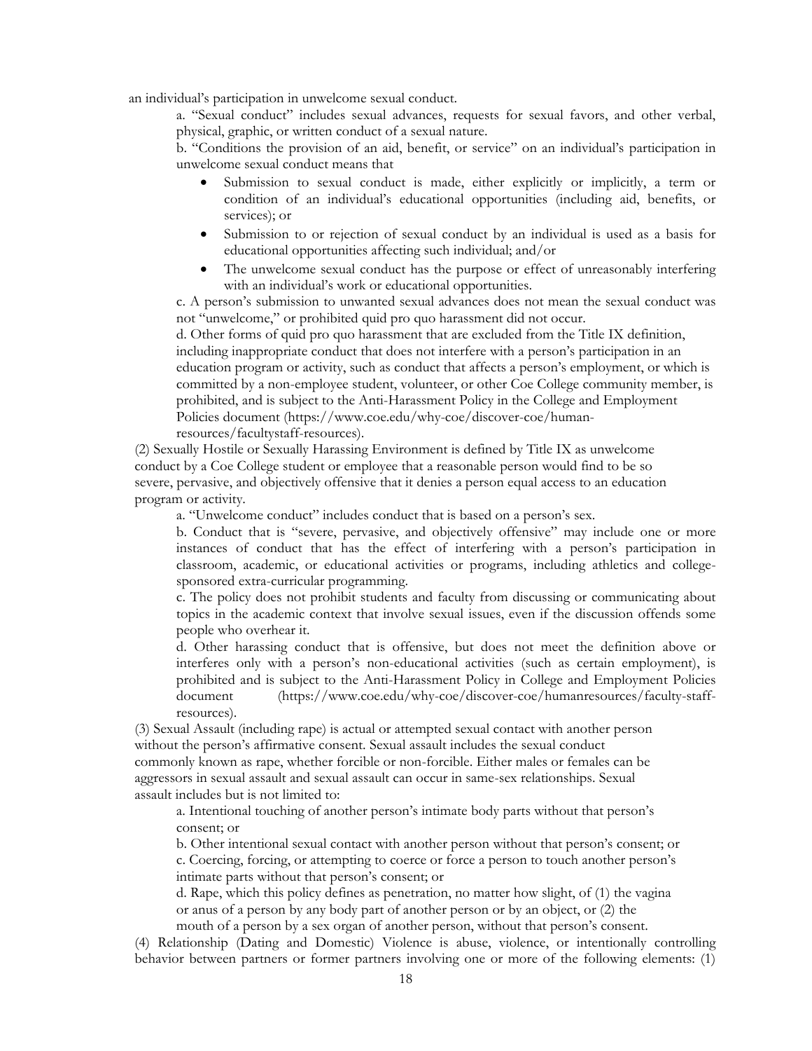an individual's participation in unwelcome sexual conduct.

a. "Sexual conduct" includes sexual advances, requests for sexual favors, and other verbal, physical, graphic, or written conduct of a sexual nature.

b. "Conditions the provision of an aid, benefit, or service" on an individual's participation in unwelcome sexual conduct means that

- Submission to sexual conduct is made, either explicitly or implicitly, a term or condition of an individual's educational opportunities (including aid, benefits, or services); or
- Submission to or rejection of sexual conduct by an individual is used as a basis for educational opportunities affecting such individual; and/or
- The unwelcome sexual conduct has the purpose or effect of unreasonably interfering with an individual's work or educational opportunities.

c. A person's submission to unwanted sexual advances does not mean the sexual conduct was not "unwelcome," or prohibited quid pro quo harassment did not occur.

d. Other forms of quid pro quo harassment that are excluded from the Title IX definition, including inappropriate conduct that does not interfere with a person's participation in an education program or activity, such as conduct that affects a person's employment, or which is committed by a non-employee student, volunteer, or other Coe College community member, is prohibited, and is subject to the Anti-Harassment Policy in the College and Employment Policies document (https://www.coe.edu/why-coe/discover-coe/human-resources/facultystaff-resources).

(2) Sexually Hostile or Sexually Harassing Environment is defined by Title IX as unwelcome conduct by a Coe College student or employee that a reasonable person would find to be so severe, pervasive, and objectively offensive that it denies a person equal access to an education program or activity.

a. "Unwelcome conduct" includes conduct that is based on a person's sex.

b. Conduct that is "severe, pervasive, and objectively offensive" may include one or more instances of conduct that has the effect of interfering with a person's participation in classroom, academic, or educational activities or programs, including athletics and college-sponsored extra-curricular programming.

c. The policy does not prohibit students and faculty from discussing or communicating about topics in the academic context that involve sexual issues, even if the discussion offends some people who overhear it.

d. Other harassing conduct that is offensive, but does not meet the definition above or interferes only with a person's non-educational activities (such as certain employment), is prohibited and is subject to the Anti-Harassment Policy in College and Employment Policies document (https://www.coe.edu/why-coe/discover-coe/humanresources/faculty-staff-resources).

(3) Sexual Assault (including rape) is actual or attempted sexual contact with another person without the person's affirmative consent. Sexual assault includes the sexual conduct commonly known as rape, whether forcible or non-forcible. Either males or females can be aggressors in sexual assault and sexual assault can occur in same-sex relationships. Sexual assault includes but is not limited to:

a. Intentional touching of another person's intimate body parts without that person's consent; or

b. Other intentional sexual contact with another person without that person's consent; or

c. Coercing, forcing, or attempting to coerce or force a person to touch another person's intimate parts without that person's consent; or

d. Rape, which this policy defines as penetration, no matter how slight, of (1) the vagina or anus of a person by any body part of another person or by an object, or (2) the mouth of a person by a sex organ of another person, without that person's consent.

(4) Relationship (Dating and Domestic) Violence is abuse, violence, or intentionally controlling behavior between partners or former partners involving one or more of the following elements: (1)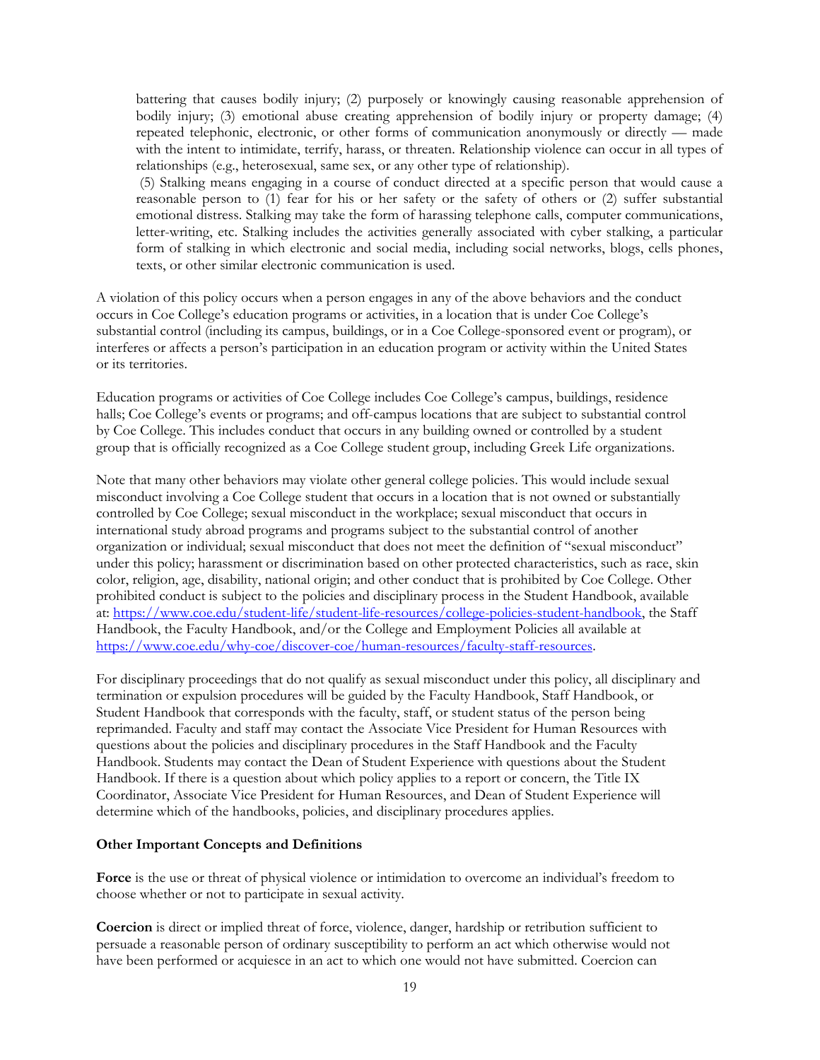battering that causes bodily injury; (2) purposely or knowingly causing reasonable apprehension of bodily injury; (3) emotional abuse creating apprehension of bodily injury or property damage; (4) repeated telephonic, electronic, or other forms of communication anonymously or directly — made with the intent to intimidate, terrify, harass, or threaten. Relationship violence can occur in all types of relationships (e.g., heterosexual, same sex, or any other type of relationship).

(5) Stalking means engaging in a course of conduct directed at a specific person that would cause a reasonable person to (1) fear for his or her safety or the safety of others or (2) suffer substantial emotional distress. Stalking may take the form of harassing telephone calls, computer communications, letter-writing, etc. Stalking includes the activities generally associated with cyber stalking, a particular form of stalking in which electronic and social media, including social networks, blogs, cells phones, texts, or other similar electronic communication is used.

A violation of this policy occurs when a person engages in any of the above behaviors and the conduct occurs in Coe College's education programs or activities, in a location that is under Coe College's substantial control (including its campus, buildings, or in a Coe College-sponsored event or program), or interferes or affects a person's participation in an education program or activity within the United States or its territories.

Education programs or activities of Coe College includes Coe College's campus, buildings, residence halls; Coe College's events or programs; and off-campus locations that are subject to substantial control by Coe College. This includes conduct that occurs in any building owned or controlled by a student group that is officially recognized as a Coe College student group, including Greek Life organizations.

Note that many other behaviors may violate other general college policies. This would include sexual misconduct involving a Coe College student that occurs in a location that is not owned or substantially controlled by Coe College; sexual misconduct in the workplace; sexual misconduct that occurs in international study abroad programs and programs subject to the substantial control of another organization or individual; sexual misconduct that does not meet the definition of "sexual misconduct" under this policy; harassment or discrimination based on other protected characteristics, such as race, skin color, religion, age, disability, national origin; and other conduct that is prohibited by Coe College. Other prohibited conduct is subject to the policies and disciplinary process in the Student Handbook, available at: https://www.coe.edu/student-life/student-life-resources/college-policies-student-handbook, the Staff Handbook, the Faculty Handbook, and/or the College and Employment Policies all available at https://www.coe.edu/why-coe/discover-coe/human-resources/faculty-staff-resources.

For disciplinary proceedings that do not qualify as sexual misconduct under this policy, all disciplinary and termination or expulsion procedures will be guided by the Faculty Handbook, Staff Handbook, or Student Handbook that corresponds with the faculty, staff, or student status of the person being reprimanded. Faculty and staff may contact the Associate Vice President for Human Resources with questions about the policies and disciplinary procedures in the Staff Handbook and the Faculty Handbook. Students may contact the Dean of Student Experience with questions about the Student Handbook. If there is a question about which policy applies to a report or concern, the Title IX Coordinator, Associate Vice President for Human Resources, and Dean of Student Experience will determine which of the handbooks, policies, and disciplinary procedures applies.

**Other Important Concepts and Definitions**

**Force** is the use or threat of physical violence or intimidation to overcome an individual's freedom to choose whether or not to participate in sexual activity.

**Coercion** is direct or implied threat of force, violence, danger, hardship or retribution sufficient to persuade a reasonable person of ordinary susceptibility to perform an act which otherwise would not have been performed or acquiesce in an act to which one would not have submitted. Coercion can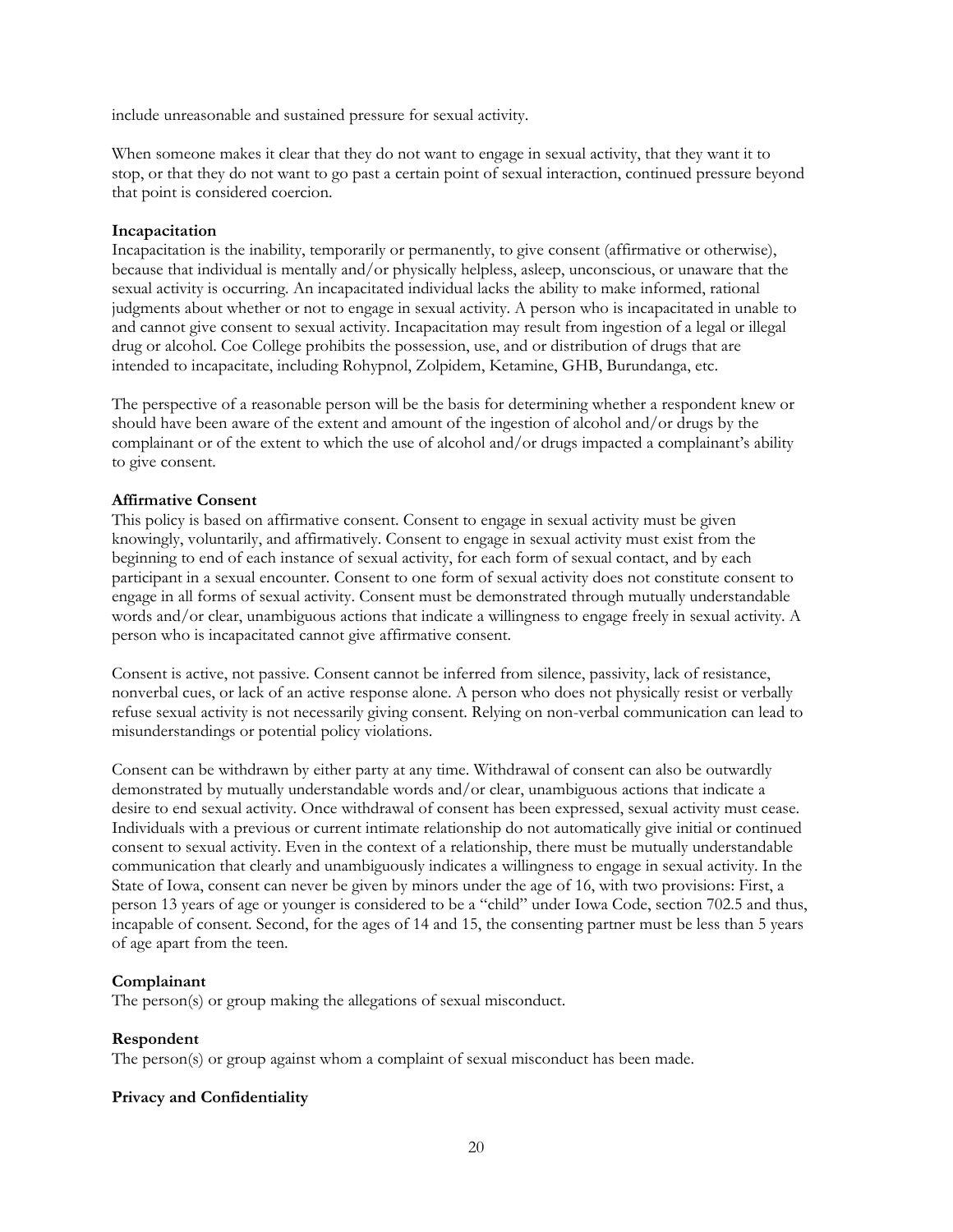include unreasonable and sustained pressure for sexual activity.

When someone makes it clear that they do not want to engage in sexual activity, that they want it to stop, or that they do not want to go past a certain point of sexual interaction, continued pressure beyond that point is considered coercion.

**Incapacitation**

Incapacitation is the inability, temporarily or permanently, to give consent (affirmative or otherwise), because that individual is mentally and/or physically helpless, asleep, unconscious, or unaware that the sexual activity is occurring. An incapacitated individual lacks the ability to make informed, rational judgments about whether or not to engage in sexual activity. A person who is incapacitated in unable to and cannot give consent to sexual activity. Incapacitation may result from ingestion of a legal or illegal drug or alcohol. Coe College prohibits the possession, use, and or distribution of drugs that are intended to incapacitate, including Rohypnol, Zolpidem, Ketamine, GHB, Burundanga, etc.

The perspective of a reasonable person will be the basis for determining whether a respondent knew or should have been aware of the extent and amount of the ingestion of alcohol and/or drugs by the complainant or of the extent to which the use of alcohol and/or drugs impacted a complainant's ability to give consent.

**Affirmative Consent**

This policy is based on affirmative consent. Consent to engage in sexual activity must be given knowingly, voluntarily, and affirmatively. Consent to engage in sexual activity must exist from the beginning to end of each instance of sexual activity, for each form of sexual contact, and by each participant in a sexual encounter. Consent to one form of sexual activity does not constitute consent to engage in all forms of sexual activity. Consent must be demonstrated through mutually understandable words and/or clear, unambiguous actions that indicate a willingness to engage freely in sexual activity. A person who is incapacitated cannot give affirmative consent.

Consent is active, not passive. Consent cannot be inferred from silence, passivity, lack of resistance, nonverbal cues, or lack of an active response alone. A person who does not physically resist or verbally refuse sexual activity is not necessarily giving consent. Relying on non-verbal communication can lead to misunderstandings or potential policy violations.

Consent can be withdrawn by either party at any time. Withdrawal of consent can also be outwardly demonstrated by mutually understandable words and/or clear, unambiguous actions that indicate a desire to end sexual activity. Once withdrawal of consent has been expressed, sexual activity must cease. Individuals with a previous or current intimate relationship do not automatically give initial or continued consent to sexual activity. Even in the context of a relationship, there must be mutually understandable communication that clearly and unambiguously indicates a willingness to engage in sexual activity. In the State of Iowa, consent can never be given by minors under the age of 16, with two provisions: First, a person 13 years of age or younger is considered to be a "child" under Iowa Code, section 702.5 and thus, incapable of consent. Second, for the ages of 14 and 15, the consenting partner must be less than 5 years of age apart from the teen.

**Complainant**

The person(s) or group making the allegations of sexual misconduct.

**Respondent**

The person(s) or group against whom a complaint of sexual misconduct has been made.

**Privacy and Confidentiality**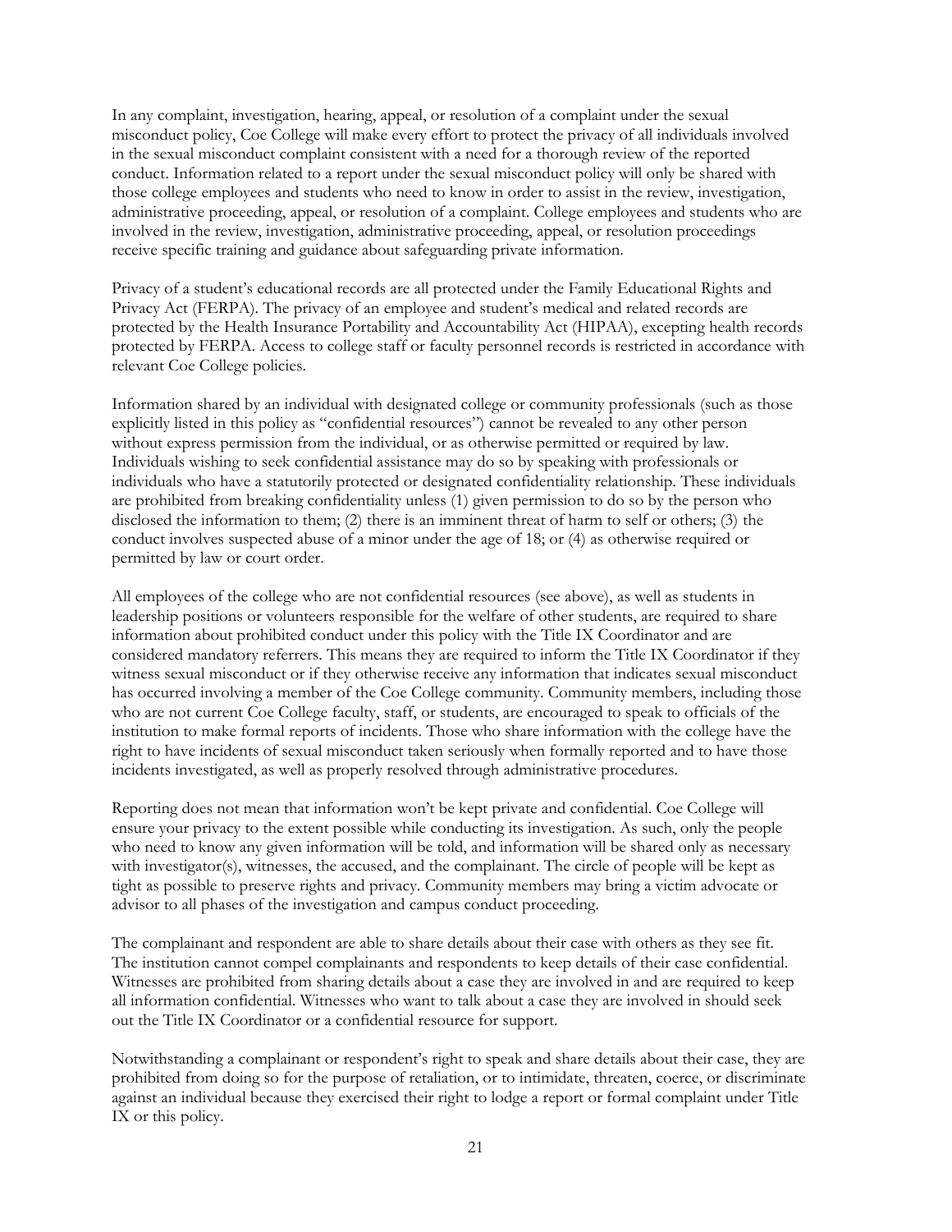In any complaint, investigation, hearing, appeal, or resolution of a complaint under the sexual misconduct policy, Coe College will make every effort to protect the privacy of all individuals involved in the sexual misconduct complaint consistent with a need for a thorough review of the reported conduct. Information related to a report under the sexual misconduct policy will only be shared with those college employees and students who need to know in order to assist in the review, investigation, administrative proceeding, appeal, or resolution of a complaint. College employees and students who are involved in the review, investigation, administrative proceeding, appeal, or resolution proceedings receive specific training and guidance about safeguarding private information.

Privacy of a student's educational records are all protected under the Family Educational Rights and Privacy Act (FERPA). The privacy of an employee and student's medical and related records are protected by the Health Insurance Portability and Accountability Act (HIPAA), excepting health records protected by FERPA. Access to college staff or faculty personnel records is restricted in accordance with relevant Coe College policies.

Information shared by an individual with designated college or community professionals (such as those explicitly listed in this policy as "confidential resources") cannot be revealed to any other person without express permission from the individual, or as otherwise permitted or required by law. Individuals wishing to seek confidential assistance may do so by speaking with professionals or individuals who have a statutorily protected or designated confidentiality relationship. These individuals are prohibited from breaking confidentiality unless (1) given permission to do so by the person who disclosed the information to them; (2) there is an imminent threat of harm to self or others; (3) the conduct involves suspected abuse of a minor under the age of 18; or (4) as otherwise required or permitted by law or court order.

All employees of the college who are not confidential resources (see above), as well as students in leadership positions or volunteers responsible for the welfare of other students, are required to share information about prohibited conduct under this policy with the Title IX Coordinator and are considered mandatory referrers. This means they are required to inform the Title IX Coordinator if they witness sexual misconduct or if they otherwise receive any information that indicates sexual misconduct has occurred involving a member of the Coe College community. Community members, including those who are not current Coe College faculty, staff, or students, are encouraged to speak to officials of the institution to make formal reports of incidents. Those who share information with the college have the right to have incidents of sexual misconduct taken seriously when formally reported and to have those incidents investigated, as well as properly resolved through administrative procedures.

Reporting does not mean that information won't be kept private and confidential. Coe College will ensure your privacy to the extent possible while conducting its investigation. As such, only the people who need to know any given information will be told, and information will be shared only as necessary with investigator(s), witnesses, the accused, and the complainant. The circle of people will be kept as tight as possible to preserve rights and privacy. Community members may bring a victim advocate or advisor to all phases of the investigation and campus conduct proceeding.

The complainant and respondent are able to share details about their case with others as they see fit. The institution cannot compel complainants and respondents to keep details of their case confidential. Witnesses are prohibited from sharing details about a case they are involved in and are required to keep all information confidential. Witnesses who want to talk about a case they are involved in should seek out the Title IX Coordinator or a confidential resource for support.

Notwithstanding a complainant or respondent's right to speak and share details about their case, they are prohibited from doing so for the purpose of retaliation, or to intimidate, threaten, coerce, or discriminate against an individual because they exercised their right to lodge a report or formal complaint under Title IX or this policy.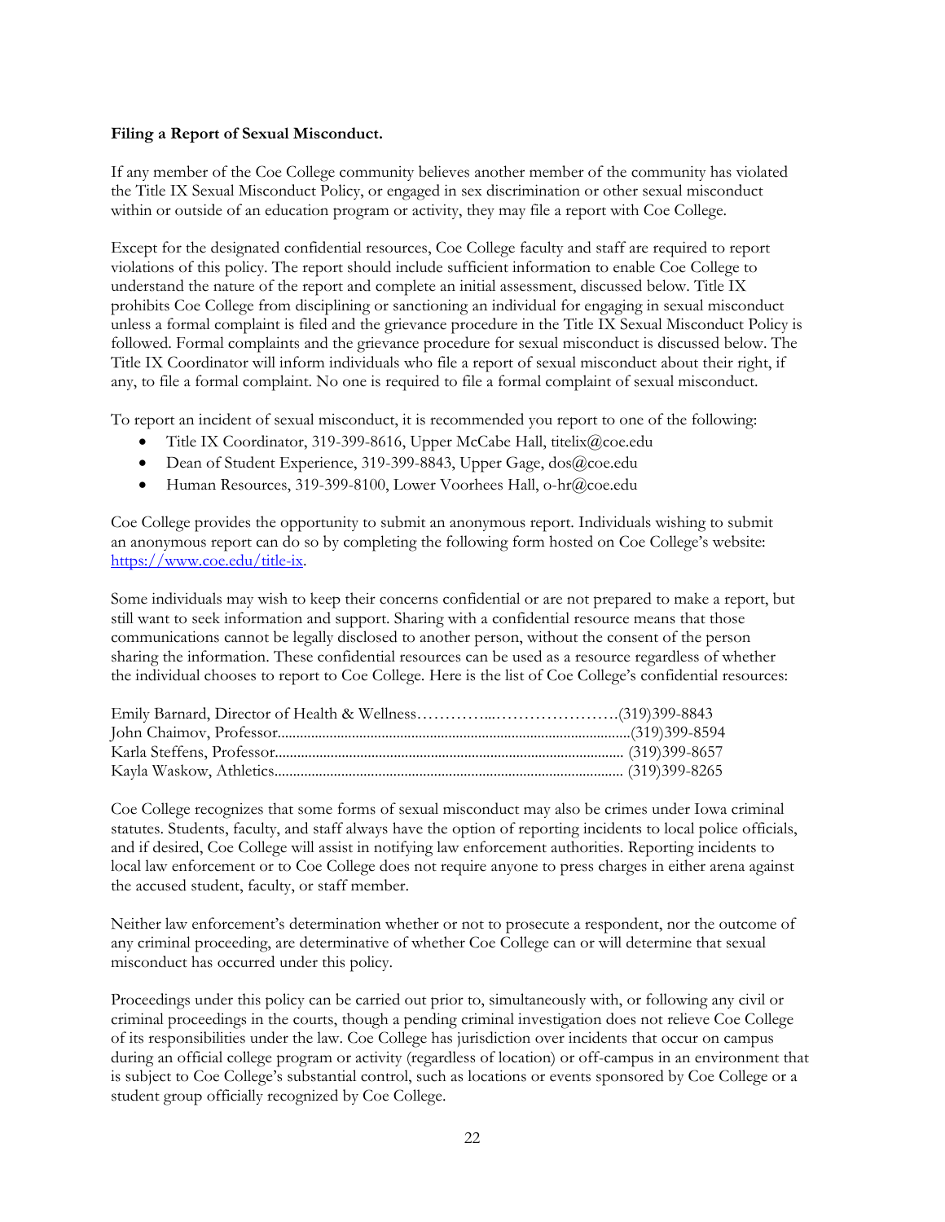**Filing a Report of Sexual Misconduct.**

If any member of the Coe College community believes another member of the community has violated the Title IX Sexual Misconduct Policy, or engaged in sex discrimination or other sexual misconduct within or outside of an education program or activity, they may file a report with Coe College.

Except for the designated confidential resources, Coe College faculty and staff are required to report violations of this policy. The report should include sufficient information to enable Coe College to understand the nature of the report and complete an initial assessment, discussed below. Title IX prohibits Coe College from disciplining or sanctioning an individual for engaging in sexual misconduct unless a formal complaint is filed and the grievance procedure in the Title IX Sexual Misconduct Policy is followed. Formal complaints and the grievance procedure for sexual misconduct is discussed below. The Title IX Coordinator will inform individuals who file a report of sexual misconduct about their right, if any, to file a formal complaint. No one is required to file a formal complaint of sexual misconduct.

To report an incident of sexual misconduct, it is recommended you report to one of the following:

- Title IX Coordinator, 319-399-8616, Upper McCabe Hall, titelix@coe.edu
- Dean of Student Experience, 319-399-8843, Upper Gage, dos@coe.edu
- Human Resources, 319-399-8100, Lower Voorhees Hall, o-hr@coe.edu

Coe College provides the opportunity to submit an anonymous report. Individuals wishing to submit an anonymous report can do so by completing the following form hosted on Coe College's website: https://www.coe.edu/title-ix.

Some individuals may wish to keep their concerns confidential or are not prepared to make a report, but still want to seek information and support. Sharing with a confidential resource means that those communications cannot be legally disclosed to another person, without the consent of the person sharing the information. These confidential resources can be used as a resource regardless of whether the individual chooses to report to Coe College. Here is the list of Coe College's confidential resources:

Emily Barnard, Director of Health & Wellness…………...………………….(319)399-8843
John Chaimov, Professor...............................................................................................(319)399-8594
Karla Steffens, Professor.............................................................................................. (319)399-8657
Kayla Waskow, Athletics............................................................................................. (319)399-8265

Coe College recognizes that some forms of sexual misconduct may also be crimes under Iowa criminal statutes. Students, faculty, and staff always have the option of reporting incidents to local police officials, and if desired, Coe College will assist in notifying law enforcement authorities. Reporting incidents to local law enforcement or to Coe College does not require anyone to press charges in either arena against the accused student, faculty, or staff member.

Neither law enforcement's determination whether or not to prosecute a respondent, nor the outcome of any criminal proceeding, are determinative of whether Coe College can or will determine that sexual misconduct has occurred under this policy.

Proceedings under this policy can be carried out prior to, simultaneously with, or following any civil or criminal proceedings in the courts, though a pending criminal investigation does not relieve Coe College of its responsibilities under the law. Coe College has jurisdiction over incidents that occur on campus during an official college program or activity (regardless of location) or off-campus in an environment that is subject to Coe College's substantial control, such as locations or events sponsored by Coe College or a student group officially recognized by Coe College.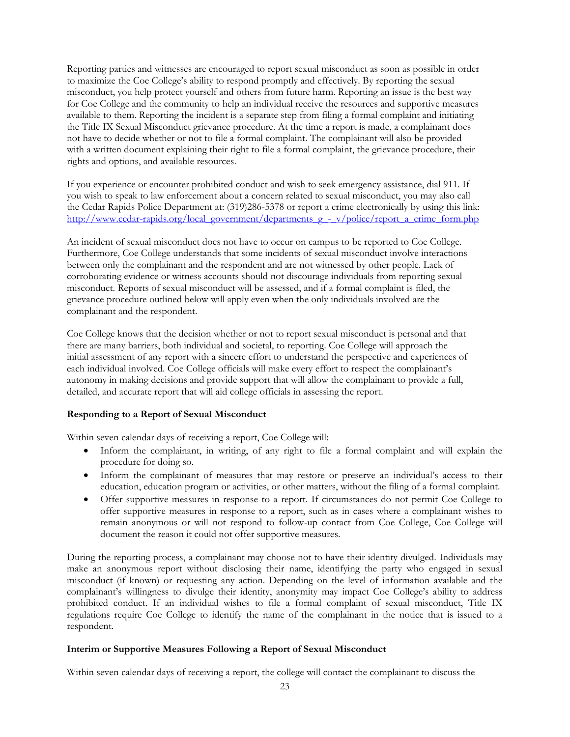Reporting parties and witnesses are encouraged to report sexual misconduct as soon as possible in order to maximize the Coe College's ability to respond promptly and effectively. By reporting the sexual misconduct, you help protect yourself and others from future harm. Reporting an issue is the best way for Coe College and the community to help an individual receive the resources and supportive measures available to them. Reporting the incident is a separate step from filing a formal complaint and initiating the Title IX Sexual Misconduct grievance procedure. At the time a report is made, a complainant does not have to decide whether or not to file a formal complaint. The complainant will also be provided with a written document explaining their right to file a formal complaint, the grievance procedure, their rights and options, and available resources.

If you experience or encounter prohibited conduct and wish to seek emergency assistance, dial 911. If you wish to speak to law enforcement about a concern related to sexual misconduct, you may also call the Cedar Rapids Police Department at: (319)286-5378 or report a crime electronically by using this link: http://www.cedar-rapids.org/local_government/departments_g_-_v/police/report_a_crime_form.php

An incident of sexual misconduct does not have to occur on campus to be reported to Coe College. Furthermore, Coe College understands that some incidents of sexual misconduct involve interactions between only the complainant and the respondent and are not witnessed by other people. Lack of corroborating evidence or witness accounts should not discourage individuals from reporting sexual misconduct. Reports of sexual misconduct will be assessed, and if a formal complaint is filed, the grievance procedure outlined below will apply even when the only individuals involved are the complainant and the respondent.

Coe College knows that the decision whether or not to report sexual misconduct is personal and that there are many barriers, both individual and societal, to reporting. Coe College will approach the initial assessment of any report with a sincere effort to understand the perspective and experiences of each individual involved. Coe College officials will make every effort to respect the complainant's autonomy in making decisions and provide support that will allow the complainant to provide a full, detailed, and accurate report that will aid college officials in assessing the report.

**Responding to a Report of Sexual Misconduct**

Within seven calendar days of receiving a report, Coe College will:

- Inform the complainant, in writing, of any right to file a formal complaint and will explain the procedure for doing so.
- Inform the complainant of measures that may restore or preserve an individual's access to their education, education program or activities, or other matters, without the filing of a formal complaint.
- Offer supportive measures in response to a report. If circumstances do not permit Coe College to offer supportive measures in response to a report, such as in cases where a complainant wishes to remain anonymous or will not respond to follow-up contact from Coe College, Coe College will document the reason it could not offer supportive measures.

During the reporting process, a complainant may choose not to have their identity divulged. Individuals may make an anonymous report without disclosing their name, identifying the party who engaged in sexual misconduct (if known) or requesting any action. Depending on the level of information available and the complainant's willingness to divulge their identity, anonymity may impact Coe College's ability to address prohibited conduct. If an individual wishes to file a formal complaint of sexual misconduct, Title IX regulations require Coe College to identify the name of the complainant in the notice that is issued to a respondent.

**Interim or Supportive Measures Following a Report of Sexual Misconduct**

Within seven calendar days of receiving a report, the college will contact the complainant to discuss the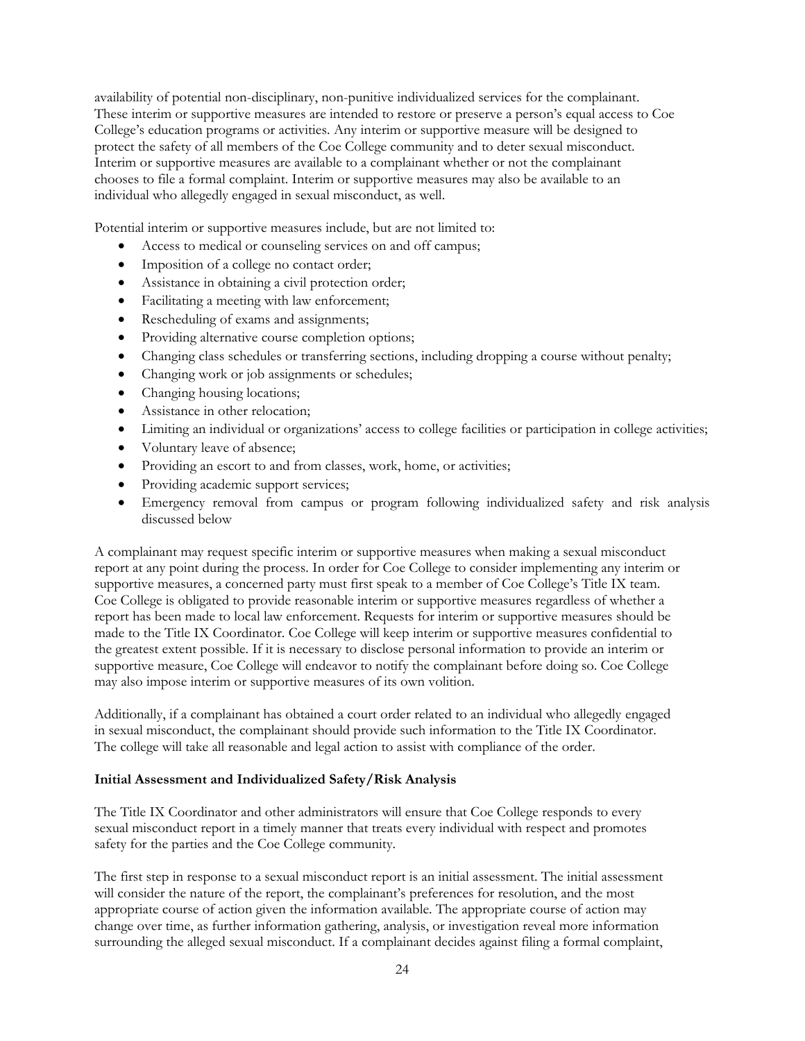availability of potential non-disciplinary, non-punitive individualized services for the complainant. These interim or supportive measures are intended to restore or preserve a person's equal access to Coe College's education programs or activities. Any interim or supportive measure will be designed to protect the safety of all members of the Coe College community and to deter sexual misconduct. Interim or supportive measures are available to a complainant whether or not the complainant chooses to file a formal complaint. Interim or supportive measures may also be available to an individual who allegedly engaged in sexual misconduct, as well.

Potential interim or supportive measures include, but are not limited to:

- Access to medical or counseling services on and off campus;
- Imposition of a college no contact order;
- Assistance in obtaining a civil protection order;
- Facilitating a meeting with law enforcement;
- Rescheduling of exams and assignments;
- Providing alternative course completion options;
- Changing class schedules or transferring sections, including dropping a course without penalty;
- Changing work or job assignments or schedules;
- Changing housing locations;
- Assistance in other relocation;
- Limiting an individual or organizations' access to college facilities or participation in college activities;
- Voluntary leave of absence;
- Providing an escort to and from classes, work, home, or activities;
- Providing academic support services;
- Emergency removal from campus or program following individualized safety and risk analysis discussed below

A complainant may request specific interim or supportive measures when making a sexual misconduct report at any point during the process. In order for Coe College to consider implementing any interim or supportive measures, a concerned party must first speak to a member of Coe College's Title IX team. Coe College is obligated to provide reasonable interim or supportive measures regardless of whether a report has been made to local law enforcement. Requests for interim or supportive measures should be made to the Title IX Coordinator. Coe College will keep interim or supportive measures confidential to the greatest extent possible. If it is necessary to disclose personal information to provide an interim or supportive measure, Coe College will endeavor to notify the complainant before doing so. Coe College may also impose interim or supportive measures of its own volition.

Additionally, if a complainant has obtained a court order related to an individual who allegedly engaged in sexual misconduct, the complainant should provide such information to the Title IX Coordinator. The college will take all reasonable and legal action to assist with compliance of the order.

**Initial Assessment and Individualized Safety/Risk Analysis**

The Title IX Coordinator and other administrators will ensure that Coe College responds to every sexual misconduct report in a timely manner that treats every individual with respect and promotes safety for the parties and the Coe College community.

The first step in response to a sexual misconduct report is an initial assessment. The initial assessment will consider the nature of the report, the complainant's preferences for resolution, and the most appropriate course of action given the information available. The appropriate course of action may change over time, as further information gathering, analysis, or investigation reveal more information surrounding the alleged sexual misconduct. If a complainant decides against filing a formal complaint,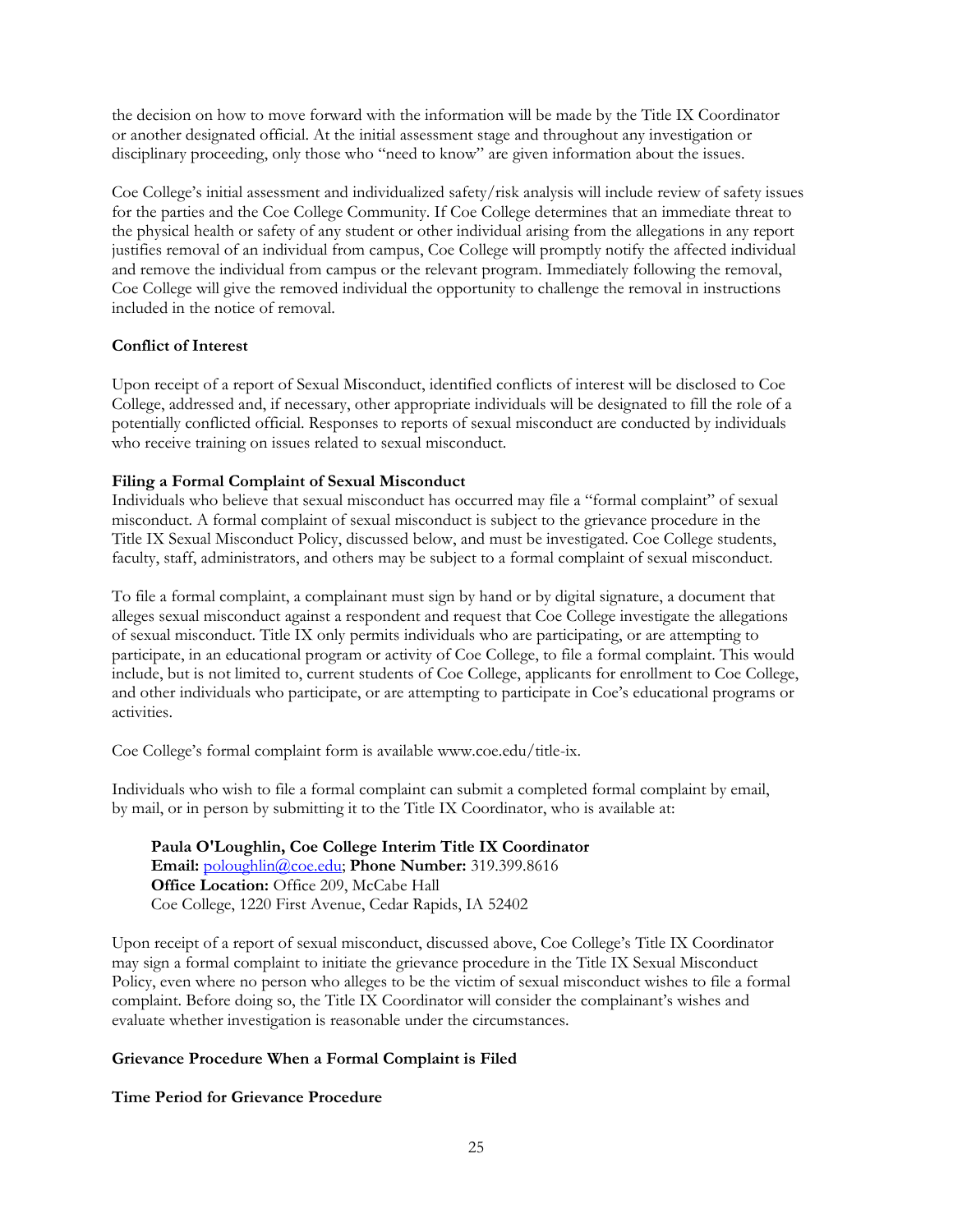the decision on how to move forward with the information will be made by the Title IX Coordinator or another designated official. At the initial assessment stage and throughout any investigation or disciplinary proceeding, only those who "need to know" are given information about the issues.

Coe College's initial assessment and individualized safety/risk analysis will include review of safety issues for the parties and the Coe College Community. If Coe College determines that an immediate threat to the physical health or safety of any student or other individual arising from the allegations in any report justifies removal of an individual from campus, Coe College will promptly notify the affected individual and remove the individual from campus or the relevant program. Immediately following the removal, Coe College will give the removed individual the opportunity to challenge the removal in instructions included in the notice of removal.

**Conflict of Interest**

Upon receipt of a report of Sexual Misconduct, identified conflicts of interest will be disclosed to Coe College, addressed and, if necessary, other appropriate individuals will be designated to fill the role of a potentially conflicted official. Responses to reports of sexual misconduct are conducted by individuals who receive training on issues related to sexual misconduct.

**Filing a Formal Complaint of Sexual Misconduct**

Individuals who believe that sexual misconduct has occurred may file a "formal complaint" of sexual misconduct. A formal complaint of sexual misconduct is subject to the grievance procedure in the Title IX Sexual Misconduct Policy, discussed below, and must be investigated. Coe College students, faculty, staff, administrators, and others may be subject to a formal complaint of sexual misconduct.

To file a formal complaint, a complainant must sign by hand or by digital signature, a document that alleges sexual misconduct against a respondent and request that Coe College investigate the allegations of sexual misconduct. Title IX only permits individuals who are participating, or are attempting to participate, in an educational program or activity of Coe College, to file a formal complaint. This would include, but is not limited to, current students of Coe College, applicants for enrollment to Coe College, and other individuals who participate, or are attempting to participate in Coe's educational programs or activities.

Coe College's formal complaint form is available www.coe.edu/title-ix.

Individuals who wish to file a formal complaint can submit a completed formal complaint by email, by mail, or in person by submitting it to the Title IX Coordinator, who is available at:

> **Paula O'Loughlin, Coe College Interim Title IX Coordinator**
> **Email:** poloughlin@coe.edu; **Phone Number:** 319.399.8616
> **Office Location:** Office 209, McCabe Hall
> Coe College, 1220 First Avenue, Cedar Rapids, IA 52402

Upon receipt of a report of sexual misconduct, discussed above, Coe College's Title IX Coordinator may sign a formal complaint to initiate the grievance procedure in the Title IX Sexual Misconduct Policy, even where no person who alleges to be the victim of sexual misconduct wishes to file a formal complaint. Before doing so, the Title IX Coordinator will consider the complainant's wishes and evaluate whether investigation is reasonable under the circumstances.

**Grievance Procedure When a Formal Complaint is Filed**

**Time Period for Grievance Procedure**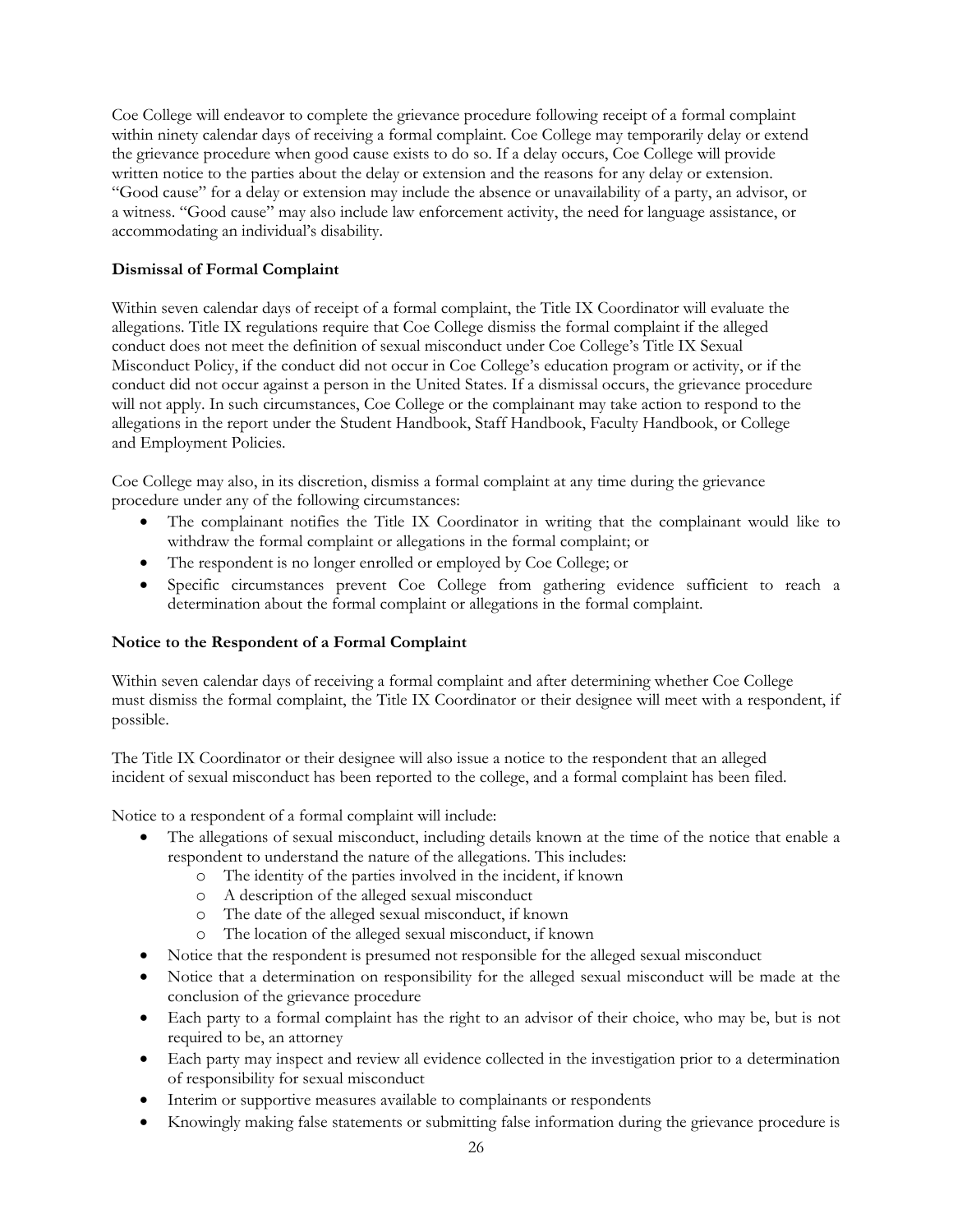Coe College will endeavor to complete the grievance procedure following receipt of a formal complaint within ninety calendar days of receiving a formal complaint. Coe College may temporarily delay or extend the grievance procedure when good cause exists to do so. If a delay occurs, Coe College will provide written notice to the parties about the delay or extension and the reasons for any delay or extension. "Good cause" for a delay or extension may include the absence or unavailability of a party, an advisor, or a witness. "Good cause" may also include law enforcement activity, the need for language assistance, or accommodating an individual's disability.

**Dismissal of Formal Complaint**

Within seven calendar days of receipt of a formal complaint, the Title IX Coordinator will evaluate the allegations. Title IX regulations require that Coe College dismiss the formal complaint if the alleged conduct does not meet the definition of sexual misconduct under Coe College's Title IX Sexual Misconduct Policy, if the conduct did not occur in Coe College's education program or activity, or if the conduct did not occur against a person in the United States. If a dismissal occurs, the grievance procedure will not apply. In such circumstances, Coe College or the complainant may take action to respond to the allegations in the report under the Student Handbook, Staff Handbook, Faculty Handbook, or College and Employment Policies.

Coe College may also, in its discretion, dismiss a formal complaint at any time during the grievance procedure under any of the following circumstances:

- The complainant notifies the Title IX Coordinator in writing that the complainant would like to withdraw the formal complaint or allegations in the formal complaint; or
- The respondent is no longer enrolled or employed by Coe College; or
- Specific circumstances prevent Coe College from gathering evidence sufficient to reach a determination about the formal complaint or allegations in the formal complaint.

**Notice to the Respondent of a Formal Complaint**

Within seven calendar days of receiving a formal complaint and after determining whether Coe College must dismiss the formal complaint, the Title IX Coordinator or their designee will meet with a respondent, if possible.

The Title IX Coordinator or their designee will also issue a notice to the respondent that an alleged incident of sexual misconduct has been reported to the college, and a formal complaint has been filed.

Notice to a respondent of a formal complaint will include:

- The allegations of sexual misconduct, including details known at the time of the notice that enable a respondent to understand the nature of the allegations. This includes:
  - The identity of the parties involved in the incident, if known
  - A description of the alleged sexual misconduct
  - The date of the alleged sexual misconduct, if known
  - The location of the alleged sexual misconduct, if known
- Notice that the respondent is presumed not responsible for the alleged sexual misconduct
- Notice that a determination on responsibility for the alleged sexual misconduct will be made at the conclusion of the grievance procedure
- Each party to a formal complaint has the right to an advisor of their choice, who may be, but is not required to be, an attorney
- Each party may inspect and review all evidence collected in the investigation prior to a determination of responsibility for sexual misconduct
- Interim or supportive measures available to complainants or respondents
- Knowingly making false statements or submitting false information during the grievance procedure is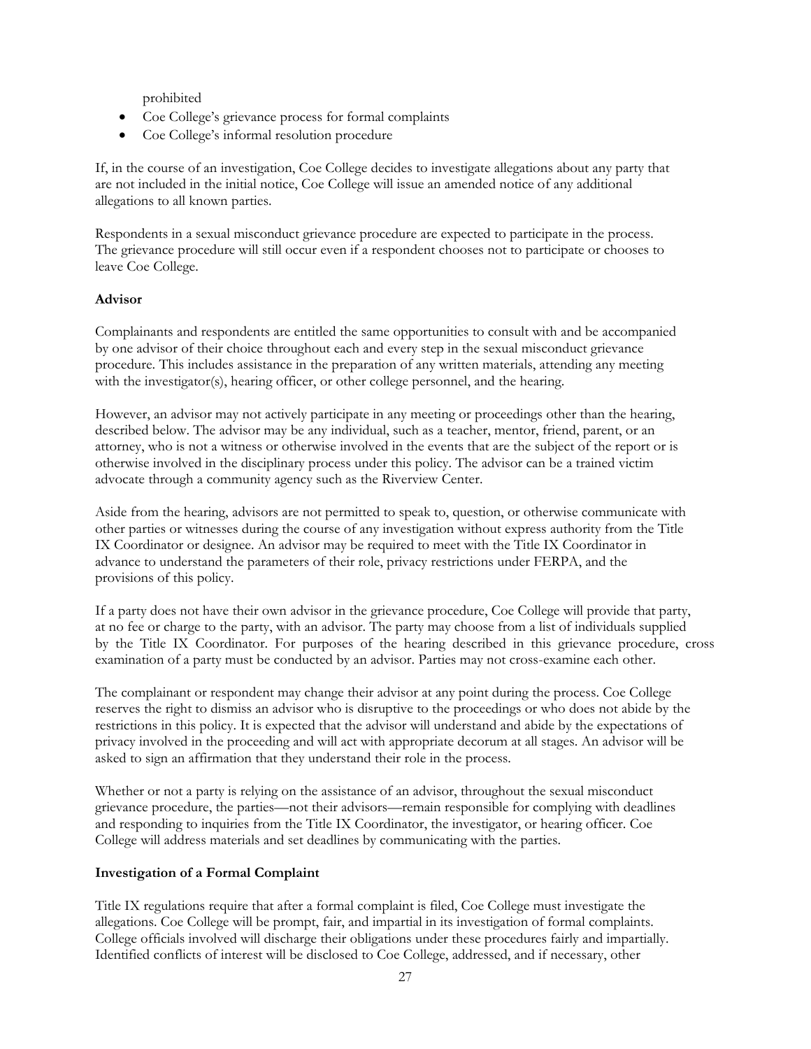prohibited

- Coe College's grievance process for formal complaints
- Coe College's informal resolution procedure

If, in the course of an investigation, Coe College decides to investigate allegations about any party that are not included in the initial notice, Coe College will issue an amended notice of any additional allegations to all known parties.

Respondents in a sexual misconduct grievance procedure are expected to participate in the process. The grievance procedure will still occur even if a respondent chooses not to participate or chooses to leave Coe College.

**Advisor**

Complainants and respondents are entitled the same opportunities to consult with and be accompanied by one advisor of their choice throughout each and every step in the sexual misconduct grievance procedure. This includes assistance in the preparation of any written materials, attending any meeting with the investigator(s), hearing officer, or other college personnel, and the hearing.

However, an advisor may not actively participate in any meeting or proceedings other than the hearing, described below. The advisor may be any individual, such as a teacher, mentor, friend, parent, or an attorney, who is not a witness or otherwise involved in the events that are the subject of the report or is otherwise involved in the disciplinary process under this policy. The advisor can be a trained victim advocate through a community agency such as the Riverview Center.

Aside from the hearing, advisors are not permitted to speak to, question, or otherwise communicate with other parties or witnesses during the course of any investigation without express authority from the Title IX Coordinator or designee. An advisor may be required to meet with the Title IX Coordinator in advance to understand the parameters of their role, privacy restrictions under FERPA, and the provisions of this policy.

If a party does not have their own advisor in the grievance procedure, Coe College will provide that party, at no fee or charge to the party, with an advisor. The party may choose from a list of individuals supplied by the Title IX Coordinator. For purposes of the hearing described in this grievance procedure, cross examination of a party must be conducted by an advisor. Parties may not cross-examine each other.

The complainant or respondent may change their advisor at any point during the process. Coe College reserves the right to dismiss an advisor who is disruptive to the proceedings or who does not abide by the restrictions in this policy. It is expected that the advisor will understand and abide by the expectations of privacy involved in the proceeding and will act with appropriate decorum at all stages. An advisor will be asked to sign an affirmation that they understand their role in the process.

Whether or not a party is relying on the assistance of an advisor, throughout the sexual misconduct grievance procedure, the parties—not their advisors—remain responsible for complying with deadlines and responding to inquiries from the Title IX Coordinator, the investigator, or hearing officer. Coe College will address materials and set deadlines by communicating with the parties.

**Investigation of a Formal Complaint**

Title IX regulations require that after a formal complaint is filed, Coe College must investigate the allegations. Coe College will be prompt, fair, and impartial in its investigation of formal complaints. College officials involved will discharge their obligations under these procedures fairly and impartially. Identified conflicts of interest will be disclosed to Coe College, addressed, and if necessary, other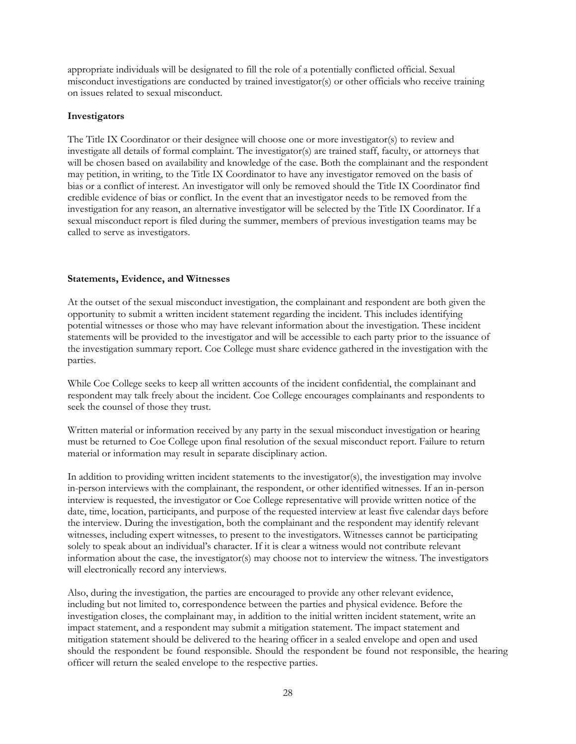appropriate individuals will be designated to fill the role of a potentially conflicted official. Sexual misconduct investigations are conducted by trained investigator(s) or other officials who receive training on issues related to sexual misconduct.

**Investigators**

The Title IX Coordinator or their designee will choose one or more investigator(s) to review and investigate all details of formal complaint. The investigator(s) are trained staff, faculty, or attorneys that will be chosen based on availability and knowledge of the case. Both the complainant and the respondent may petition, in writing, to the Title IX Coordinator to have any investigator removed on the basis of bias or a conflict of interest. An investigator will only be removed should the Title IX Coordinator find credible evidence of bias or conflict. In the event that an investigator needs to be removed from the investigation for any reason, an alternative investigator will be selected by the Title IX Coordinator. If a sexual misconduct report is filed during the summer, members of previous investigation teams may be called to serve as investigators.

**Statements, Evidence, and Witnesses**

At the outset of the sexual misconduct investigation, the complainant and respondent are both given the opportunity to submit a written incident statement regarding the incident. This includes identifying potential witnesses or those who may have relevant information about the investigation. These incident statements will be provided to the investigator and will be accessible to each party prior to the issuance of the investigation summary report. Coe College must share evidence gathered in the investigation with the parties.

While Coe College seeks to keep all written accounts of the incident confidential, the complainant and respondent may talk freely about the incident. Coe College encourages complainants and respondents to seek the counsel of those they trust.

Written material or information received by any party in the sexual misconduct investigation or hearing must be returned to Coe College upon final resolution of the sexual misconduct report. Failure to return material or information may result in separate disciplinary action.

In addition to providing written incident statements to the investigator(s), the investigation may involve in-person interviews with the complainant, the respondent, or other identified witnesses. If an in-person interview is requested, the investigator or Coe College representative will provide written notice of the date, time, location, participants, and purpose of the requested interview at least five calendar days before the interview. During the investigation, both the complainant and the respondent may identify relevant witnesses, including expert witnesses, to present to the investigators. Witnesses cannot be participating solely to speak about an individual's character. If it is clear a witness would not contribute relevant information about the case, the investigator(s) may choose not to interview the witness. The investigators will electronically record any interviews.

Also, during the investigation, the parties are encouraged to provide any other relevant evidence, including but not limited to, correspondence between the parties and physical evidence. Before the investigation closes, the complainant may, in addition to the initial written incident statement, write an impact statement, and a respondent may submit a mitigation statement. The impact statement and mitigation statement should be delivered to the hearing officer in a sealed envelope and open and used should the respondent be found responsible. Should the respondent be found not responsible, the hearing officer will return the sealed envelope to the respective parties.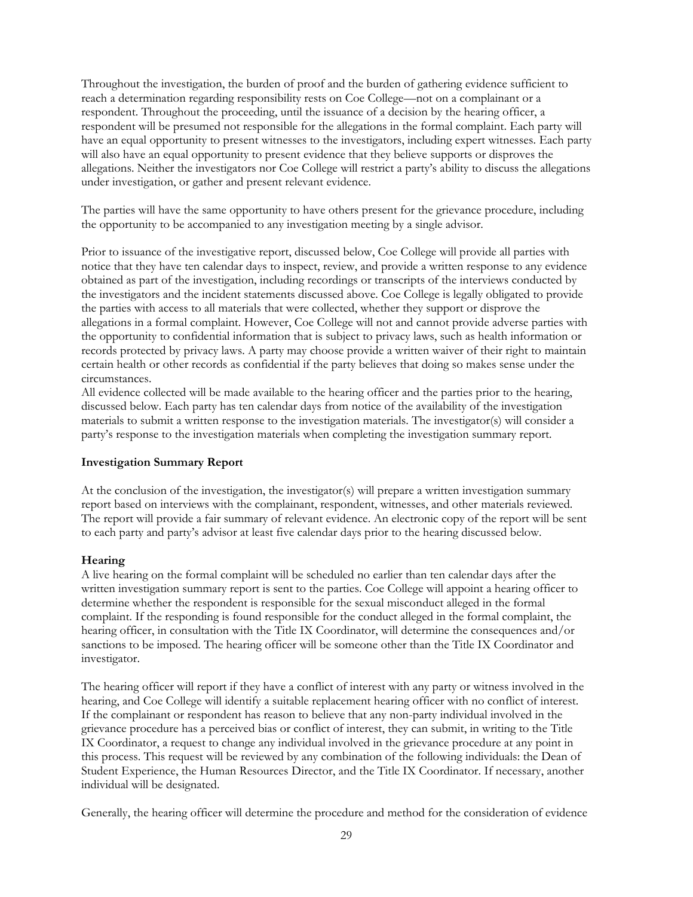Throughout the investigation, the burden of proof and the burden of gathering evidence sufficient to reach a determination regarding responsibility rests on Coe College—not on a complainant or a respondent. Throughout the proceeding, until the issuance of a decision by the hearing officer, a respondent will be presumed not responsible for the allegations in the formal complaint. Each party will have an equal opportunity to present witnesses to the investigators, including expert witnesses. Each party will also have an equal opportunity to present evidence that they believe supports or disproves the allegations. Neither the investigators nor Coe College will restrict a party's ability to discuss the allegations under investigation, or gather and present relevant evidence.

The parties will have the same opportunity to have others present for the grievance procedure, including the opportunity to be accompanied to any investigation meeting by a single advisor.

Prior to issuance of the investigative report, discussed below, Coe College will provide all parties with notice that they have ten calendar days to inspect, review, and provide a written response to any evidence obtained as part of the investigation, including recordings or transcripts of the interviews conducted by the investigators and the incident statements discussed above. Coe College is legally obligated to provide the parties with access to all materials that were collected, whether they support or disprove the allegations in a formal complaint. However, Coe College will not and cannot provide adverse parties with the opportunity to confidential information that is subject to privacy laws, such as health information or records protected by privacy laws. A party may choose provide a written waiver of their right to maintain certain health or other records as confidential if the party believes that doing so makes sense under the circumstances.
All evidence collected will be made available to the hearing officer and the parties prior to the hearing, discussed below. Each party has ten calendar days from notice of the availability of the investigation materials to submit a written response to the investigation materials. The investigator(s) will consider a party's response to the investigation materials when completing the investigation summary report.

**Investigation Summary Report**

At the conclusion of the investigation, the investigator(s) will prepare a written investigation summary report based on interviews with the complainant, respondent, witnesses, and other materials reviewed. The report will provide a fair summary of relevant evidence. An electronic copy of the report will be sent to each party and party's advisor at least five calendar days prior to the hearing discussed below.

**Hearing**

A live hearing on the formal complaint will be scheduled no earlier than ten calendar days after the written investigation summary report is sent to the parties. Coe College will appoint a hearing officer to determine whether the respondent is responsible for the sexual misconduct alleged in the formal complaint. If the responding is found responsible for the conduct alleged in the formal complaint, the hearing officer, in consultation with the Title IX Coordinator, will determine the consequences and/or sanctions to be imposed. The hearing officer will be someone other than the Title IX Coordinator and investigator.

The hearing officer will report if they have a conflict of interest with any party or witness involved in the hearing, and Coe College will identify a suitable replacement hearing officer with no conflict of interest. If the complainant or respondent has reason to believe that any non-party individual involved in the grievance procedure has a perceived bias or conflict of interest, they can submit, in writing to the Title IX Coordinator, a request to change any individual involved in the grievance procedure at any point in this process. This request will be reviewed by any combination of the following individuals: the Dean of Student Experience, the Human Resources Director, and the Title IX Coordinator. If necessary, another individual will be designated.

Generally, the hearing officer will determine the procedure and method for the consideration of evidence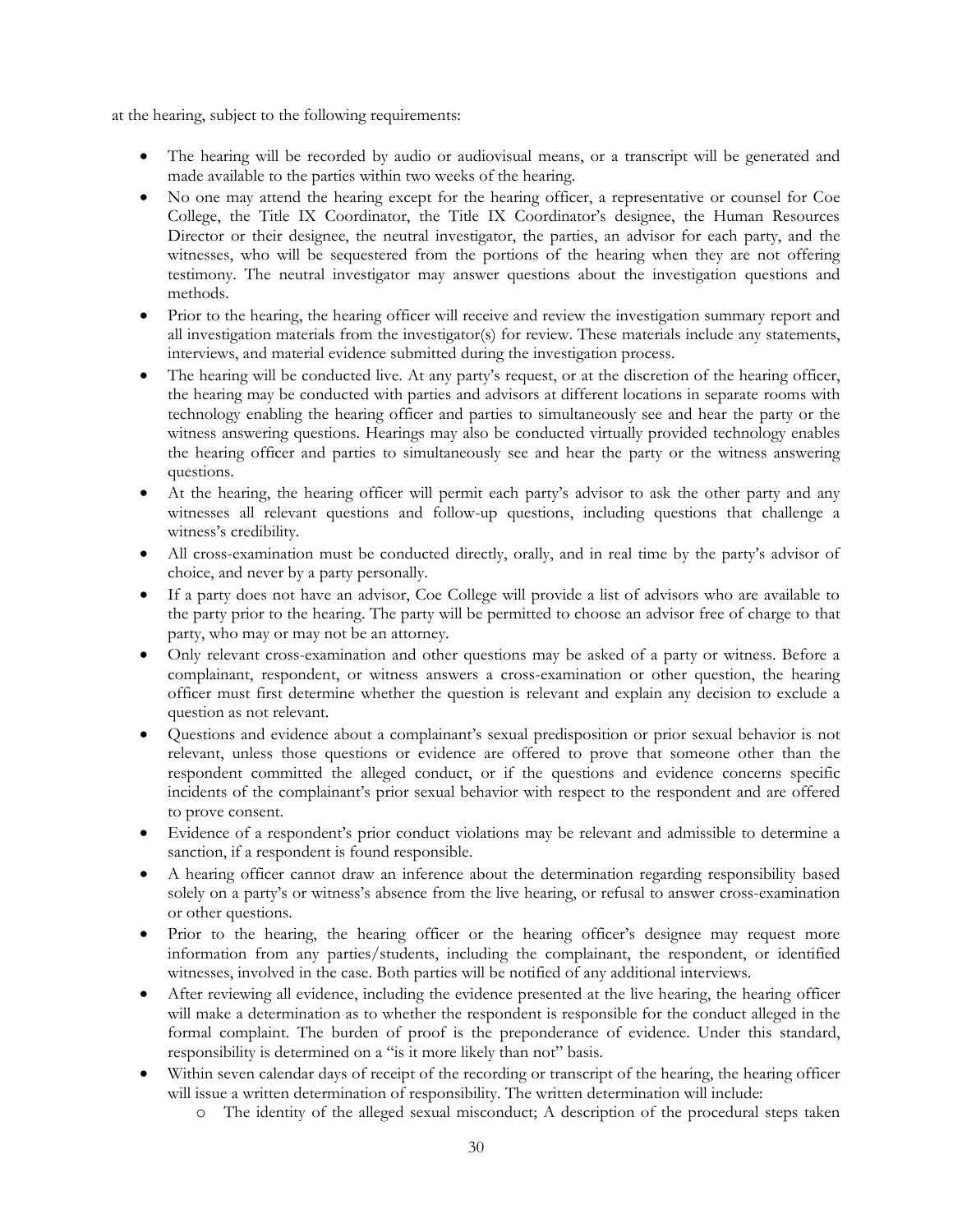at the hearing, subject to the following requirements:

- The hearing will be recorded by audio or audiovisual means, or a transcript will be generated and made available to the parties within two weeks of the hearing.
- No one may attend the hearing except for the hearing officer, a representative or counsel for Coe College, the Title IX Coordinator, the Title IX Coordinator's designee, the Human Resources Director or their designee, the neutral investigator, the parties, an advisor for each party, and the witnesses, who will be sequestered from the portions of the hearing when they are not offering testimony. The neutral investigator may answer questions about the investigation questions and methods.
- Prior to the hearing, the hearing officer will receive and review the investigation summary report and all investigation materials from the investigator(s) for review. These materials include any statements, interviews, and material evidence submitted during the investigation process.
- The hearing will be conducted live. At any party's request, or at the discretion of the hearing officer, the hearing may be conducted with parties and advisors at different locations in separate rooms with technology enabling the hearing officer and parties to simultaneously see and hear the party or the witness answering questions. Hearings may also be conducted virtually provided technology enables the hearing officer and parties to simultaneously see and hear the party or the witness answering questions.
- At the hearing, the hearing officer will permit each party's advisor to ask the other party and any witnesses all relevant questions and follow-up questions, including questions that challenge a witness's credibility.
- All cross-examination must be conducted directly, orally, and in real time by the party's advisor of choice, and never by a party personally.
- If a party does not have an advisor, Coe College will provide a list of advisors who are available to the party prior to the hearing. The party will be permitted to choose an advisor free of charge to that party, who may or may not be an attorney.
- Only relevant cross-examination and other questions may be asked of a party or witness. Before a complainant, respondent, or witness answers a cross-examination or other question, the hearing officer must first determine whether the question is relevant and explain any decision to exclude a question as not relevant.
- Questions and evidence about a complainant's sexual predisposition or prior sexual behavior is not relevant, unless those questions or evidence are offered to prove that someone other than the respondent committed the alleged conduct, or if the questions and evidence concerns specific incidents of the complainant's prior sexual behavior with respect to the respondent and are offered to prove consent.
- Evidence of a respondent's prior conduct violations may be relevant and admissible to determine a sanction, if a respondent is found responsible.
- A hearing officer cannot draw an inference about the determination regarding responsibility based solely on a party's or witness's absence from the live hearing, or refusal to answer cross-examination or other questions.
- Prior to the hearing, the hearing officer or the hearing officer's designee may request more information from any parties/students, including the complainant, the respondent, or identified witnesses, involved in the case. Both parties will be notified of any additional interviews.
- After reviewing all evidence, including the evidence presented at the live hearing, the hearing officer will make a determination as to whether the respondent is responsible for the conduct alleged in the formal complaint. The burden of proof is the preponderance of evidence. Under this standard, responsibility is determined on a "is it more likely than not" basis.
- Within seven calendar days of receipt of the recording or transcript of the hearing, the hearing officer will issue a written determination of responsibility. The written determination will include:
  - The identity of the alleged sexual misconduct; A description of the procedural steps taken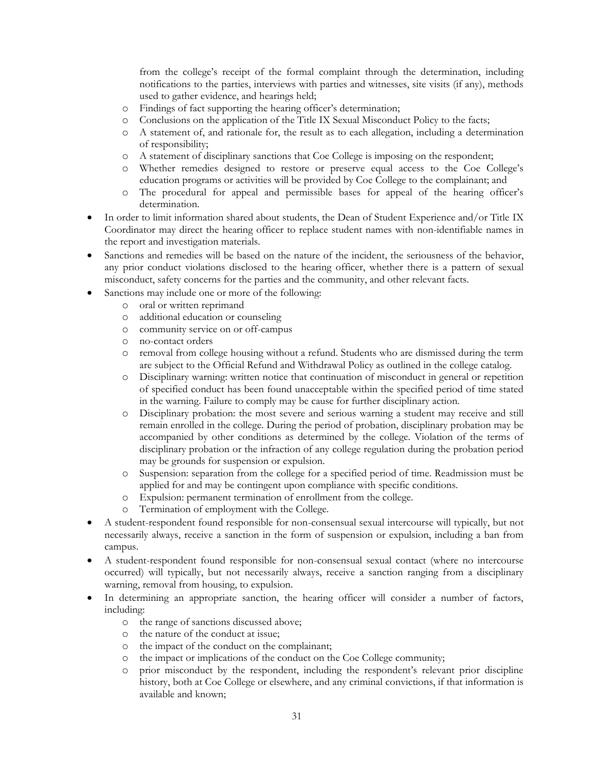from the college's receipt of the formal complaint through the determination, including notifications to the parties, interviews with parties and witnesses, site visits (if any), methods used to gather evidence, and hearings held;
  - Findings of fact supporting the hearing officer's determination;
  - Conclusions on the application of the Title IX Sexual Misconduct Policy to the facts;
  - A statement of, and rationale for, the result as to each allegation, including a determination of responsibility;
  - A statement of disciplinary sanctions that Coe College is imposing on the respondent;
  - Whether remedies designed to restore or preserve equal access to the Coe College's education programs or activities will be provided by Coe College to the complainant; and
  - The procedural for appeal and permissible bases for appeal of the hearing officer's determination.
- In order to limit information shared about students, the Dean of Student Experience and/or Title IX Coordinator may direct the hearing officer to replace student names with non-identifiable names in the report and investigation materials.
- Sanctions and remedies will be based on the nature of the incident, the seriousness of the behavior, any prior conduct violations disclosed to the hearing officer, whether there is a pattern of sexual misconduct, safety concerns for the parties and the community, and other relevant facts.
- Sanctions may include one or more of the following:
  - oral or written reprimand
  - additional education or counseling
  - community service on or off-campus
  - no-contact orders
  - removal from college housing without a refund. Students who are dismissed during the term are subject to the Official Refund and Withdrawal Policy as outlined in the college catalog.
  - Disciplinary warning: written notice that continuation of misconduct in general or repetition of specified conduct has been found unacceptable within the specified period of time stated in the warning. Failure to comply may be cause for further disciplinary action.
  - Disciplinary probation: the most severe and serious warning a student may receive and still remain enrolled in the college. During the period of probation, disciplinary probation may be accompanied by other conditions as determined by the college. Violation of the terms of disciplinary probation or the infraction of any college regulation during the probation period may be grounds for suspension or expulsion.
  - Suspension: separation from the college for a specified period of time. Readmission must be applied for and may be contingent upon compliance with specific conditions.
  - Expulsion: permanent termination of enrollment from the college.
  - Termination of employment with the College.
- A student-respondent found responsible for non-consensual sexual intercourse will typically, but not necessarily always, receive a sanction in the form of suspension or expulsion, including a ban from campus.
- A student-respondent found responsible for non-consensual sexual contact (where no intercourse occurred) will typically, but not necessarily always, receive a sanction ranging from a disciplinary warning, removal from housing, to expulsion.
- In determining an appropriate sanction, the hearing officer will consider a number of factors, including:
  - the range of sanctions discussed above;
  - the nature of the conduct at issue;
  - the impact of the conduct on the complainant;
  - the impact or implications of the conduct on the Coe College community;
  - prior misconduct by the respondent, including the respondent's relevant prior discipline history, both at Coe College or elsewhere, and any criminal convictions, if that information is available and known;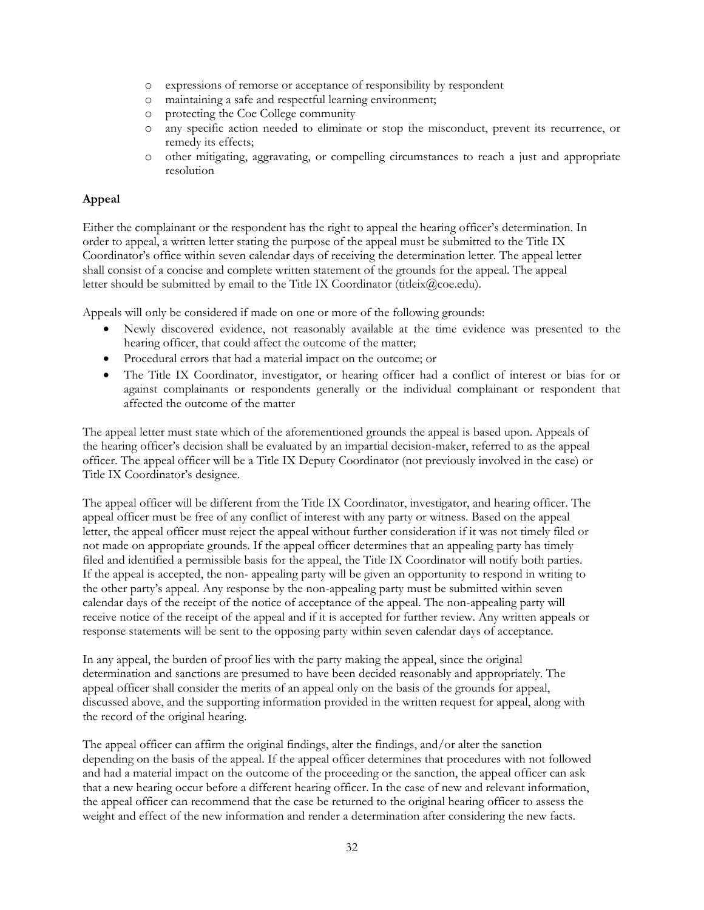- expressions of remorse or acceptance of responsibility by respondent
- maintaining a safe and respectful learning environment;
- protecting the Coe College community
- any specific action needed to eliminate or stop the misconduct, prevent its recurrence, or remedy its effects;
- other mitigating, aggravating, or compelling circumstances to reach a just and appropriate resolution

**Appeal**

Either the complainant or the respondent has the right to appeal the hearing officer's determination. In order to appeal, a written letter stating the purpose of the appeal must be submitted to the Title IX Coordinator's office within seven calendar days of receiving the determination letter. The appeal letter shall consist of a concise and complete written statement of the grounds for the appeal. The appeal letter should be submitted by email to the Title IX Coordinator (titleix@coe.edu).

Appeals will only be considered if made on one or more of the following grounds:

- Newly discovered evidence, not reasonably available at the time evidence was presented to the hearing officer, that could affect the outcome of the matter;
- Procedural errors that had a material impact on the outcome; or
- The Title IX Coordinator, investigator, or hearing officer had a conflict of interest or bias for or against complainants or respondents generally or the individual complainant or respondent that affected the outcome of the matter

The appeal letter must state which of the aforementioned grounds the appeal is based upon. Appeals of the hearing officer's decision shall be evaluated by an impartial decision-maker, referred to as the appeal officer. The appeal officer will be a Title IX Deputy Coordinator (not previously involved in the case) or Title IX Coordinator's designee.

The appeal officer will be different from the Title IX Coordinator, investigator, and hearing officer. The appeal officer must be free of any conflict of interest with any party or witness. Based on the appeal letter, the appeal officer must reject the appeal without further consideration if it was not timely filed or not made on appropriate grounds. If the appeal officer determines that an appealing party has timely filed and identified a permissible basis for the appeal, the Title IX Coordinator will notify both parties. If the appeal is accepted, the non- appealing party will be given an opportunity to respond in writing to the other party's appeal. Any response by the non-appealing party must be submitted within seven calendar days of the receipt of the notice of acceptance of the appeal. The non-appealing party will receive notice of the receipt of the appeal and if it is accepted for further review. Any written appeals or response statements will be sent to the opposing party within seven calendar days of acceptance.

In any appeal, the burden of proof lies with the party making the appeal, since the original determination and sanctions are presumed to have been decided reasonably and appropriately. The appeal officer shall consider the merits of an appeal only on the basis of the grounds for appeal, discussed above, and the supporting information provided in the written request for appeal, along with the record of the original hearing.

The appeal officer can affirm the original findings, alter the findings, and/or alter the sanction depending on the basis of the appeal. If the appeal officer determines that procedures with not followed and had a material impact on the outcome of the proceeding or the sanction, the appeal officer can ask that a new hearing occur before a different hearing officer. In the case of new and relevant information, the appeal officer can recommend that the case be returned to the original hearing officer to assess the weight and effect of the new information and render a determination after considering the new facts.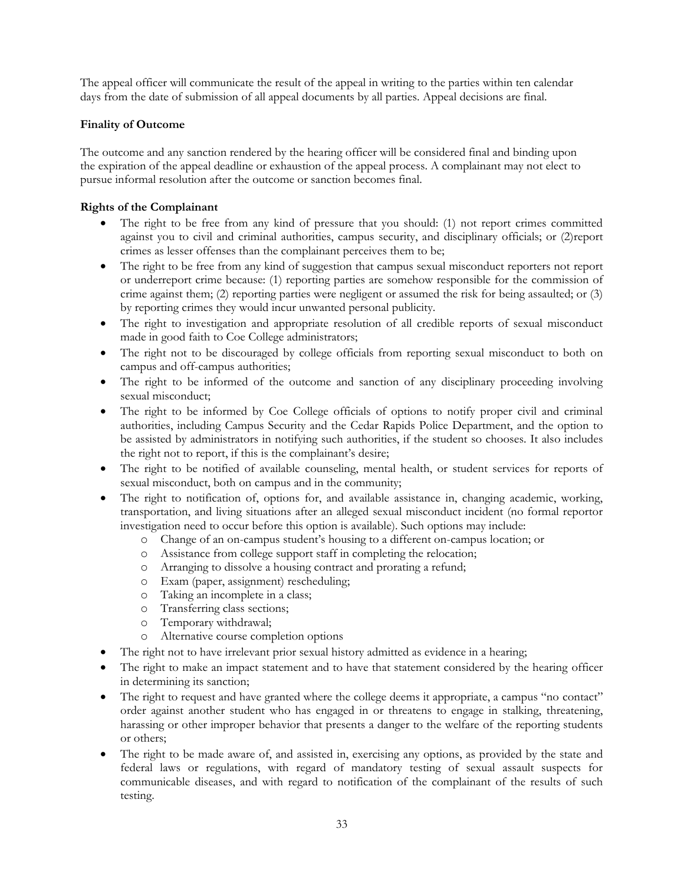The appeal officer will communicate the result of the appeal in writing to the parties within ten calendar days from the date of submission of all appeal documents by all parties. Appeal decisions are final.

**Finality of Outcome**

The outcome and any sanction rendered by the hearing officer will be considered final and binding upon the expiration of the appeal deadline or exhaustion of the appeal process. A complainant may not elect to pursue informal resolution after the outcome or sanction becomes final.

**Rights of the Complainant**

- The right to be free from any kind of pressure that you should: (1) not report crimes committed against you to civil and criminal authorities, campus security, and disciplinary officials; or (2)report crimes as lesser offenses than the complainant perceives them to be;
- The right to be free from any kind of suggestion that campus sexual misconduct reporters not report or underreport crime because: (1) reporting parties are somehow responsible for the commission of crime against them; (2) reporting parties were negligent or assumed the risk for being assaulted; or (3) by reporting crimes they would incur unwanted personal publicity.
- The right to investigation and appropriate resolution of all credible reports of sexual misconduct made in good faith to Coe College administrators;
- The right not to be discouraged by college officials from reporting sexual misconduct to both on campus and off-campus authorities;
- The right to be informed of the outcome and sanction of any disciplinary proceeding involving sexual misconduct;
- The right to be informed by Coe College officials of options to notify proper civil and criminal authorities, including Campus Security and the Cedar Rapids Police Department, and the option to be assisted by administrators in notifying such authorities, if the student so chooses. It also includes the right not to report, if this is the complainant's desire;
- The right to be notified of available counseling, mental health, or student services for reports of sexual misconduct, both on campus and in the community;
- The right to notification of, options for, and available assistance in, changing academic, working, transportation, and living situations after an alleged sexual misconduct incident (no formal reportor investigation need to occur before this option is available). Such options may include:
  - Change of an on-campus student's housing to a different on-campus location; or
  - Assistance from college support staff in completing the relocation;
  - Arranging to dissolve a housing contract and prorating a refund;
  - Exam (paper, assignment) rescheduling;
  - Taking an incomplete in a class;
  - Transferring class sections;
  - Temporary withdrawal;
  - Alternative course completion options
- The right not to have irrelevant prior sexual history admitted as evidence in a hearing;
- The right to make an impact statement and to have that statement considered by the hearing officer in determining its sanction;
- The right to request and have granted where the college deems it appropriate, a campus "no contact" order against another student who has engaged in or threatens to engage in stalking, threatening, harassing or other improper behavior that presents a danger to the welfare of the reporting students or others;
- The right to be made aware of, and assisted in, exercising any options, as provided by the state and federal laws or regulations, with regard of mandatory testing of sexual assault suspects for communicable diseases, and with regard to notification of the complainant of the results of such testing.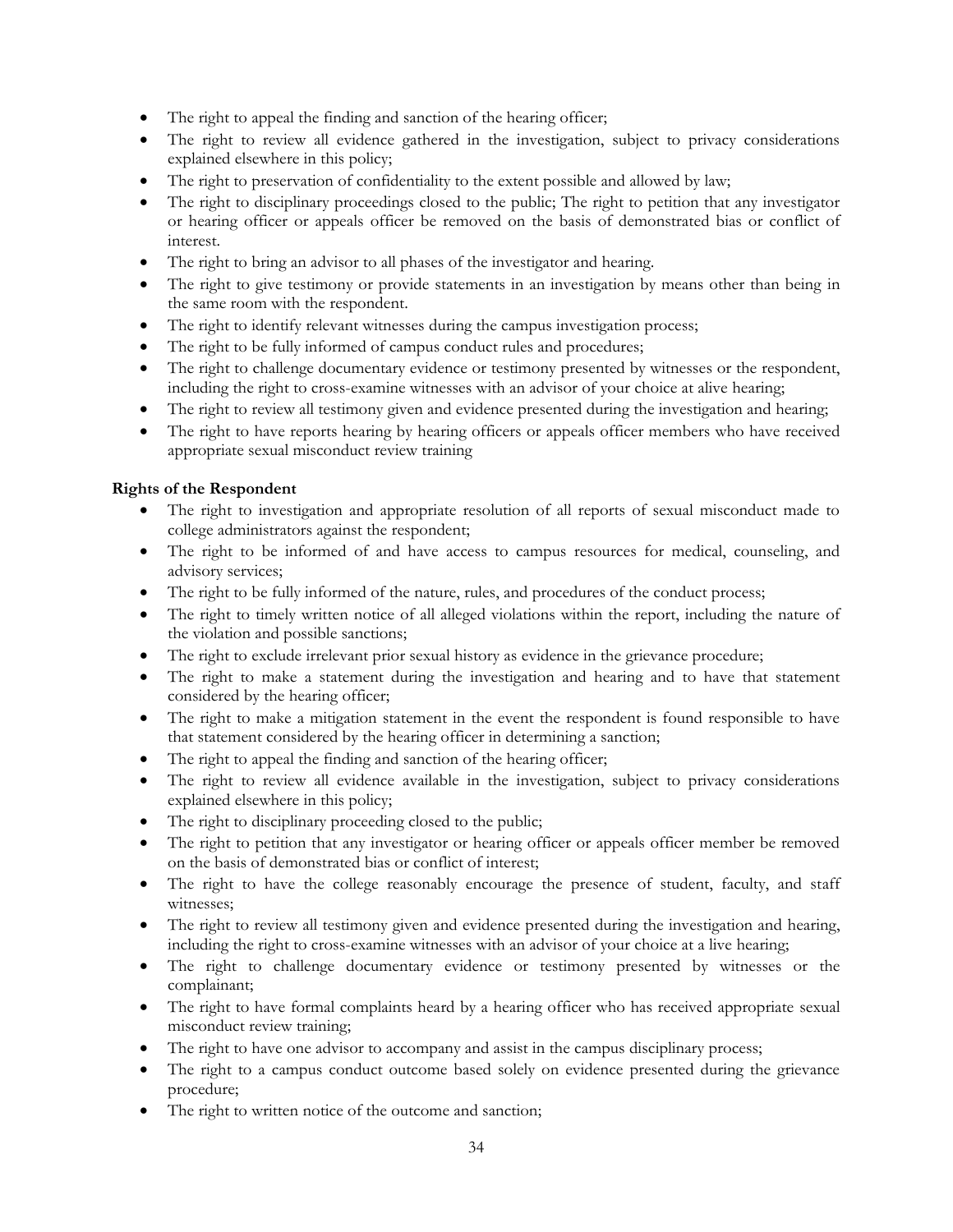- The right to appeal the finding and sanction of the hearing officer;
- The right to review all evidence gathered in the investigation, subject to privacy considerations explained elsewhere in this policy;
- The right to preservation of confidentiality to the extent possible and allowed by law;
- The right to disciplinary proceedings closed to the public; The right to petition that any investigator or hearing officer or appeals officer be removed on the basis of demonstrated bias or conflict of interest.
- The right to bring an advisor to all phases of the investigator and hearing.
- The right to give testimony or provide statements in an investigation by means other than being in the same room with the respondent.
- The right to identify relevant witnesses during the campus investigation process;
- The right to be fully informed of campus conduct rules and procedures;
- The right to challenge documentary evidence or testimony presented by witnesses or the respondent, including the right to cross-examine witnesses with an advisor of your choice at alive hearing;
- The right to review all testimony given and evidence presented during the investigation and hearing;
- The right to have reports hearing by hearing officers or appeals officer members who have received appropriate sexual misconduct review training

**Rights of the Respondent**

- The right to investigation and appropriate resolution of all reports of sexual misconduct made to college administrators against the respondent;
- The right to be informed of and have access to campus resources for medical, counseling, and advisory services;
- The right to be fully informed of the nature, rules, and procedures of the conduct process;
- The right to timely written notice of all alleged violations within the report, including the nature of the violation and possible sanctions;
- The right to exclude irrelevant prior sexual history as evidence in the grievance procedure;
- The right to make a statement during the investigation and hearing and to have that statement considered by the hearing officer;
- The right to make a mitigation statement in the event the respondent is found responsible to have that statement considered by the hearing officer in determining a sanction;
- The right to appeal the finding and sanction of the hearing officer;
- The right to review all evidence available in the investigation, subject to privacy considerations explained elsewhere in this policy;
- The right to disciplinary proceeding closed to the public;
- The right to petition that any investigator or hearing officer or appeals officer member be removed on the basis of demonstrated bias or conflict of interest;
- The right to have the college reasonably encourage the presence of student, faculty, and staff witnesses;
- The right to review all testimony given and evidence presented during the investigation and hearing, including the right to cross-examine witnesses with an advisor of your choice at a live hearing;
- The right to challenge documentary evidence or testimony presented by witnesses or the complainant;
- The right to have formal complaints heard by a hearing officer who has received appropriate sexual misconduct review training;
- The right to have one advisor to accompany and assist in the campus disciplinary process;
- The right to a campus conduct outcome based solely on evidence presented during the grievance procedure;
- The right to written notice of the outcome and sanction;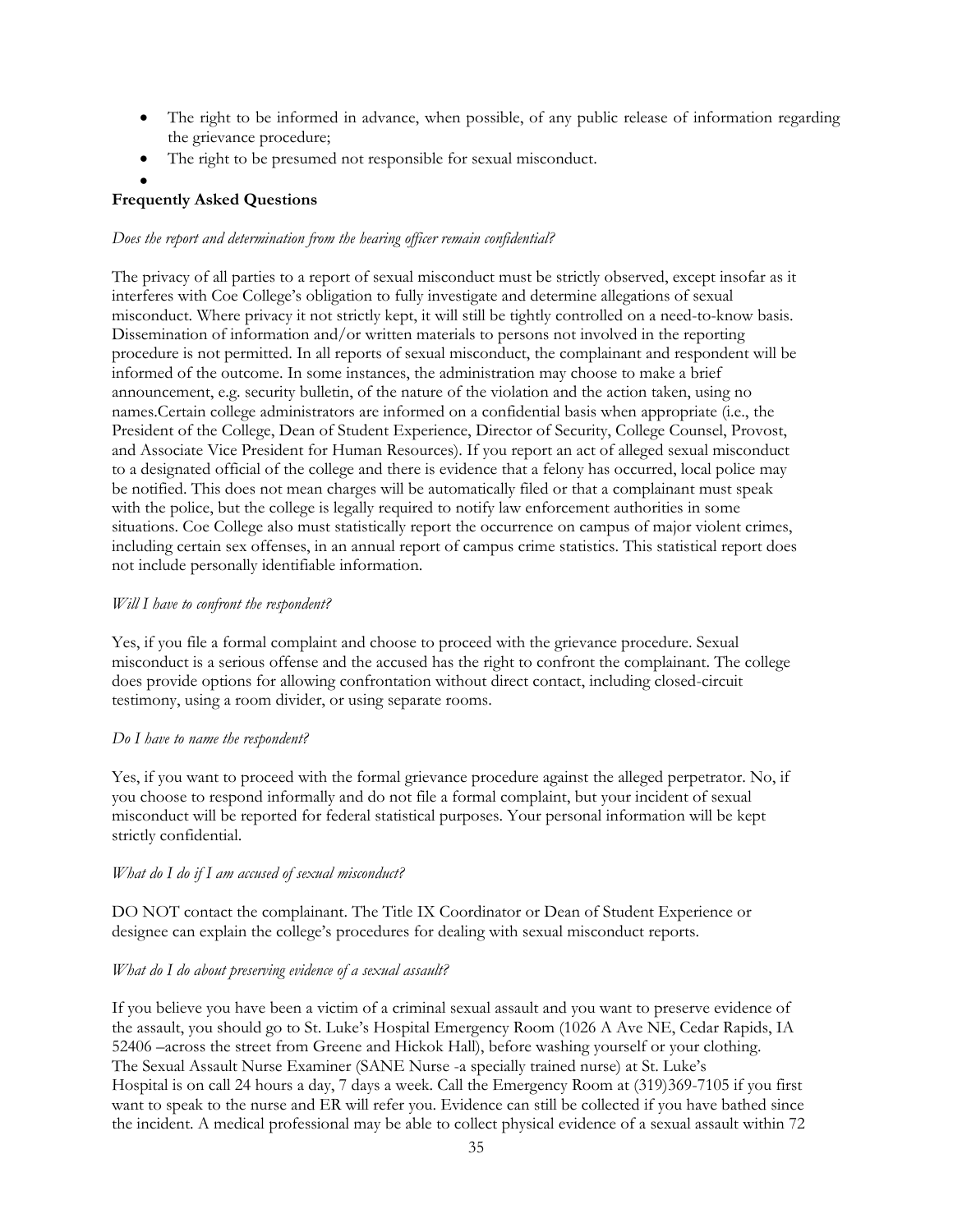- The right to be informed in advance, when possible, of any public release of information regarding the grievance procedure;
- The right to be presumed not responsible for sexual misconduct.
-

**Frequently Asked Questions**

*Does the report and determination from the hearing officer remain confidential?*

The privacy of all parties to a report of sexual misconduct must be strictly observed, except insofar as it interferes with Coe College's obligation to fully investigate and determine allegations of sexual misconduct. Where privacy it not strictly kept, it will still be tightly controlled on a need-to-know basis. Dissemination of information and/or written materials to persons not involved in the reporting procedure is not permitted. In all reports of sexual misconduct, the complainant and respondent will be informed of the outcome. In some instances, the administration may choose to make a brief announcement, e.g. security bulletin, of the nature of the violation and the action taken, using no names.Certain college administrators are informed on a confidential basis when appropriate (i.e., the President of the College, Dean of Student Experience, Director of Security, College Counsel, Provost, and Associate Vice President for Human Resources). If you report an act of alleged sexual misconduct to a designated official of the college and there is evidence that a felony has occurred, local police may be notified. This does not mean charges will be automatically filed or that a complainant must speak with the police, but the college is legally required to notify law enforcement authorities in some situations. Coe College also must statistically report the occurrence on campus of major violent crimes, including certain sex offenses, in an annual report of campus crime statistics. This statistical report does not include personally identifiable information.

*Will I have to confront the respondent?*

Yes, if you file a formal complaint and choose to proceed with the grievance procedure. Sexual misconduct is a serious offense and the accused has the right to confront the complainant. The college does provide options for allowing confrontation without direct contact, including closed-circuit testimony, using a room divider, or using separate rooms.

*Do I have to name the respondent?*

Yes, if you want to proceed with the formal grievance procedure against the alleged perpetrator. No, if you choose to respond informally and do not file a formal complaint, but your incident of sexual misconduct will be reported for federal statistical purposes. Your personal information will be kept strictly confidential.

*What do I do if I am accused of sexual misconduct?*

DO NOT contact the complainant. The Title IX Coordinator or Dean of Student Experience or designee can explain the college's procedures for dealing with sexual misconduct reports.

*What do I do about preserving evidence of a sexual assault?*

If you believe you have been a victim of a criminal sexual assault and you want to preserve evidence of the assault, you should go to St. Luke's Hospital Emergency Room (1026 A Ave NE, Cedar Rapids, IA 52406 –across the street from Greene and Hickok Hall), before washing yourself or your clothing. The Sexual Assault Nurse Examiner (SANE Nurse -a specially trained nurse) at St. Luke's Hospital is on call 24 hours a day, 7 days a week. Call the Emergency Room at (319)369-7105 if you first want to speak to the nurse and ER will refer you. Evidence can still be collected if you have bathed since the incident. A medical professional may be able to collect physical evidence of a sexual assault within 72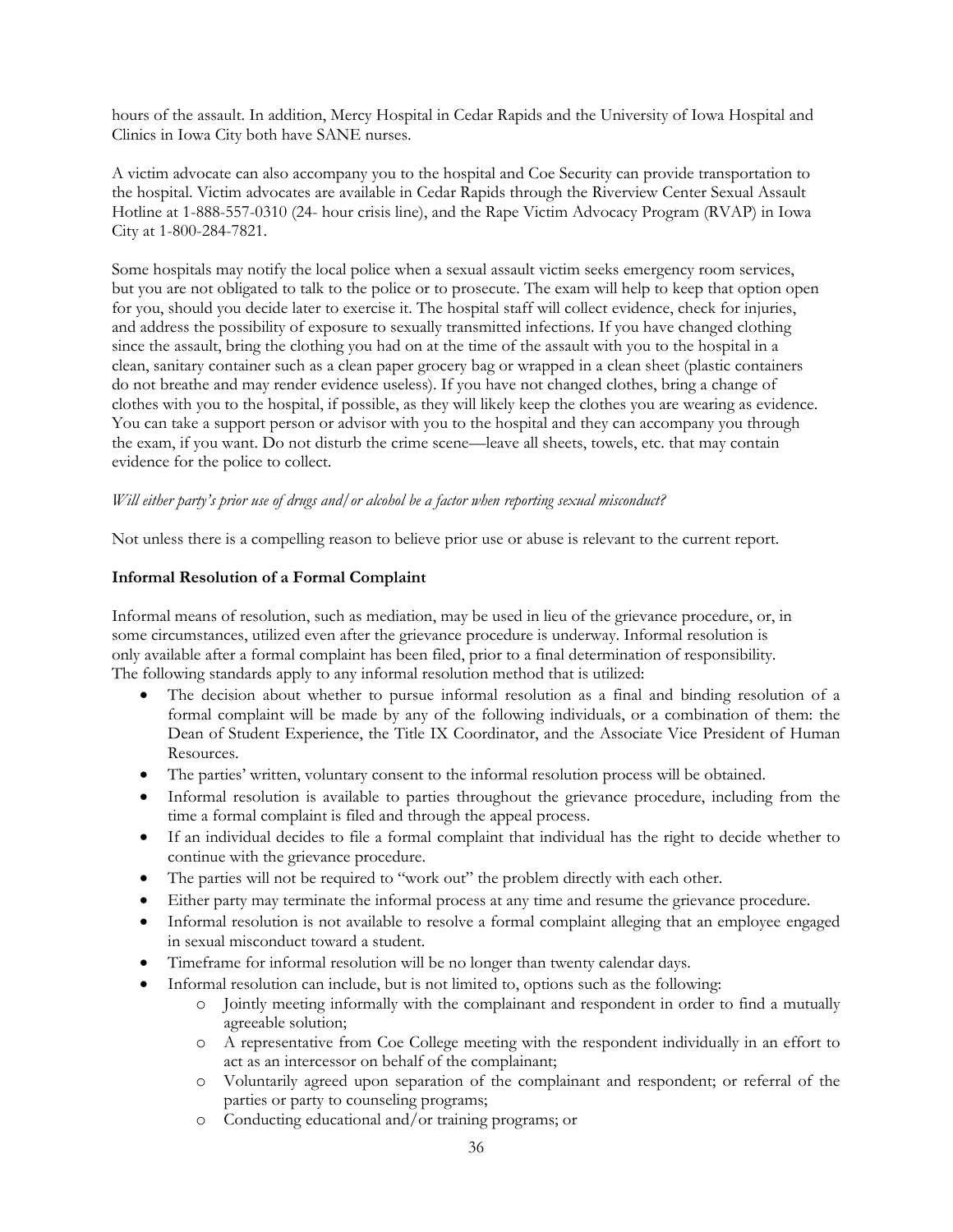hours of the assault. In addition, Mercy Hospital in Cedar Rapids and the University of Iowa Hospital and Clinics in Iowa City both have SANE nurses.

A victim advocate can also accompany you to the hospital and Coe Security can provide transportation to the hospital. Victim advocates are available in Cedar Rapids through the Riverview Center Sexual Assault Hotline at 1-888-557-0310 (24- hour crisis line), and the Rape Victim Advocacy Program (RVAP) in Iowa City at 1-800-284-7821.

Some hospitals may notify the local police when a sexual assault victim seeks emergency room services, but you are not obligated to talk to the police or to prosecute. The exam will help to keep that option open for you, should you decide later to exercise it. The hospital staff will collect evidence, check for injuries, and address the possibility of exposure to sexually transmitted infections. If you have changed clothing since the assault, bring the clothing you had on at the time of the assault with you to the hospital in a clean, sanitary container such as a clean paper grocery bag or wrapped in a clean sheet (plastic containers do not breathe and may render evidence useless). If you have not changed clothes, bring a change of clothes with you to the hospital, if possible, as they will likely keep the clothes you are wearing as evidence. You can take a support person or advisor with you to the hospital and they can accompany you through the exam, if you want. Do not disturb the crime scene—leave all sheets, towels, etc. that may contain evidence for the police to collect.

*Will either party's prior use of drugs and/or alcohol be a factor when reporting sexual misconduct?*

Not unless there is a compelling reason to believe prior use or abuse is relevant to the current report.

**Informal Resolution of a Formal Complaint**

Informal means of resolution, such as mediation, may be used in lieu of the grievance procedure, or, in some circumstances, utilized even after the grievance procedure is underway. Informal resolution is only available after a formal complaint has been filed, prior to a final determination of responsibility. The following standards apply to any informal resolution method that is utilized:

- The decision about whether to pursue informal resolution as a final and binding resolution of a formal complaint will be made by any of the following individuals, or a combination of them: the Dean of Student Experience, the Title IX Coordinator, and the Associate Vice President of Human Resources.
- The parties' written, voluntary consent to the informal resolution process will be obtained.
- Informal resolution is available to parties throughout the grievance procedure, including from the time a formal complaint is filed and through the appeal process.
- If an individual decides to file a formal complaint that individual has the right to decide whether to continue with the grievance procedure.
- The parties will not be required to "work out" the problem directly with each other.
- Either party may terminate the informal process at any time and resume the grievance procedure.
- Informal resolution is not available to resolve a formal complaint alleging that an employee engaged in sexual misconduct toward a student.
- Timeframe for informal resolution will be no longer than twenty calendar days.
- Informal resolution can include, but is not limited to, options such as the following:
  - Jointly meeting informally with the complainant and respondent in order to find a mutually agreeable solution;
  - A representative from Coe College meeting with the respondent individually in an effort to act as an intercessor on behalf of the complainant;
  - Voluntarily agreed upon separation of the complainant and respondent; or referral of the parties or party to counseling programs;
  - Conducting educational and/or training programs; or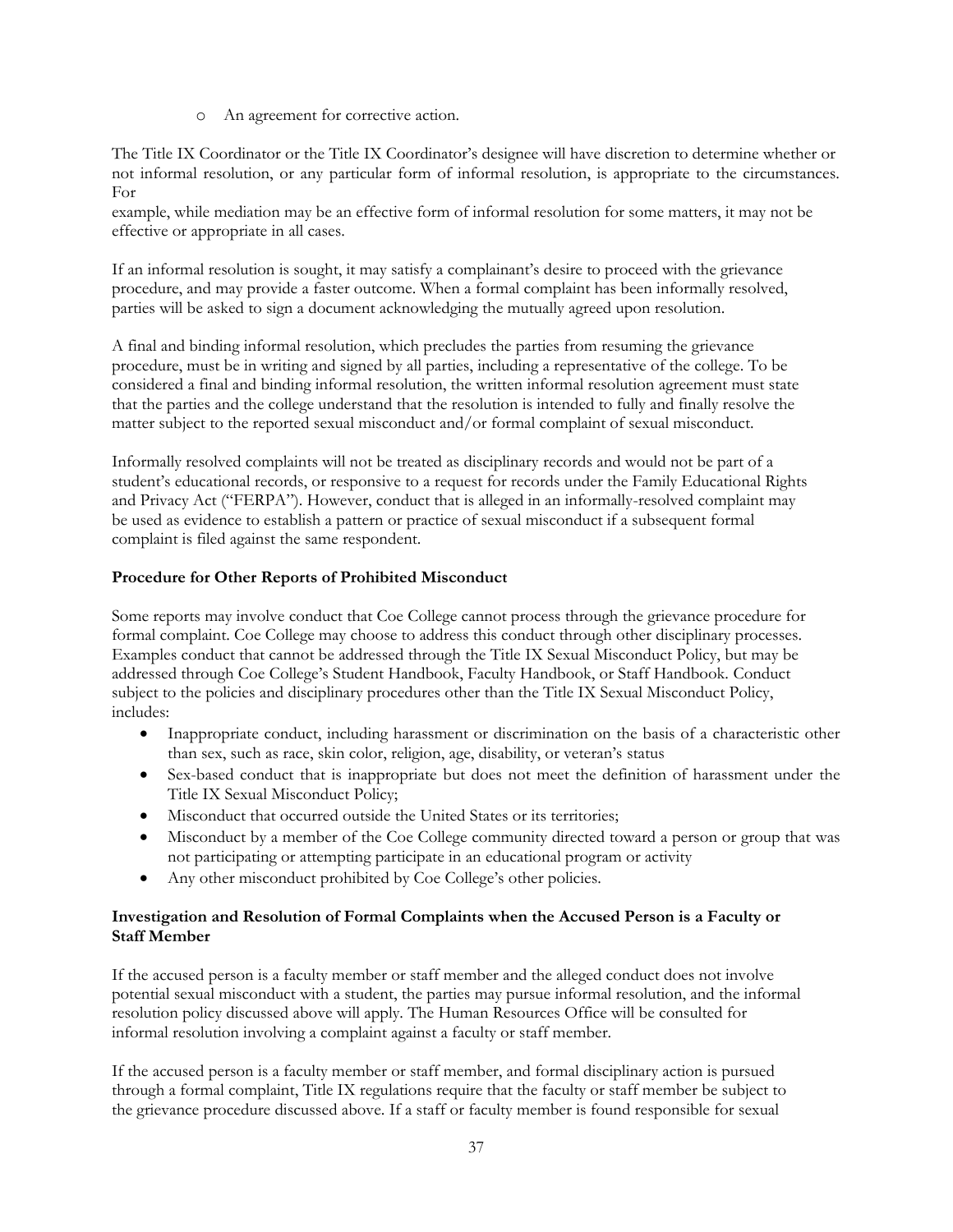- An agreement for corrective action.

The Title IX Coordinator or the Title IX Coordinator's designee will have discretion to determine whether or not informal resolution, or any particular form of informal resolution, is appropriate to the circumstances. For example, while mediation may be an effective form of informal resolution for some matters, it may not be effective or appropriate in all cases.

If an informal resolution is sought, it may satisfy a complainant's desire to proceed with the grievance procedure, and may provide a faster outcome. When a formal complaint has been informally resolved, parties will be asked to sign a document acknowledging the mutually agreed upon resolution.

A final and binding informal resolution, which precludes the parties from resuming the grievance procedure, must be in writing and signed by all parties, including a representative of the college. To be considered a final and binding informal resolution, the written informal resolution agreement must state that the parties and the college understand that the resolution is intended to fully and finally resolve the matter subject to the reported sexual misconduct and/or formal complaint of sexual misconduct.

Informally resolved complaints will not be treated as disciplinary records and would not be part of a student's educational records, or responsive to a request for records under the Family Educational Rights and Privacy Act ("FERPA"). However, conduct that is alleged in an informally-resolved complaint may be used as evidence to establish a pattern or practice of sexual misconduct if a subsequent formal complaint is filed against the same respondent.

**Procedure for Other Reports of Prohibited Misconduct**

Some reports may involve conduct that Coe College cannot process through the grievance procedure for formal complaint. Coe College may choose to address this conduct through other disciplinary processes. Examples conduct that cannot be addressed through the Title IX Sexual Misconduct Policy, but may be addressed through Coe College's Student Handbook, Faculty Handbook, or Staff Handbook. Conduct subject to the policies and disciplinary procedures other than the Title IX Sexual Misconduct Policy, includes:

- Inappropriate conduct, including harassment or discrimination on the basis of a characteristic other than sex, such as race, skin color, religion, age, disability, or veteran's status
- Sex-based conduct that is inappropriate but does not meet the definition of harassment under the Title IX Sexual Misconduct Policy;
- Misconduct that occurred outside the United States or its territories;
- Misconduct by a member of the Coe College community directed toward a person or group that was not participating or attempting participate in an educational program or activity
- Any other misconduct prohibited by Coe College's other policies.

**Investigation and Resolution of Formal Complaints when the Accused Person is a Faculty or Staff Member**

If the accused person is a faculty member or staff member and the alleged conduct does not involve potential sexual misconduct with a student, the parties may pursue informal resolution, and the informal resolution policy discussed above will apply. The Human Resources Office will be consulted for informal resolution involving a complaint against a faculty or staff member.

If the accused person is a faculty member or staff member, and formal disciplinary action is pursued through a formal complaint, Title IX regulations require that the faculty or staff member be subject to the grievance procedure discussed above. If a staff or faculty member is found responsible for sexual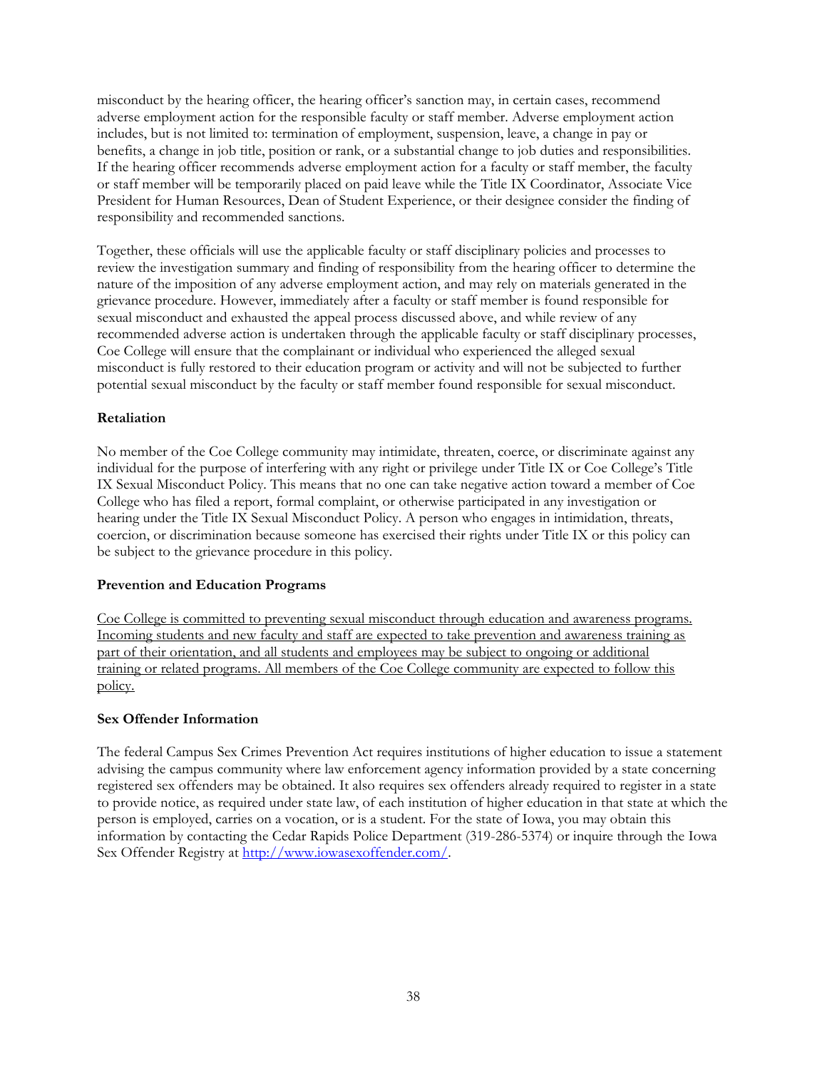misconduct by the hearing officer, the hearing officer's sanction may, in certain cases, recommend adverse employment action for the responsible faculty or staff member. Adverse employment action includes, but is not limited to: termination of employment, suspension, leave, a change in pay or benefits, a change in job title, position or rank, or a substantial change to job duties and responsibilities. If the hearing officer recommends adverse employment action for a faculty or staff member, the faculty or staff member will be temporarily placed on paid leave while the Title IX Coordinator, Associate Vice President for Human Resources, Dean of Student Experience, or their designee consider the finding of responsibility and recommended sanctions.

Together, these officials will use the applicable faculty or staff disciplinary policies and processes to review the investigation summary and finding of responsibility from the hearing officer to determine the nature of the imposition of any adverse employment action, and may rely on materials generated in the grievance procedure. However, immediately after a faculty or staff member is found responsible for sexual misconduct and exhausted the appeal process discussed above, and while review of any recommended adverse action is undertaken through the applicable faculty or staff disciplinary processes, Coe College will ensure that the complainant or individual who experienced the alleged sexual misconduct is fully restored to their education program or activity and will not be subjected to further potential sexual misconduct by the faculty or staff member found responsible for sexual misconduct.

**Retaliation**

No member of the Coe College community may intimidate, threaten, coerce, or discriminate against any individual for the purpose of interfering with any right or privilege under Title IX or Coe College's Title IX Sexual Misconduct Policy. This means that no one can take negative action toward a member of Coe College who has filed a report, formal complaint, or otherwise participated in any investigation or hearing under the Title IX Sexual Misconduct Policy. A person who engages in intimidation, threats, coercion, or discrimination because someone has exercised their rights under Title IX or this policy can be subject to the grievance procedure in this policy.

**Prevention and Education Programs**

<u>Coe College is committed to preventing sexual misconduct through education and awareness programs. Incoming students and new faculty and staff are expected to take prevention and awareness training as part of their orientation, and all students and employees may be subject to ongoing or additional training or related programs. All members of the Coe College community are expected to follow this policy.</u>

**Sex Offender Information**

The federal Campus Sex Crimes Prevention Act requires institutions of higher education to issue a statement advising the campus community where law enforcement agency information provided by a state concerning registered sex offenders may be obtained. It also requires sex offenders already required to register in a state to provide notice, as required under state law, of each institution of higher education in that state at which the person is employed, carries on a vocation, or is a student. For the state of Iowa, you may obtain this information by contacting the Cedar Rapids Police Department (319-286-5374) or inquire through the Iowa Sex Offender Registry at [http://www.iowasexoffender.com/](http://www.iowasexoffender.com/).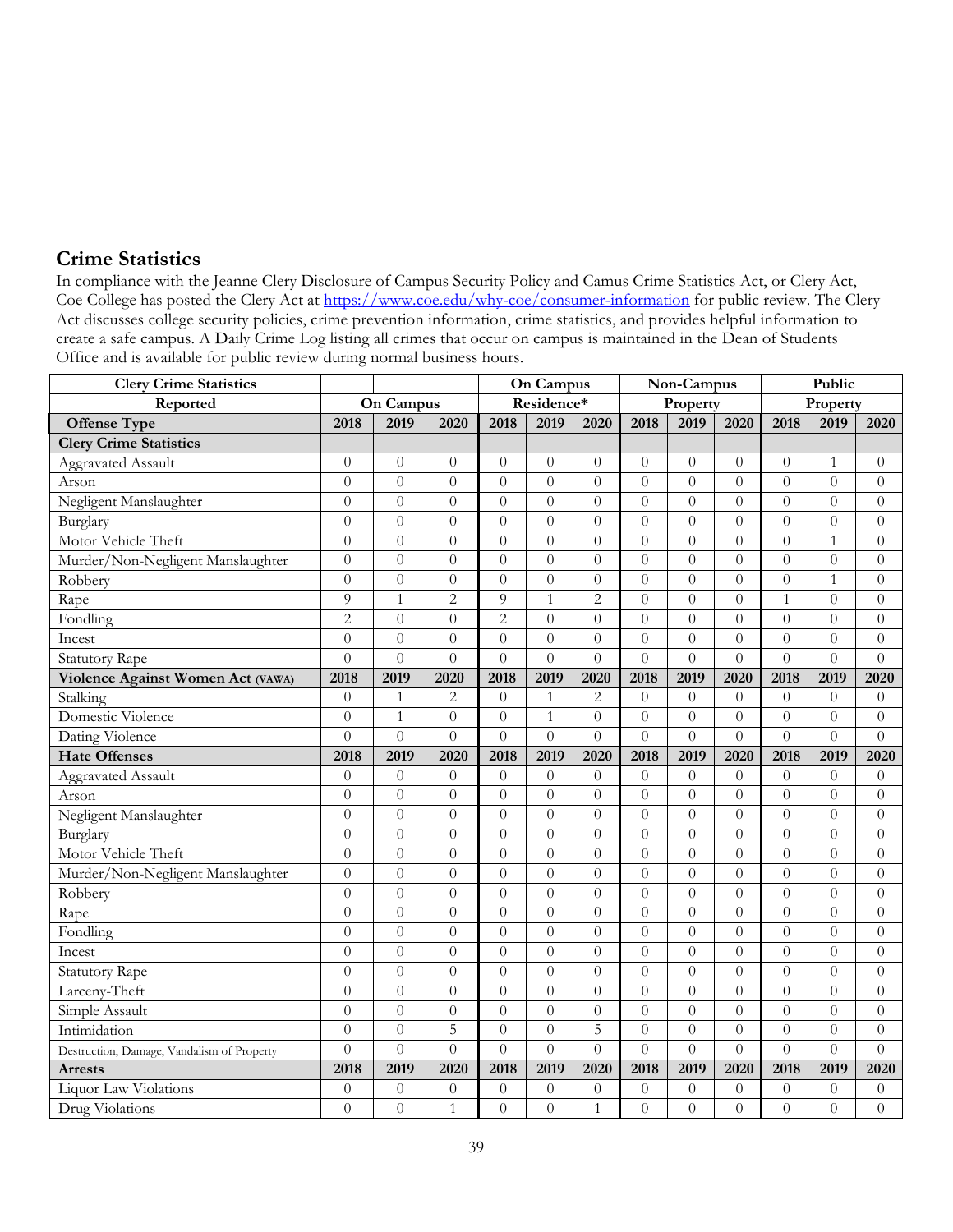## Crime Statistics

In compliance with the Jeanne Clery Disclosure of Campus Security Policy and Camus Crime Statistics Act, or Clery Act, Coe College has posted the Clery Act at https://www.coe.edu/why-coe/consumer-information for public review. The Clery Act discusses college security policies, crime prevention information, crime statistics, and provides helpful information to create a safe campus. A Daily Crime Log listing all crimes that occur on campus is maintained in the Dean of Students Office and is available for public review during normal business hours.

| Clery Crime Statistics Reported | On Campus | | | On Campus Residence* | | | Non-Campus Property | | | Public Property | | |
|---|---|---|---|---|---|---|---|---|---|---|---|---|
| **Offense Type** | **2018** | **2019** | **2020** | **2018** | **2019** | **2020** | **2018** | **2019** | **2020** | **2018** | **2019** | **2020** |
| **Clery Crime Statistics** | | | | | | | | | | | | |
| Aggravated Assault | 0 | 0 | 0 | 0 | 0 | 0 | 0 | 0 | 0 | 0 | 1 | 0 |
| Arson | 0 | 0 | 0 | 0 | 0 | 0 | 0 | 0 | 0 | 0 | 0 | 0 |
| Negligent Manslaughter | 0 | 0 | 0 | 0 | 0 | 0 | 0 | 0 | 0 | 0 | 0 | 0 |
| Burglary | 0 | 0 | 0 | 0 | 0 | 0 | 0 | 0 | 0 | 0 | 0 | 0 |
| Motor Vehicle Theft | 0 | 0 | 0 | 0 | 0 | 0 | 0 | 0 | 0 | 0 | 1 | 0 |
| Murder/Non-Negligent Manslaughter | 0 | 0 | 0 | 0 | 0 | 0 | 0 | 0 | 0 | 0 | 0 | 0 |
| Robbery | 0 | 0 | 0 | 0 | 0 | 0 | 0 | 0 | 0 | 0 | 1 | 0 |
| Rape | 9 | 1 | 2 | 9 | 1 | 2 | 0 | 0 | 0 | 1 | 0 | 0 |
| Fondling | 2 | 0 | 0 | 2 | 0 | 0 | 0 | 0 | 0 | 0 | 0 | 0 |
| Incest | 0 | 0 | 0 | 0 | 0 | 0 | 0 | 0 | 0 | 0 | 0 | 0 |
| Statutory Rape | 0 | 0 | 0 | 0 | 0 | 0 | 0 | 0 | 0 | 0 | 0 | 0 |
| **Violence Against Women Act (VAWA)** | **2018** | **2019** | **2020** | **2018** | **2019** | **2020** | **2018** | **2019** | **2020** | **2018** | **2019** | **2020** |
| Stalking | 0 | 1 | 2 | 0 | 1 | 2 | 0 | 0 | 0 | 0 | 0 | 0 |
| Domestic Violence | 0 | 1 | 0 | 0 | 1 | 0 | 0 | 0 | 0 | 0 | 0 | 0 |
| Dating Violence | 0 | 0 | 0 | 0 | 0 | 0 | 0 | 0 | 0 | 0 | 0 | 0 |
| **Hate Offenses** | **2018** | **2019** | **2020** | **2018** | **2019** | **2020** | **2018** | **2019** | **2020** | **2018** | **2019** | **2020** |
| Aggravated Assault | 0 | 0 | 0 | 0 | 0 | 0 | 0 | 0 | 0 | 0 | 0 | 0 |
| Arson | 0 | 0 | 0 | 0 | 0 | 0 | 0 | 0 | 0 | 0 | 0 | 0 |
| Negligent Manslaughter | 0 | 0 | 0 | 0 | 0 | 0 | 0 | 0 | 0 | 0 | 0 | 0 |
| Burglary | 0 | 0 | 0 | 0 | 0 | 0 | 0 | 0 | 0 | 0 | 0 | 0 |
| Motor Vehicle Theft | 0 | 0 | 0 | 0 | 0 | 0 | 0 | 0 | 0 | 0 | 0 | 0 |
| Murder/Non-Negligent Manslaughter | 0 | 0 | 0 | 0 | 0 | 0 | 0 | 0 | 0 | 0 | 0 | 0 |
| Robbery | 0 | 0 | 0 | 0 | 0 | 0 | 0 | 0 | 0 | 0 | 0 | 0 |
| Rape | 0 | 0 | 0 | 0 | 0 | 0 | 0 | 0 | 0 | 0 | 0 | 0 |
| Fondling | 0 | 0 | 0 | 0 | 0 | 0 | 0 | 0 | 0 | 0 | 0 | 0 |
| Incest | 0 | 0 | 0 | 0 | 0 | 0 | 0 | 0 | 0 | 0 | 0 | 0 |
| Statutory Rape | 0 | 0 | 0 | 0 | 0 | 0 | 0 | 0 | 0 | 0 | 0 | 0 |
| Larceny-Theft | 0 | 0 | 0 | 0 | 0 | 0 | 0 | 0 | 0 | 0 | 0 | 0 |
| Simple Assault | 0 | 0 | 0 | 0 | 0 | 0 | 0 | 0 | 0 | 0 | 0 | 0 |
| Intimidation | 0 | 0 | 5 | 0 | 0 | 5 | 0 | 0 | 0 | 0 | 0 | 0 |
| Destruction, Damage, Vandalism of Property | 0 | 0 | 0 | 0 | 0 | 0 | 0 | 0 | 0 | 0 | 0 | 0 |
| **Arrests** | **2018** | **2019** | **2020** | **2018** | **2019** | **2020** | **2018** | **2019** | **2020** | **2018** | **2019** | **2020** |
| Liquor Law Violations | 0 | 0 | 0 | 0 | 0 | 0 | 0 | 0 | 0 | 0 | 0 | 0 |
| Drug Violations | 0 | 0 | 1 | 0 | 0 | 1 | 0 | 0 | 0 | 0 | 0 | 0 |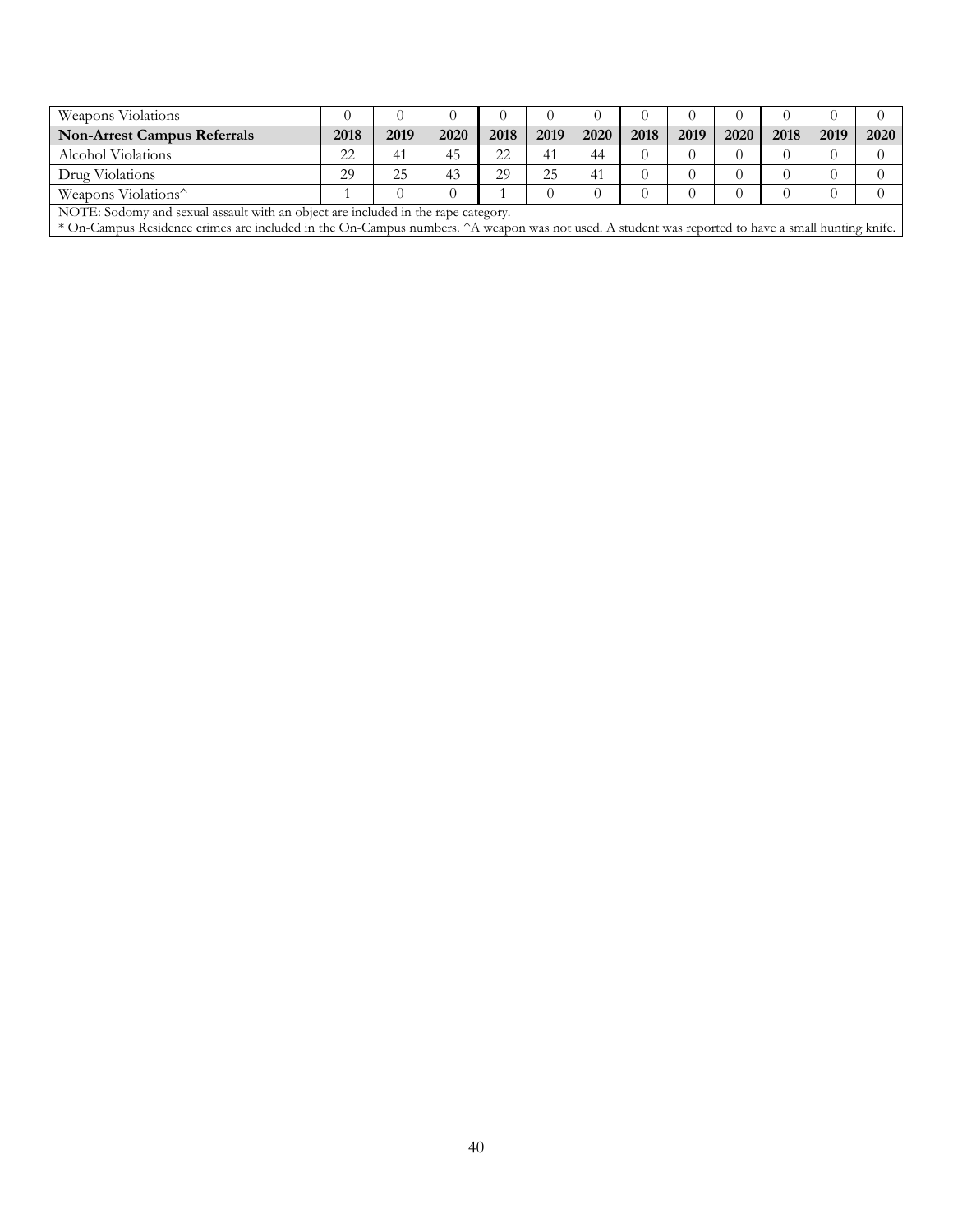| Weapons Violations | 0 | 0 | 0 | 0 | 0 | 0 | 0 | 0 | 0 | 0 | 0 | 0 |
|---|---|---|---|---|---|---|---|---|---|---|---|---|
| **Non-Arrest Campus Referrals** | **2018** | **2019** | **2020** | **2018** | **2019** | **2020** | **2018** | **2019** | **2020** | **2018** | **2019** | **2020** |
| Alcohol Violations | 22 | 41 | 45 | 22 | 41 | 44 | 0 | 0 | 0 | 0 | 0 | 0 |
| Drug Violations | 29 | 25 | 43 | 29 | 25 | 41 | 0 | 0 | 0 | 0 | 0 | 0 |
| Weapons Violations^ | 1 | 0 | 0 | 1 | 0 | 0 | 0 | 0 | 0 | 0 | 0 | 0 |

NOTE: Sodomy and sexual assault with an object are included in the rape category.

* On-Campus Residence crimes are included in the On-Campus numbers. ^A weapon was not used. A student was reported to have a small hunting knife.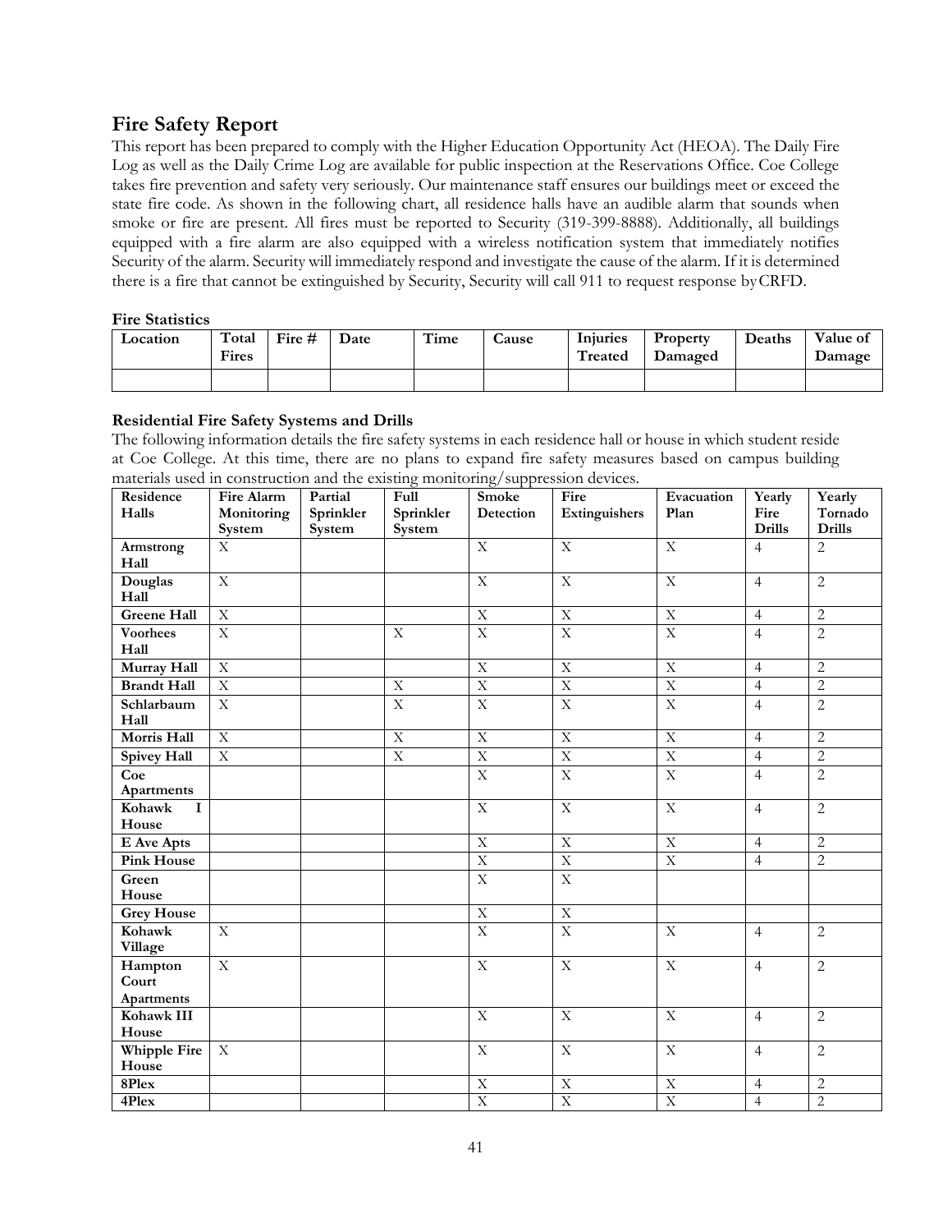## Fire Safety Report

This report has been prepared to comply with the Higher Education Opportunity Act (HEOA). The Daily Fire Log as well as the Daily Crime Log are available for public inspection at the Reservations Office. Coe College takes fire prevention and safety very seriously. Our maintenance staff ensures our buildings meet or exceed the state fire code. As shown in the following chart, all residence halls have an audible alarm that sounds when smoke or fire are present. All fires must be reported to Security (319-399-8888). Additionally, all buildings equipped with a fire alarm are also equipped with a wireless notification system that immediately notifies Security of the alarm. Security will immediately respond and investigate the cause of the alarm. If it is determined there is a fire that cannot be extinguished by Security, Security will call 911 to request response by CRFD.

### Fire Statistics

| Location | Total Fires | Fire # | Date | Time | Cause | Injuries Treated | Property Damaged | Deaths | Value of Damage |
|---|---|---|---|---|---|---|---|---|---|
| | | | | | | | | | |

### Residential Fire Safety Systems and Drills

The following information details the fire safety systems in each residence hall or house in which student reside at Coe College. At this time, there are no plans to expand fire safety measures based on campus building materials used in construction and the existing monitoring/suppression devices.

| Residence Halls | Fire Alarm Monitoring System | Partial Sprinkler System | Full Sprinkler System | Smoke Detection | Fire Extinguishers | Evacuation Plan | Yearly Fire Drills | Yearly Tornado Drills |
|---|---|---|---|---|---|---|---|---|
| Armstrong Hall | X | | | X | X | X | 4 | 2 |
| Douglas Hall | X | | | X | X | X | 4 | 2 |
| Greene Hall | X | | | X | X | X | 4 | 2 |
| Voorhees Hall | X | | X | X | X | X | 4 | 2 |
| Murray Hall | X | | | X | X | X | 4 | 2 |
| Brandt Hall | X | | X | X | X | X | 4 | 2 |
| Schlarbaum Hall | X | | X | X | X | X | 4 | 2 |
| Morris Hall | X | | X | X | X | X | 4 | 2 |
| Spivey Hall | X | | X | X | X | X | 4 | 2 |
| Coe Apartments | | | | X | X | X | 4 | 2 |
| Kohawk I House | | | | X | X | X | 4 | 2 |
| E Ave Apts | | | | X | X | X | 4 | 2 |
| Pink House | | | | X | X | X | 4 | 2 |
| Green House | | | | X | X | | | |
| Grey House | | | | X | X | | | |
| Kohawk Village | X | | | X | X | X | 4 | 2 |
| Hampton Court Apartments | X | | | X | X | X | 4 | 2 |
| Kohawk III House | | | | X | X | X | 4 | 2 |
| Whipple Fire House | X | | | X | X | X | 4 | 2 |
| 8Plex | | | | X | X | X | 4 | 2 |
| 4Plex | | | | X | X | X | 4 | 2 |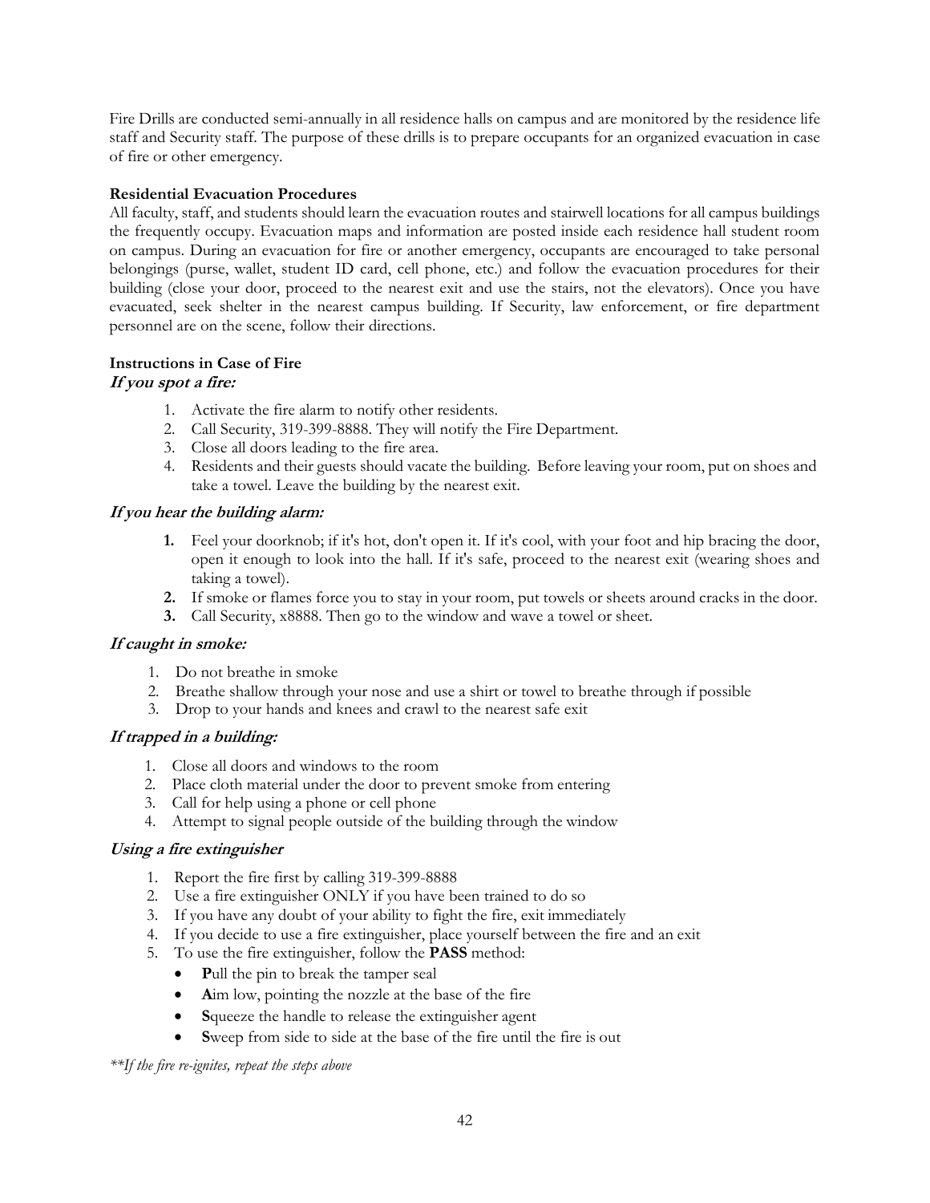Fire Drills are conducted semi-annually in all residence halls on campus and are monitored by the residence life staff and Security staff. The purpose of these drills is to prepare occupants for an organized evacuation in case of fire or other emergency.

**Residential Evacuation Procedures**

All faculty, staff, and students should learn the evacuation routes and stairwell locations for all campus buildings the frequently occupy. Evacuation maps and information are posted inside each residence hall student room on campus. During an evacuation for fire or another emergency, occupants are encouraged to take personal belongings (purse, wallet, student ID card, cell phone, etc.) and follow the evacuation procedures for their building (close your door, proceed to the nearest exit and use the stairs, not the elevators). Once you have evacuated, seek shelter in the nearest campus building. If Security, law enforcement, or fire department personnel are on the scene, follow their directions.

**Instructions in Case of Fire**

***If you spot a fire:***

1. Activate the fire alarm to notify other residents.
2. Call Security, 319-399-8888. They will notify the Fire Department.
3. Close all doors leading to the fire area.
4. Residents and their guests should vacate the building. Before leaving your room, put on shoes and take a towel. Leave the building by the nearest exit.

***If you hear the building alarm:***

1. Feel your doorknob; if it's hot, don't open it. If it's cool, with your foot and hip bracing the door, open it enough to look into the hall. If it's safe, proceed to the nearest exit (wearing shoes and taking a towel).
2. If smoke or flames force you to stay in your room, put towels or sheets around cracks in the door.
3. Call Security, x8888. Then go to the window and wave a towel or sheet.

***If caught in smoke:***

1. Do not breathe in smoke
2. Breathe shallow through your nose and use a shirt or towel to breathe through if possible
3. Drop to your hands and knees and crawl to the nearest safe exit

***If trapped in a building:***

1. Close all doors and windows to the room
2. Place cloth material under the door to prevent smoke from entering
3. Call for help using a phone or cell phone
4. Attempt to signal people outside of the building through the window

***Using a fire extinguisher***

1. Report the fire first by calling 319-399-8888
2. Use a fire extinguisher ONLY if you have been trained to do so
3. If you have any doubt of your ability to fight the fire, exit immediately
4. If you decide to use a fire extinguisher, place yourself between the fire and an exit
5. To use the fire extinguisher, follow the **PASS** method:
   - **P**ull the pin to break the tamper seal
   - **A**im low, pointing the nozzle at the base of the fire
   - **S**queeze the handle to release the extinguisher agent
   - **S**weep from side to side at the base of the fire until the fire is out

*\*\*If the fire re-ignites, repeat the steps above*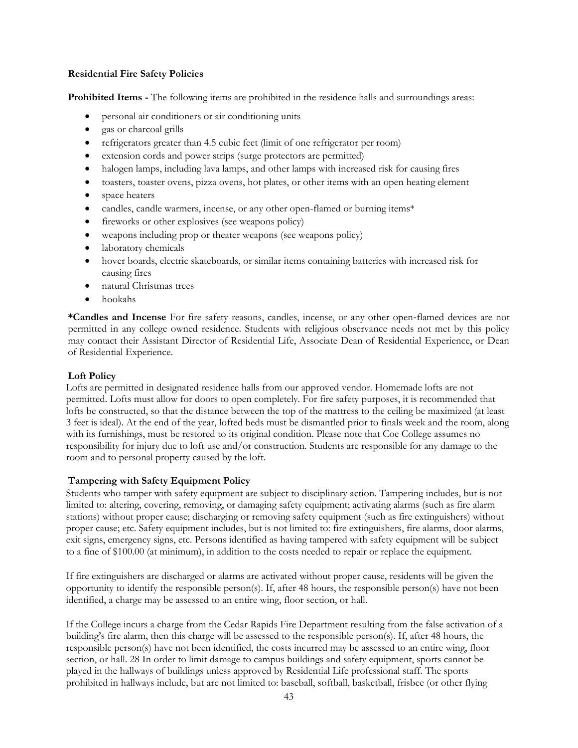**Residential Fire Safety Policies**

**Prohibited Items -** The following items are prohibited in the residence halls and surroundings areas:

- personal air conditioners or air conditioning units
- gas or charcoal grills
- refrigerators greater than 4.5 cubic feet (limit of one refrigerator per room)
- extension cords and power strips (surge protectors are permitted)
- halogen lamps, including lava lamps, and other lamps with increased risk for causing fires
- toasters, toaster ovens, pizza ovens, hot plates, or other items with an open heating element
- space heaters
- candles, candle warmers, incense, or any other open-flamed or burning items*
- fireworks or other explosives (see weapons policy)
- weapons including prop or theater weapons (see weapons policy)
- laboratory chemicals
- hover boards, electric skateboards, or similar items containing batteries with increased risk for causing fires
- natural Christmas trees
- hookahs

**\*Candles and Incense** For fire safety reasons, candles, incense, or any other open-flamed devices are not permitted in any college owned residence. Students with religious observance needs not met by this policy may contact their Assistant Director of Residential Life, Associate Dean of Residential Experience, or Dean of Residential Experience.

**Loft Policy**

Lofts are permitted in designated residence halls from our approved vendor. Homemade lofts are not permitted. Lofts must allow for doors to open completely. For fire safety purposes, it is recommended that lofts be constructed, so that the distance between the top of the mattress to the ceiling be maximized (at least 3 feet is ideal). At the end of the year, lofted beds must be dismantled prior to finals week and the room, along with its furnishings, must be restored to its original condition. Please note that Coe College assumes no responsibility for injury due to loft use and/or construction. Students are responsible for any damage to the room and to personal property caused by the loft.

**Tampering with Safety Equipment Policy**

Students who tamper with safety equipment are subject to disciplinary action. Tampering includes, but is not limited to: altering, covering, removing, or damaging safety equipment; activating alarms (such as fire alarm stations) without proper cause; discharging or removing safety equipment (such as fire extinguishers) without proper cause; etc. Safety equipment includes, but is not limited to: fire extinguishers, fire alarms, door alarms, exit signs, emergency signs, etc. Persons identified as having tampered with safety equipment will be subject to a fine of $100.00 (at minimum), in addition to the costs needed to repair or replace the equipment.

If fire extinguishers are discharged or alarms are activated without proper cause, residents will be given the opportunity to identify the responsible person(s). If, after 48 hours, the responsible person(s) have not been identified, a charge may be assessed to an entire wing, floor section, or hall.

If the College incurs a charge from the Cedar Rapids Fire Department resulting from the false activation of a building's fire alarm, then this charge will be assessed to the responsible person(s). If, after 48 hours, the responsible person(s) have not been identified, the costs incurred may be assessed to an entire wing, floor section, or hall. 28 In order to limit damage to campus buildings and safety equipment, sports cannot be played in the hallways of buildings unless approved by Residential Life professional staff. The sports prohibited in hallways include, but are not limited to: baseball, softball, basketball, frisbee (or other flying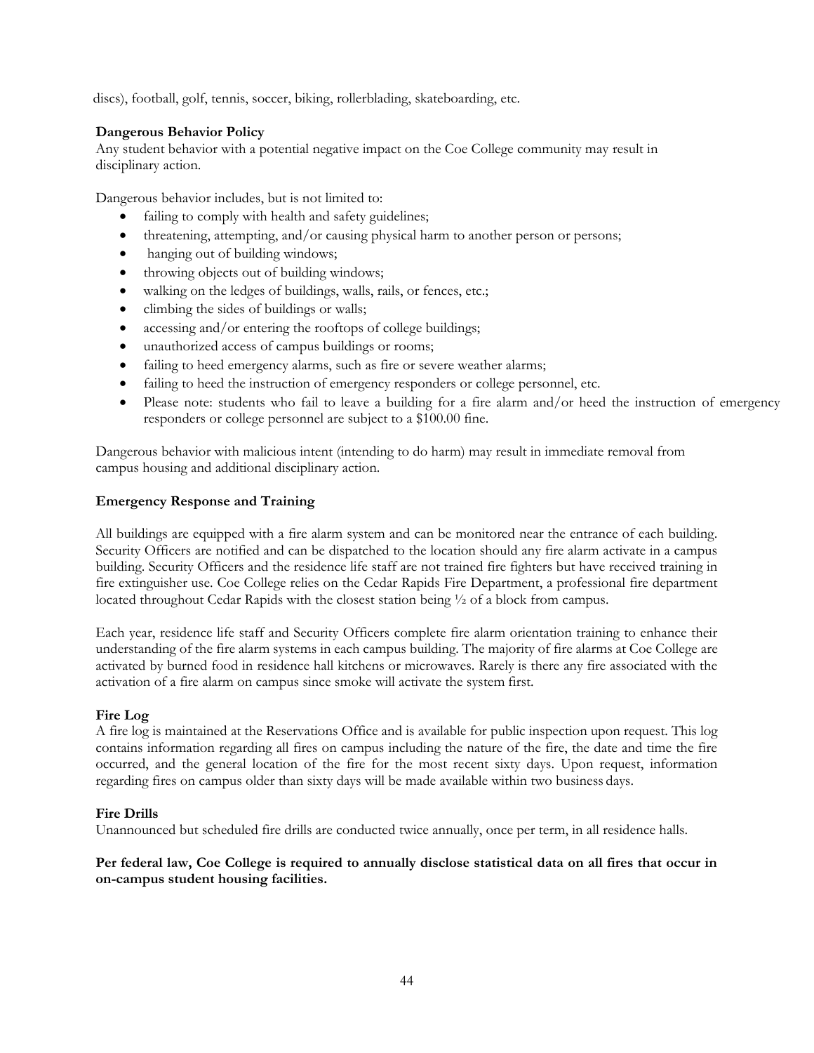discs), football, golf, tennis, soccer, biking, rollerblading, skateboarding, etc.

**Dangerous Behavior Policy**
Any student behavior with a potential negative impact on the Coe College community may result in disciplinary action.

Dangerous behavior includes, but is not limited to:

- failing to comply with health and safety guidelines;
- threatening, attempting, and/or causing physical harm to another person or persons;
- hanging out of building windows;
- throwing objects out of building windows;
- walking on the ledges of buildings, walls, rails, or fences, etc.;
- climbing the sides of buildings or walls;
- accessing and/or entering the rooftops of college buildings;
- unauthorized access of campus buildings or rooms;
- failing to heed emergency alarms, such as fire or severe weather alarms;
- failing to heed the instruction of emergency responders or college personnel, etc.
- Please note: students who fail to leave a building for a fire alarm and/or heed the instruction of emergency responders or college personnel are subject to a $100.00 fine.

Dangerous behavior with malicious intent (intending to do harm) may result in immediate removal from campus housing and additional disciplinary action.

**Emergency Response and Training**

All buildings are equipped with a fire alarm system and can be monitored near the entrance of each building. Security Officers are notified and can be dispatched to the location should any fire alarm activate in a campus building. Security Officers and the residence life staff are not trained fire fighters but have received training in fire extinguisher use. Coe College relies on the Cedar Rapids Fire Department, a professional fire department located throughout Cedar Rapids with the closest station being ½ of a block from campus.

Each year, residence life staff and Security Officers complete fire alarm orientation training to enhance their understanding of the fire alarm systems in each campus building. The majority of fire alarms at Coe College are activated by burned food in residence hall kitchens or microwaves. Rarely is there any fire associated with the activation of a fire alarm on campus since smoke will activate the system first.

**Fire Log**
A fire log is maintained at the Reservations Office and is available for public inspection upon request. This log contains information regarding all fires on campus including the nature of the fire, the date and time the fire occurred, and the general location of the fire for the most recent sixty days. Upon request, information regarding fires on campus older than sixty days will be made available within two business days.

**Fire Drills**
Unannounced but scheduled fire drills are conducted twice annually, once per term, in all residence halls.

**Per federal law, Coe College is required to annually disclose statistical data on all fires that occur in on-campus student housing facilities.**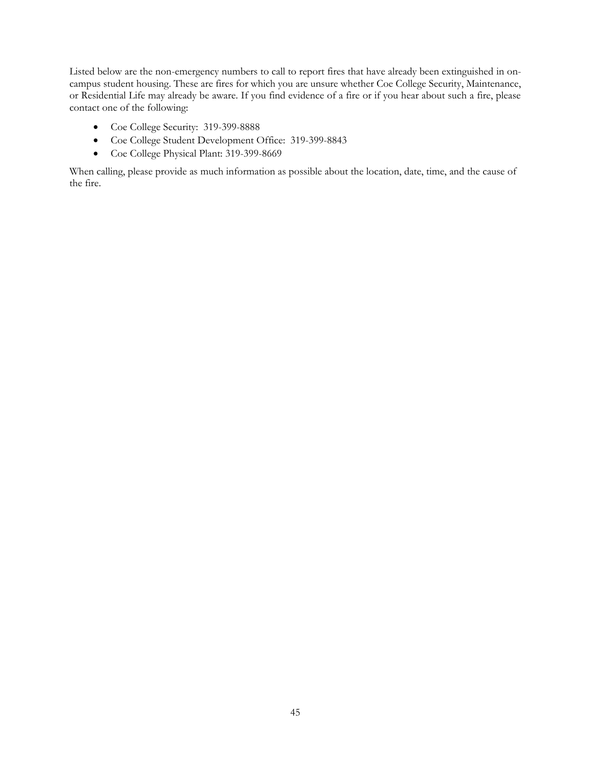Listed below are the non-emergency numbers to call to report fires that have already been extinguished in on-campus student housing. These are fires for which you are unsure whether Coe College Security, Maintenance, or Residential Life may already be aware. If you find evidence of a fire or if you hear about such a fire, please contact one of the following:

- Coe College Security: 319-399-8888
- Coe College Student Development Office: 319-399-8843
- Coe College Physical Plant: 319-399-8669

When calling, please provide as much information as possible about the location, date, time, and the cause of the fire.